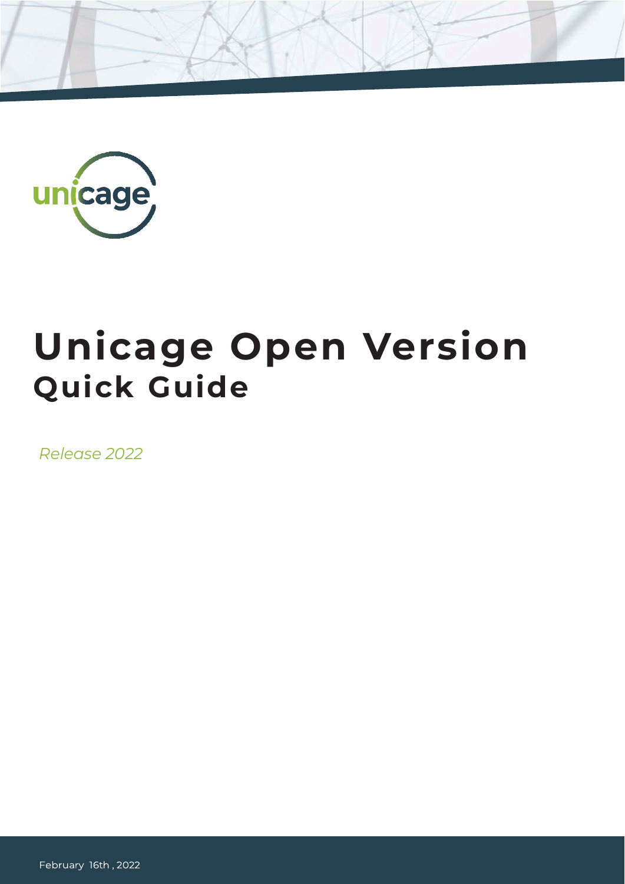# Unicage Open Version

## Quick Guide

*Release 2022*

February 16th , 2022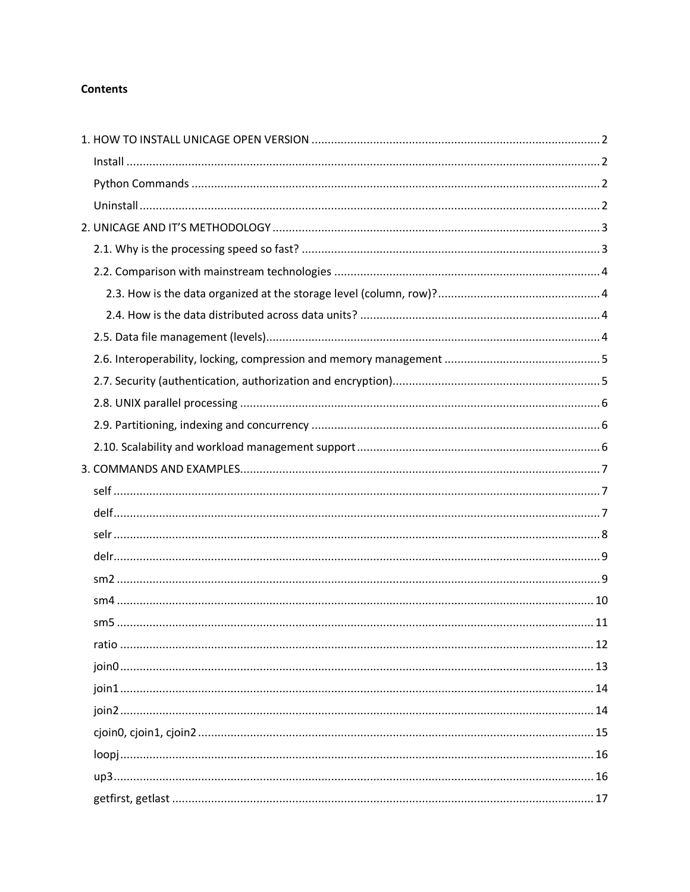**Contents**

1. HOW TO INSTALL UNICAGE OPEN VERSION ........ 2
   - Install ........ 2
   - Python Commands ........ 2
   - Uninstall ........ 2
2. UNICAGE AND IT'S METHODOLOGY ........ 3
   - 2.1. Why is the processing speed so fast? ........ 3
   - 2.2. Comparison with mainstream technologies ........ 4
     - 2.3. How is the data organized at the storage level (column, row)? ........ 4
     - 2.4. How is the data distributed across data units? ........ 4
   - 2.5. Data file management (levels) ........ 4
   - 2.6. Interoperability, locking, compression and memory management ........ 5
   - 2.7. Security (authentication, authorization and encryption) ........ 5
   - 2.8. UNIX parallel processing ........ 6
   - 2.9. Partitioning, indexing and concurrency ........ 6
   - 2.10. Scalability and workload management support ........ 6
3. COMMANDS AND EXAMPLES ........ 7
   - self ........ 7
   - delf ........ 7
   - selr ........ 8
   - delr ........ 9
   - sm2 ........ 9
   - sm4 ........ 10
   - sm5 ........ 11
   - ratio ........ 12
   - join0 ........ 13
   - join1 ........ 14
   - join2 ........ 14
   - cjoin0, cjoin1, cjoin2 ........ 15
   - loopj ........ 16
   - up3 ........ 16
   - getfirst, getlast ........ 17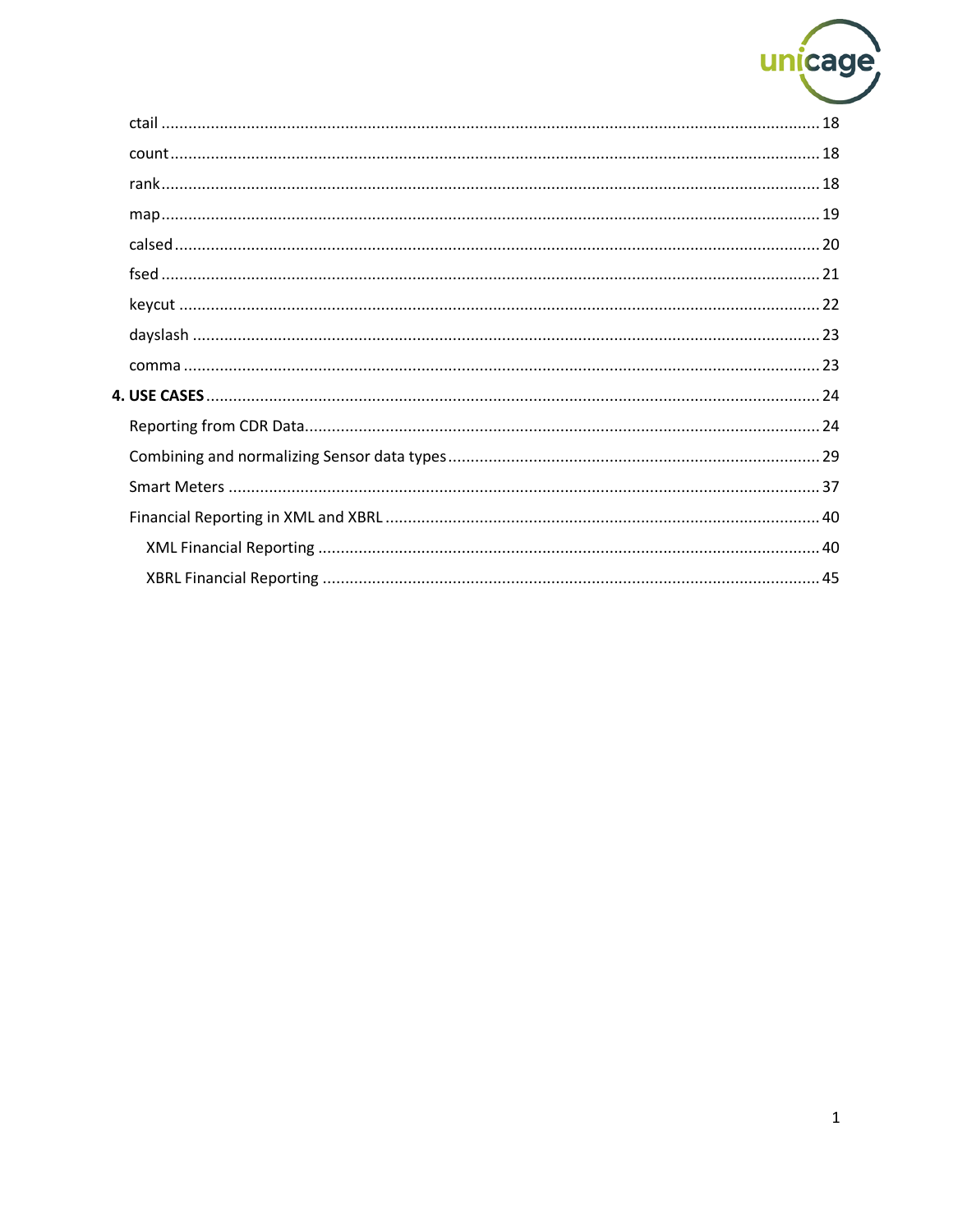ctail ........................................................................................................................................ 18

count ....................................................................................................................................... 18

rank ......................................................................................................................................... 18

map ......................................................................................................................................... 19

calsed ...................................................................................................................................... 20

fsed ......................................................................................................................................... 21

keycut ..................................................................................................................................... 22

dayslash .................................................................................................................................. 23

comma .................................................................................................................................... 23

**4. USE CASES** ........................................................................................................................ 24

Reporting from CDR Data ......................................................................................................... 24

Combining and normalizing Sensor data types ........................................................................ 29

Smart Meters ........................................................................................................................... 37

Financial Reporting in XML and XBRL ...................................................................................... 40

XML Financial Reporting ...................................................................................................... 40

XBRL Financial Reporting ..................................................................................................... 45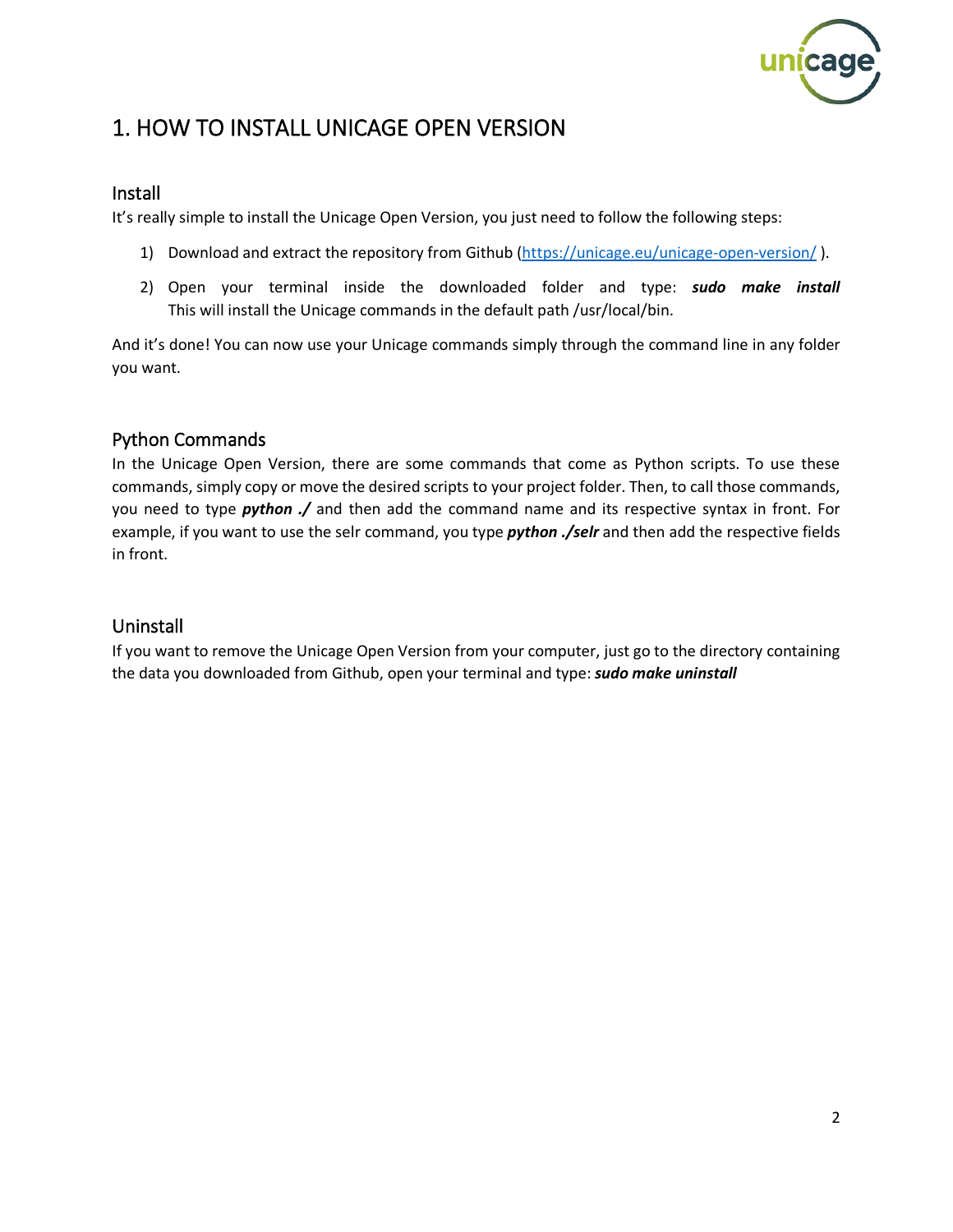# 1. HOW TO INSTALL UNICAGE OPEN VERSION

## Install

It's really simple to install the Unicage Open Version, you just need to follow the following steps:

1) Download and extract the repository from Github (https://unicage.eu/unicage-open-version/ ).
2) Open your terminal inside the downloaded folder and type: ***sudo make install*** This will install the Unicage commands in the default path /usr/local/bin.

And it's done! You can now use your Unicage commands simply through the command line in any folder you want.

## Python Commands

In the Unicage Open Version, there are some commands that come as Python scripts. To use these commands, simply copy or move the desired scripts to your project folder. Then, to call those commands, you need to type ***python ./*** and then add the command name and its respective syntax in front. For example, if you want to use the selr command, you type ***python ./selr*** and then add the respective fields in front.

## Uninstall

If you want to remove the Unicage Open Version from your computer, just go to the directory containing the data you downloaded from Github, open your terminal and type: ***sudo make uninstall***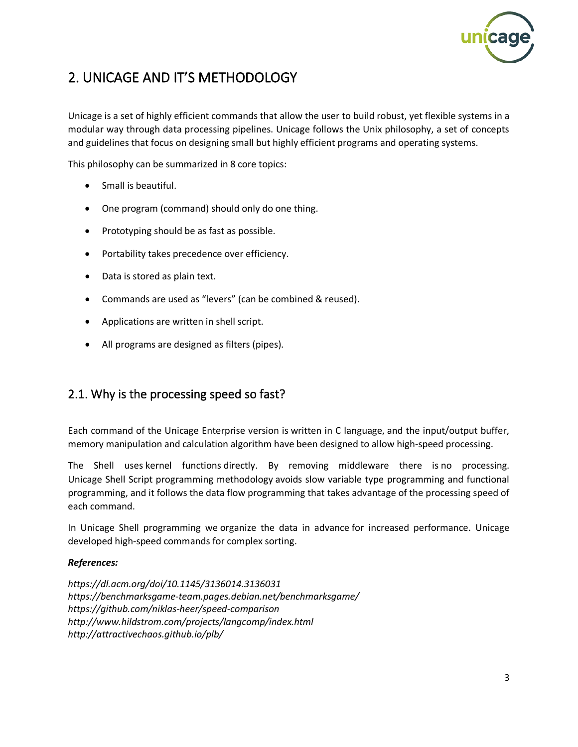# 2. UNICAGE AND IT'S METHODOLOGY

Unicage is a set of highly efficient commands that allow the user to build robust, yet flexible systems in a modular way through data processing pipelines. Unicage follows the Unix philosophy, a set of concepts and guidelines that focus on designing small but highly efficient programs and operating systems.

This philosophy can be summarized in 8 core topics:

- Small is beautiful.
- One program (command) should only do one thing.
- Prototyping should be as fast as possible.
- Portability takes precedence over efficiency.
- Data is stored as plain text.
- Commands are used as "levers" (can be combined & reused).
- Applications are written in shell script.
- All programs are designed as filters (pipes).

## 2.1. Why is the processing speed so fast?

Each command of the Unicage Enterprise version is written in C language, and the input/output buffer, memory manipulation and calculation algorithm have been designed to allow high-speed processing.

The Shell uses kernel functions directly. By removing middleware there is no processing. Unicage Shell Script programming methodology avoids slow variable type programming and functional programming, and it follows the data flow programming that takes advantage of the processing speed of each command.

In Unicage Shell programming we organize the data in advance for increased performance. Unicage developed high-speed commands for complex sorting.

***References:***

*https://dl.acm.org/doi/10.1145/3136014.3136031*
*https://benchmarksgame-team.pages.debian.net/benchmarksgame/*
*https://github.com/niklas-heer/speed-comparison*
*http://www.hildstrom.com/projects/langcomp/index.html*
*http://attractivechaos.github.io/plb/*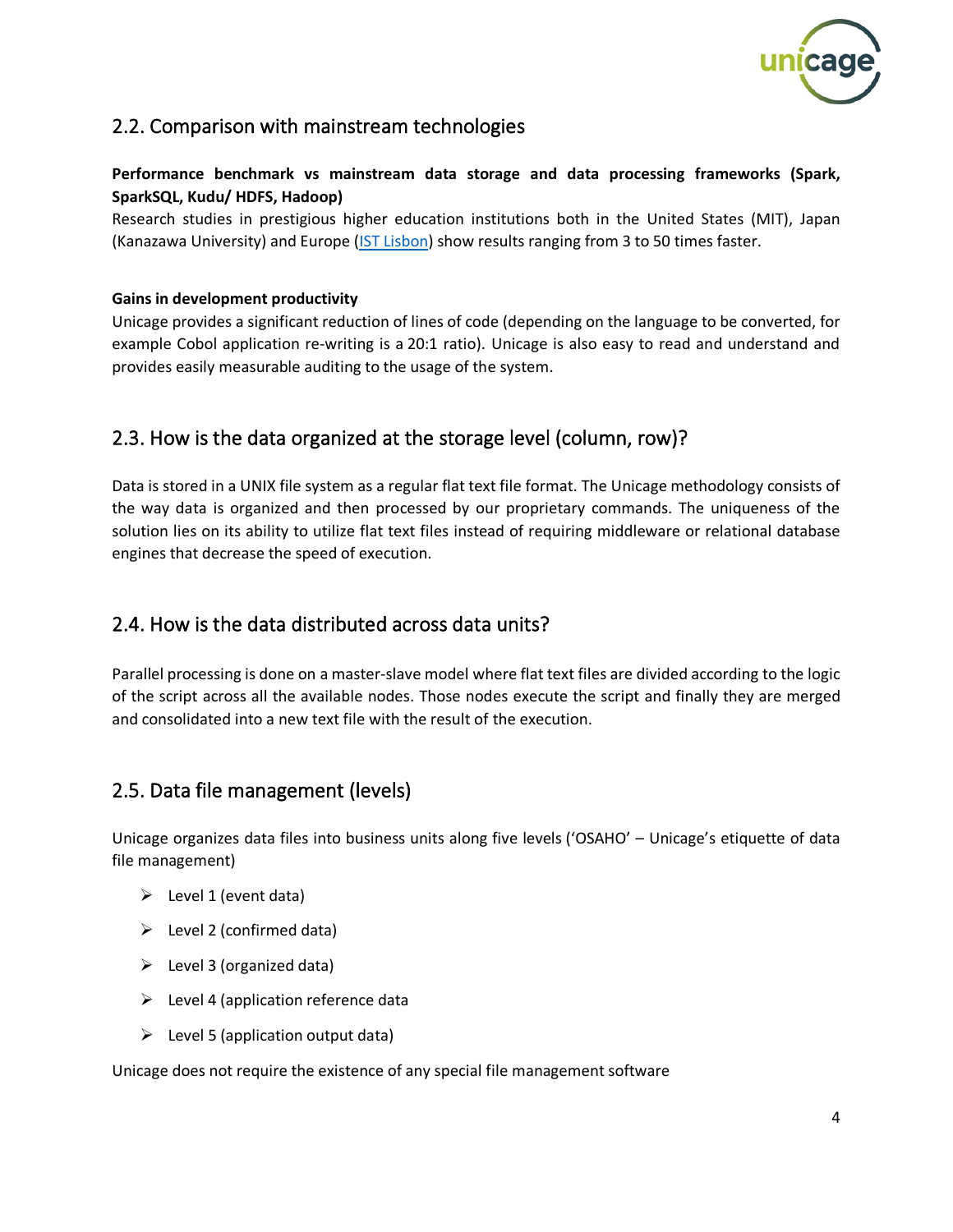## 2.2. Comparison with mainstream technologies

**Performance benchmark vs mainstream data storage and data processing frameworks (Spark, SparkSQL, Kudu/ HDFS, Hadoop)**

Research studies in prestigious higher education institutions both in the United States (MIT), Japan (Kanazawa University) and Europe (IST Lisbon) show results ranging from 3 to 50 times faster.

**Gains in development productivity**

Unicage provides a significant reduction of lines of code (depending on the language to be converted, for example Cobol application re-writing is a 20:1 ratio). Unicage is also easy to read and understand and provides easily measurable auditing to the usage of the system.

## 2.3. How is the data organized at the storage level (column, row)?

Data is stored in a UNIX file system as a regular flat text file format. The Unicage methodology consists of the way data is organized and then processed by our proprietary commands. The uniqueness of the solution lies on its ability to utilize flat text files instead of requiring middleware or relational database engines that decrease the speed of execution.

## 2.4. How is the data distributed across data units?

Parallel processing is done on a master-slave model where flat text files are divided according to the logic of the script across all the available nodes. Those nodes execute the script and finally they are merged and consolidated into a new text file with the result of the execution.

## 2.5. Data file management (levels)

Unicage organizes data files into business units along five levels ('OSAHO' – Unicage's etiquette of data file management)

- Level 1 (event data)
- Level 2 (confirmed data)
- Level 3 (organized data)
- Level 4 (application reference data
- Level 5 (application output data)

Unicage does not require the existence of any special file management software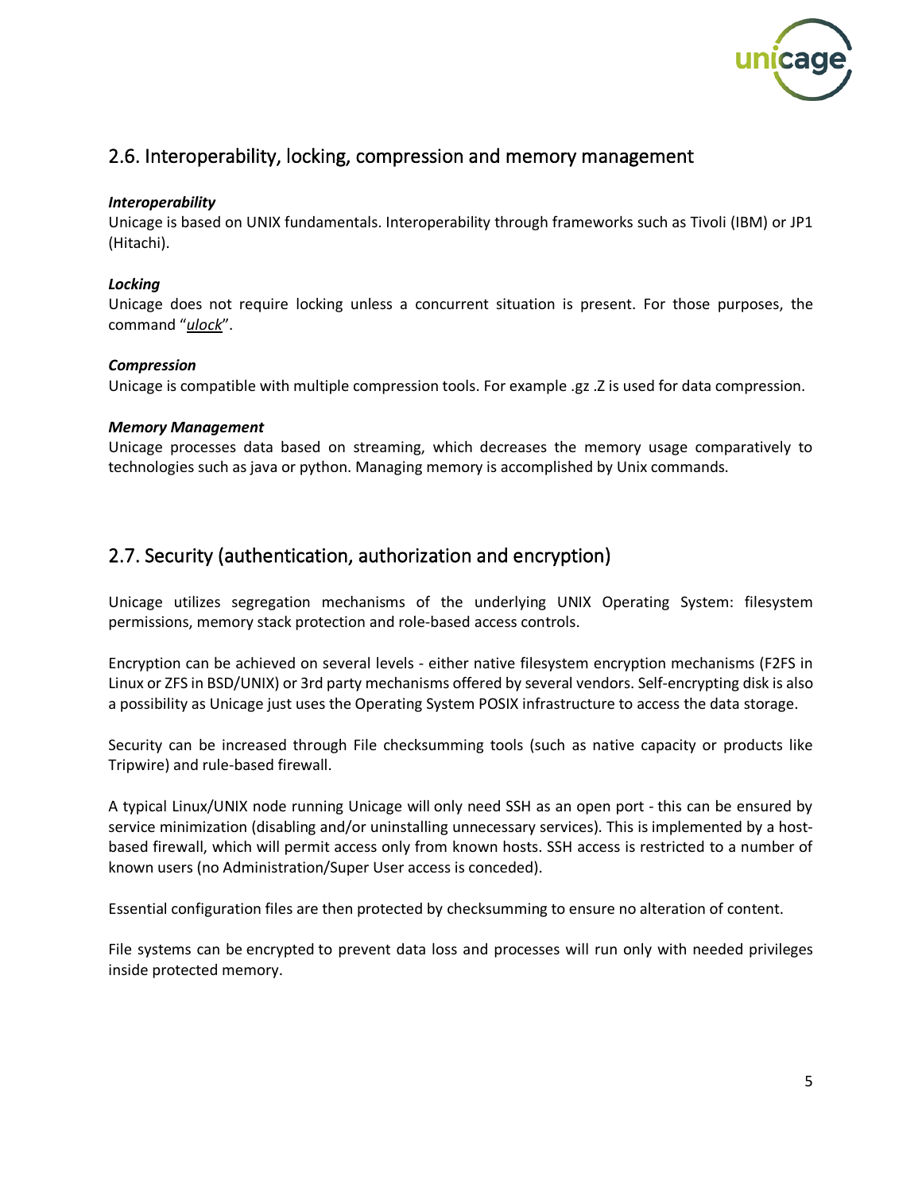## 2.6. Interoperability, locking, compression and memory management

***Interoperability***
Unicage is based on UNIX fundamentals. Interoperability through frameworks such as Tivoli (IBM) or JP1 (Hitachi).

***Locking***
Unicage does not require locking unless a concurrent situation is present. For those purposes, the command "*ulock*".

***Compression***
Unicage is compatible with multiple compression tools. For example .gz .Z is used for data compression.

***Memory Management***
Unicage processes data based on streaming, which decreases the memory usage comparatively to technologies such as java or python. Managing memory is accomplished by Unix commands.

## 2.7. Security (authentication, authorization and encryption)

Unicage utilizes segregation mechanisms of the underlying UNIX Operating System: filesystem permissions, memory stack protection and role-based access controls.

Encryption can be achieved on several levels - either native filesystem encryption mechanisms (F2FS in Linux or ZFS in BSD/UNIX) or 3rd party mechanisms offered by several vendors. Self-encrypting disk is also a possibility as Unicage just uses the Operating System POSIX infrastructure to access the data storage.

Security can be increased through File checksumming tools (such as native capacity or products like Tripwire) and rule-based firewall.

A typical Linux/UNIX node running Unicage will only need SSH as an open port - this can be ensured by service minimization (disabling and/or uninstalling unnecessary services). This is implemented by a host-based firewall, which will permit access only from known hosts. SSH access is restricted to a number of known users (no Administration/Super User access is conceded).

Essential configuration files are then protected by checksumming to ensure no alteration of content.

File systems can be encrypted to prevent data loss and processes will run only with needed privileges inside protected memory.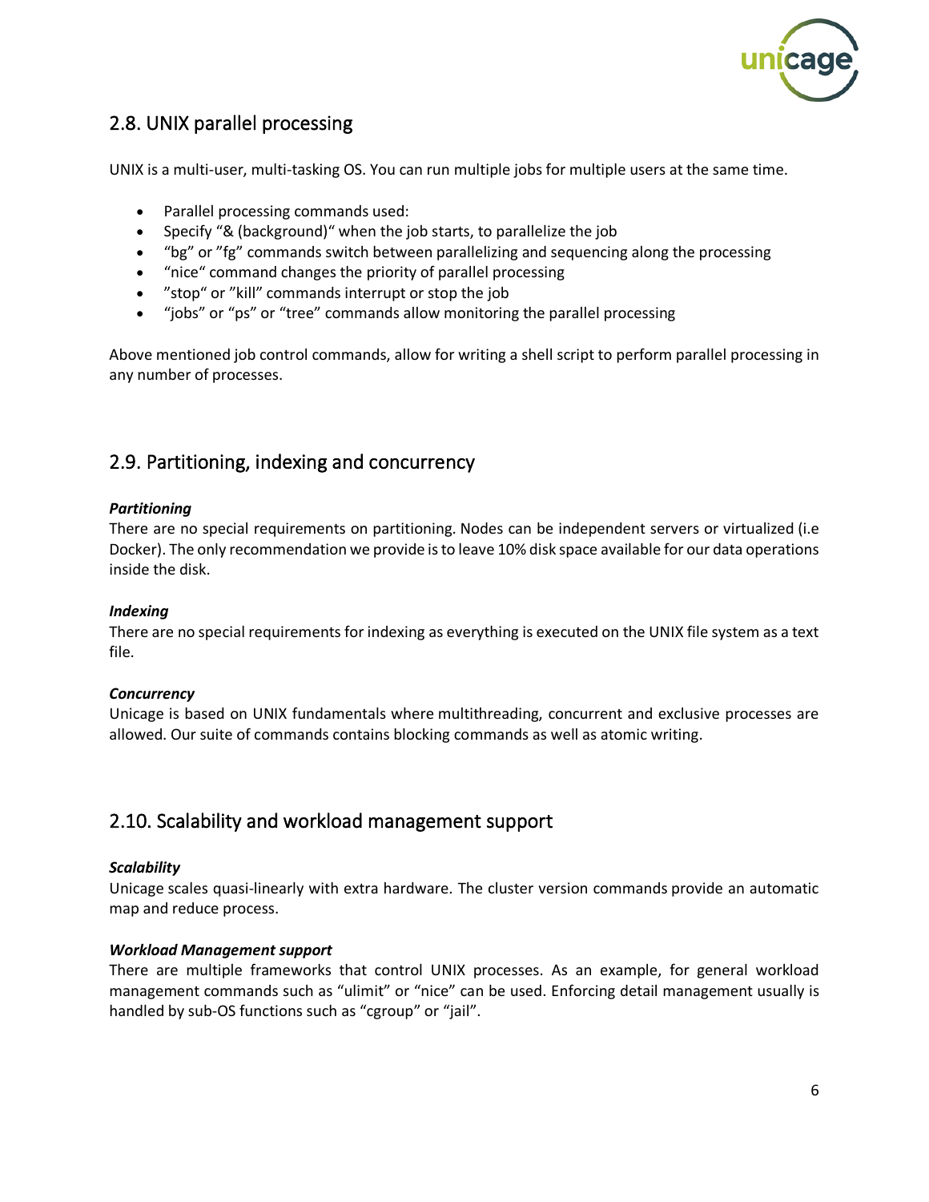## 2.8. UNIX parallel processing

UNIX is a multi-user, multi-tasking OS. You can run multiple jobs for multiple users at the same time.

- Parallel processing commands used:
- Specify "& (background)" when the job starts, to parallelize the job
- "bg" or "fg" commands switch between parallelizing and sequencing along the processing
- "nice" command changes the priority of parallel processing
- "stop" or "kill" commands interrupt or stop the job
- "jobs" or "ps" or "tree" commands allow monitoring the parallel processing

Above mentioned job control commands, allow for writing a shell script to perform parallel processing in any number of processes.

## 2.9. Partitioning, indexing and concurrency

***Partitioning***

There are no special requirements on partitioning. Nodes can be independent servers or virtualized (i.e Docker). The only recommendation we provide is to leave 10% disk space available for our data operations inside the disk.

***Indexing***

There are no special requirements for indexing as everything is executed on the UNIX file system as a text file.

***Concurrency***

Unicage is based on UNIX fundamentals where multithreading, concurrent and exclusive processes are allowed. Our suite of commands contains blocking commands as well as atomic writing.

## 2.10. Scalability and workload management support

***Scalability***

Unicage scales quasi-linearly with extra hardware. The cluster version commands provide an automatic map and reduce process.

***Workload Management support***

There are multiple frameworks that control UNIX processes. As an example, for general workload management commands such as "ulimit" or "nice" can be used. Enforcing detail management usually is handled by sub-OS functions such as "cgroup" or "jail".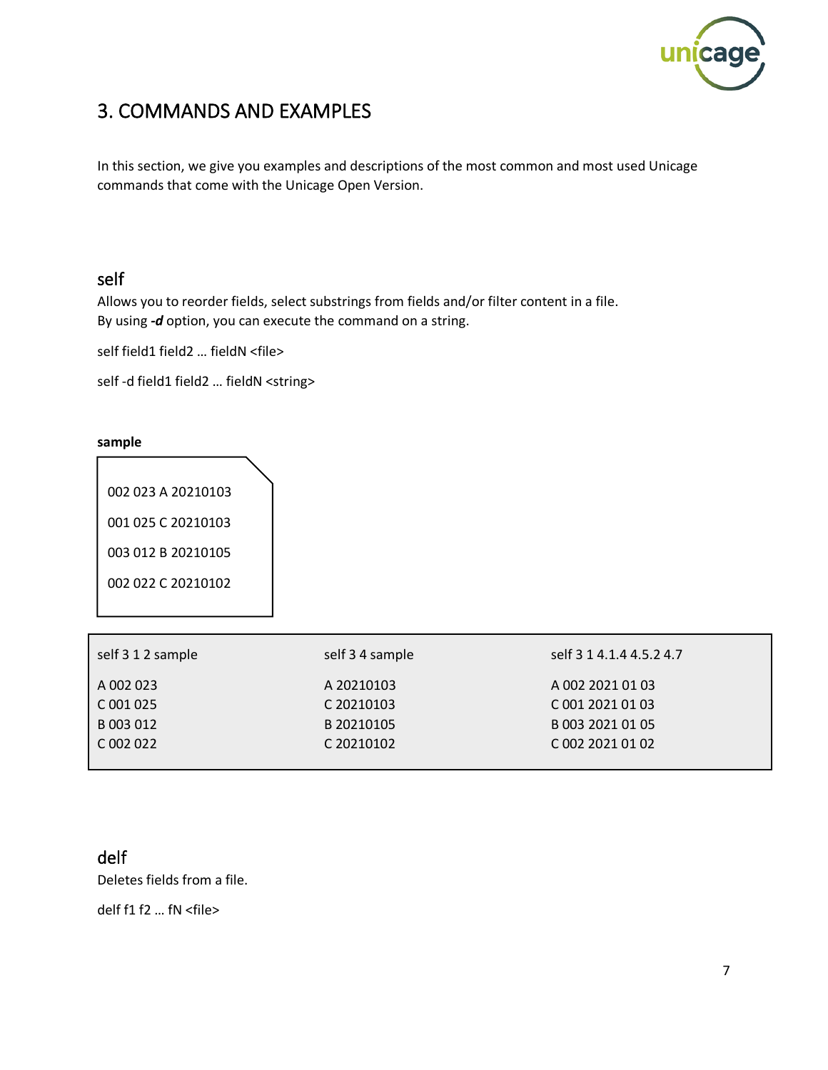# 3. COMMANDS AND EXAMPLES

In this section, we give you examples and descriptions of the most common and most used Unicage commands that come with the Unicage Open Version.

## self

Allows you to reorder fields, select substrings from fields and/or filter content in a file.
By using ***-d*** option, you can execute the command on a string.

self field1 field2 … fieldN <file>

self -d field1 field2 … fieldN <string>

**sample**

```
002 023 A 20210103
001 025 C 20210103
003 012 B 20210105
002 022 C 20210102
```

| self 3 1 2 sample | self 3 4 sample | self 3 1 4.1.4 4.5.2 4.7 |
|---|---|---|
| A 002 023<br>C 001 025<br>B 003 012<br>C 002 022 | A 20210103<br>C 20210103<br>B 20210105<br>C 20210102 | A 002 2021 01 03<br>C 001 2021 01 03<br>B 003 2021 01 05<br>C 002 2021 01 02 |

## delf

Deletes fields from a file.

delf f1 f2 … fN <file>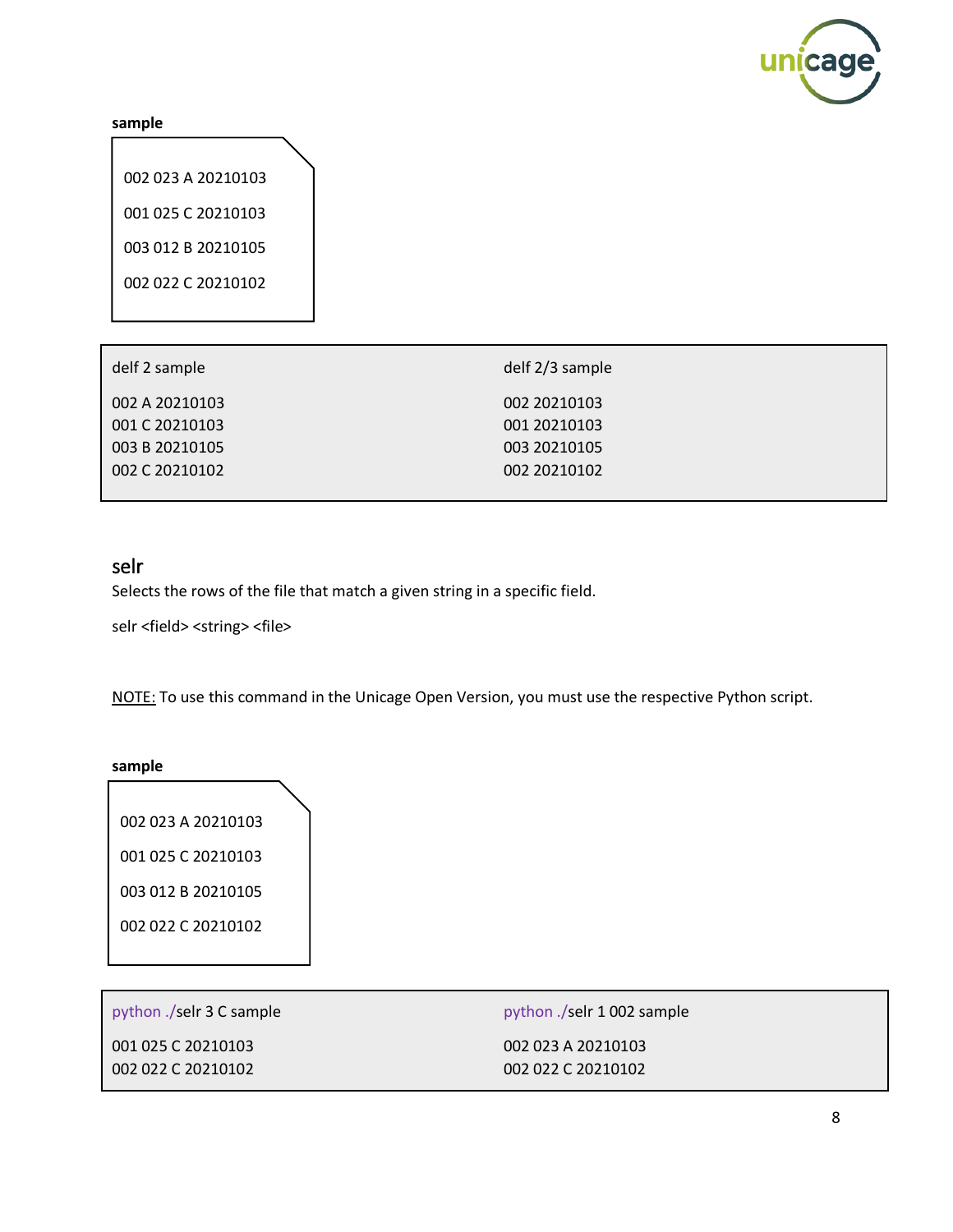**sample**

```
002 023 A 20210103
001 025 C 20210103
003 012 B 20210105
002 022 C 20210102
```

| delf 2 sample | delf 2/3 sample |
|---|---|
| 002 A 20210103<br>001 C 20210103<br>003 B 20210105<br>002 C 20210102 | 002 20210103<br>001 20210103<br>003 20210105<br>002 20210102 |

## selr

Selects the rows of the file that match a given string in a specific field.

selr <field> <string> <file>

NOTE: To use this command in the Unicage Open Version, you must use the respective Python script.

**sample**

```
002 023 A 20210103
001 025 C 20210103
003 012 B 20210105
002 022 C 20210102
```

| python ./selr 3 C sample | python ./selr 1 002 sample |
|---|---|
| 001 025 C 20210103<br>002 022 C 20210102 | 002 023 A 20210103<br>002 022 C 20210102 |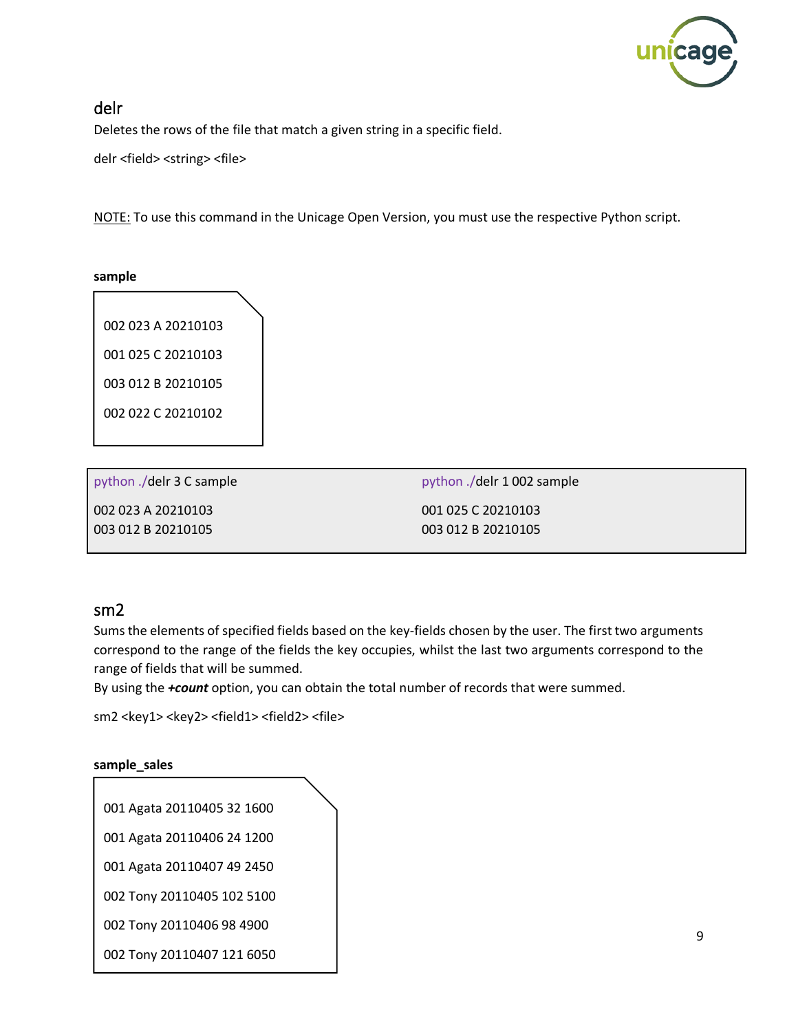## delr

Deletes the rows of the file that match a given string in a specific field.

delr <field> <string> <file>

NOTE: To use this command in the Unicage Open Version, you must use the respective Python script.

**sample**

```
002 023 A 20210103
001 025 C 20210103
003 012 B 20210105
002 022 C 20210102
```

```
python ./delr 3 C sample
002 023 A 20210103
003 012 B 20210105
```

```
python ./delr 1 002 sample
001 025 C 20210103
003 012 B 20210105
```

## sm2

Sums the elements of specified fields based on the key-fields chosen by the user. The first two arguments correspond to the range of the fields the key occupies, whilst the last two arguments correspond to the range of fields that will be summed.

By using the ***+count*** option, you can obtain the total number of records that were summed.

sm2 <key1> <key2> <field1> <field2> <file>

**sample_sales**

```
001 Agata 20110405 32 1600
001 Agata 20110406 24 1200
001 Agata 20110407 49 2450
002 Tony 20110405 102 5100
002 Tony 20110406 98 4900
002 Tony 20110407 121 6050
```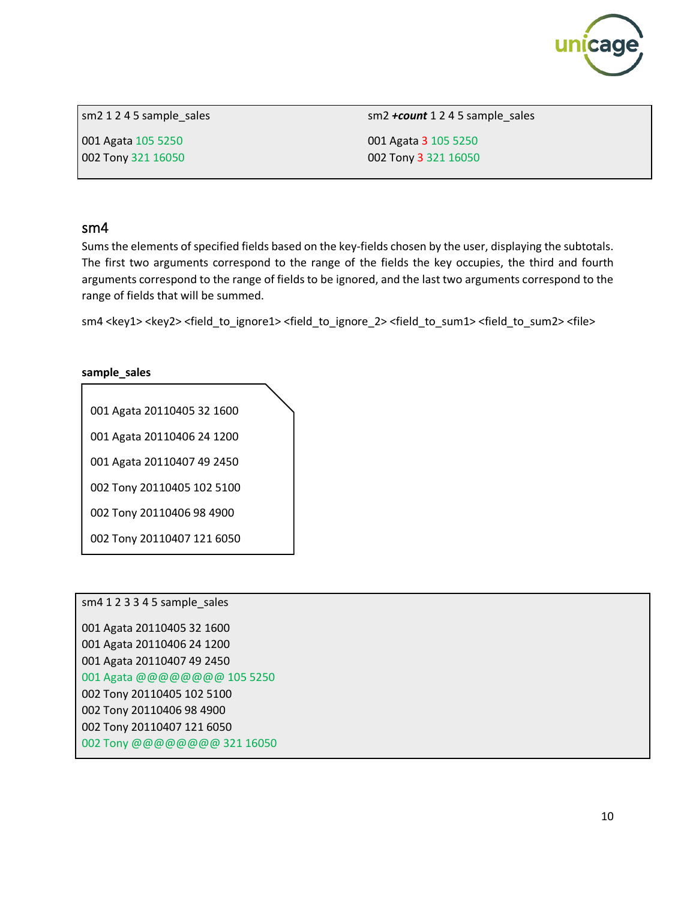| sm2 1 2 4 5 sample_sales | sm2 ***+count*** 1 2 4 5 sample_sales |
|---|---|
| 001 Agata 105 5250<br>002 Tony 321 16050 | 001 Agata 3 105 5250<br>002 Tony 3 321 16050 |

## sm4

Sums the elements of specified fields based on the key-fields chosen by the user, displaying the subtotals. The first two arguments correspond to the range of the fields the key occupies, the third and fourth arguments correspond to the range of fields to be ignored, and the last two arguments correspond to the range of fields that will be summed.

sm4 <key1> <key2> <field_to_ignore1> <field_to_ignore_2> <field_to_sum1> <field_to_sum2> <file>

**sample_sales**

```
001 Agata 20110405 32 1600
001 Agata 20110406 24 1200
001 Agata 20110407 49 2450
002 Tony 20110405 102 5100
002 Tony 20110406 98 4900
002 Tony 20110407 121 6050
```

```
sm4 1 2 3 3 4 5 sample_sales

001 Agata 20110405 32 1600
001 Agata 20110406 24 1200
001 Agata 20110407 49 2450
001 Agata @@@@@@@@ 105 5250
002 Tony 20110405 102 5100
002 Tony 20110406 98 4900
002 Tony 20110407 121 6050
002 Tony @@@@@@@@ 321 16050
```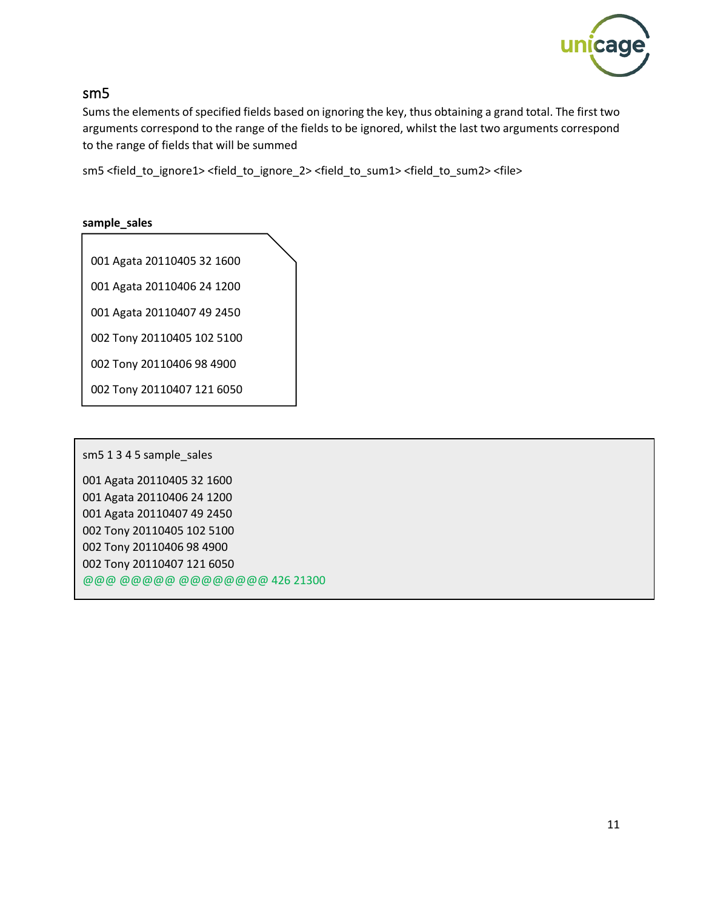## sm5

Sums the elements of specified fields based on ignoring the key, thus obtaining a grand total. The first two arguments correspond to the range of the fields to be ignored, whilst the last two arguments correspond to the range of fields that will be summed

sm5 <field_to_ignore1> <field_to_ignore_2> <field_to_sum1> <field_to_sum2> <file>

**sample_sales**

```
001 Agata 20110405 32 1600
001 Agata 20110406 24 1200
001 Agata 20110407 49 2450
002 Tony 20110405 102 5100
002 Tony 20110406 98 4900
002 Tony 20110407 121 6050
```

```
sm5 1 3 4 5 sample_sales
001 Agata 20110405 32 1600
001 Agata 20110406 24 1200
001 Agata 20110407 49 2450
002 Tony 20110405 102 5100
002 Tony 20110406 98 4900
002 Tony 20110407 121 6050
@@@ @@@@@ @@@@@@@@ 426 21300
```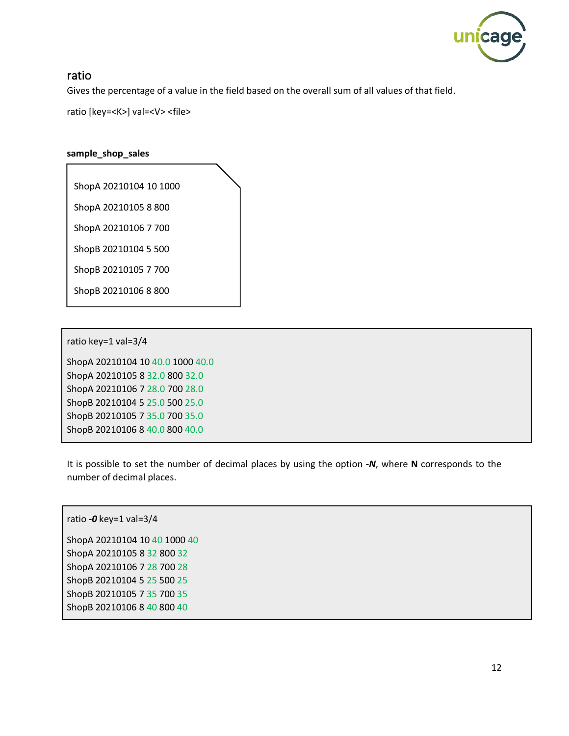## ratio

Gives the percentage of a value in the field based on the overall sum of all values of that field.

ratio [key=<K>] val=<V> <file>

**sample_shop_sales**

```
ShopA 20210104 10 1000
ShopA 20210105 8 800
ShopA 20210106 7 700
ShopB 20210104 5 500
ShopB 20210105 7 700
ShopB 20210106 8 800
```

```
ratio key=1 val=3/4

ShopA 20210104 10 40.0 1000 40.0
ShopA 20210105 8 32.0 800 32.0
ShopA 20210106 7 28.0 700 28.0
ShopB 20210104 5 25.0 500 25.0
ShopB 20210105 7 35.0 700 35.0
ShopB 20210106 8 40.0 800 40.0
```

It is possible to set the number of decimal places by using the option ***-N***, where **N** corresponds to the number of decimal places.

```
ratio -0 key=1 val=3/4

ShopA 20210104 10 40 1000 40
ShopA 20210105 8 32 800 32
ShopA 20210106 7 28 700 28
ShopB 20210104 5 25 500 25
ShopB 20210105 7 35 700 35
ShopB 20210106 8 40 800 40
```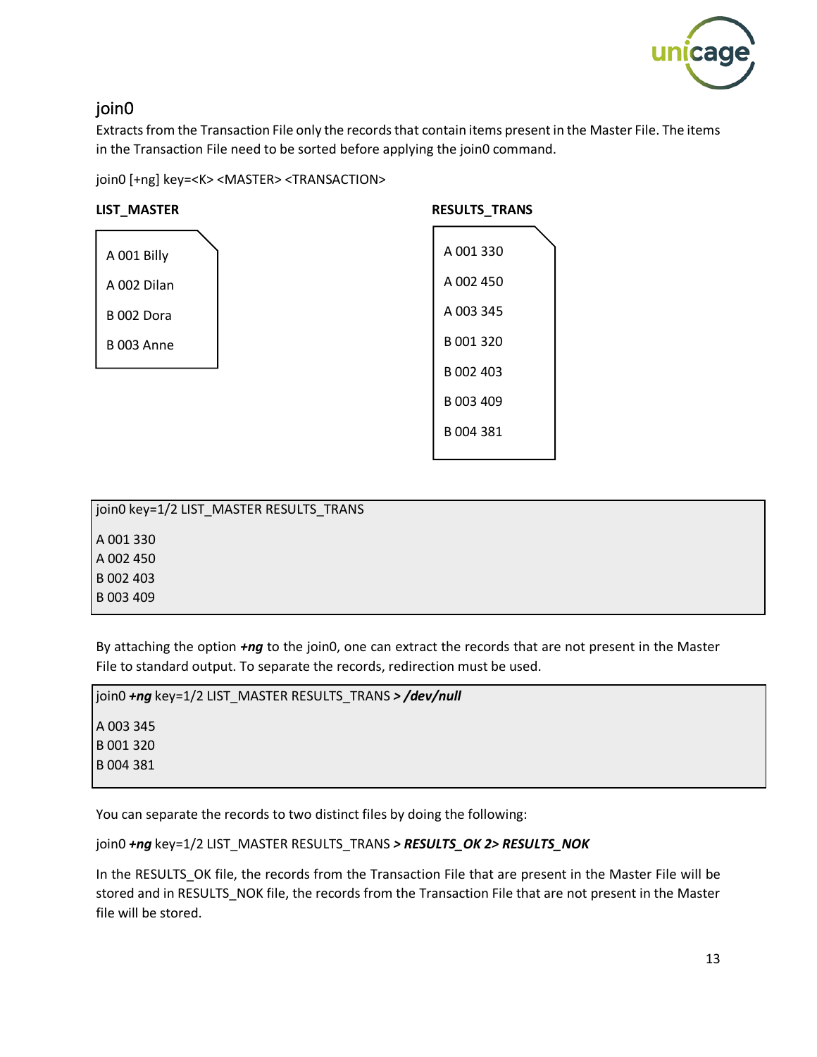## join0

Extracts from the Transaction File only the records that contain items present in the Master File. The items in the Transaction File need to be sorted before applying the join0 command.

join0 [+ng] key=<K> <MASTER> <TRANSACTION>

**LIST_MASTER**

```
A 001 Billy
A 002 Dilan
B 002 Dora
B 003 Anne
```

**RESULTS_TRANS**

```
A 001 330
A 002 450
A 003 345
B 001 320
B 002 403
B 003 409
B 004 381
```

```
join0 key=1/2 LIST_MASTER RESULTS_TRANS

A 001 330
A 002 450
B 002 403
B 003 409
```

By attaching the option ***+ng*** to the join0, one can extract the records that are not present in the Master File to standard output. To separate the records, redirection must be used.

```
join0 +ng key=1/2 LIST_MASTER RESULTS_TRANS > /dev/null

A 003 345
B 001 320
B 004 381
```

You can separate the records to two distinct files by doing the following:

join0 ***+ng*** key=1/2 LIST_MASTER RESULTS_TRANS ***> RESULTS_OK 2> RESULTS_NOK***

In the RESULTS_OK file, the records from the Transaction File that are present in the Master File will be stored and in RESULTS_NOK file, the records from the Transaction File that are not present in the Master file will be stored.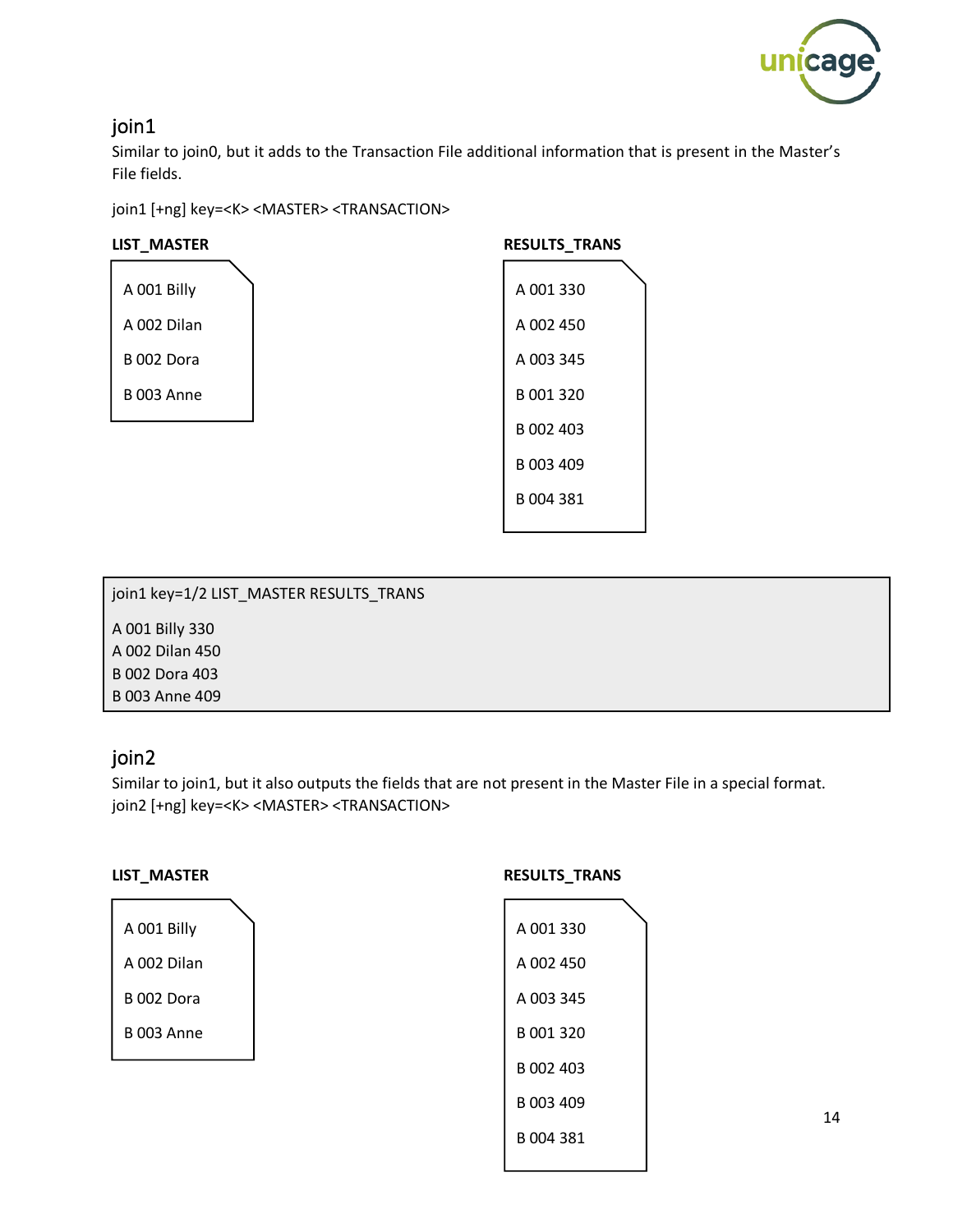## join1

Similar to join0, but it adds to the Transaction File additional information that is present in the Master's File fields.

join1 [+ng] key=<K> <MASTER> <TRANSACTION>

**LIST_MASTER**

```
A 001 Billy
A 002 Dilan
B 002 Dora
B 003 Anne
```

**RESULTS_TRANS**

```
A 001 330
A 002 450
A 003 345
B 001 320
B 002 403
B 003 409
B 004 381
```

```
join1 key=1/2 LIST_MASTER RESULTS_TRANS

A 001 Billy 330
A 002 Dilan 450
B 002 Dora 403
B 003 Anne 409
```

## join2

Similar to join1, but it also outputs the fields that are not present in the Master File in a special format.
join2 [+ng] key=<K> <MASTER> <TRANSACTION>

**LIST_MASTER**

```
A 001 Billy
A 002 Dilan
B 002 Dora
B 003 Anne
```

**RESULTS_TRANS**

```
A 001 330
A 002 450
A 003 345
B 001 320
B 002 403
B 003 409
B 004 381
```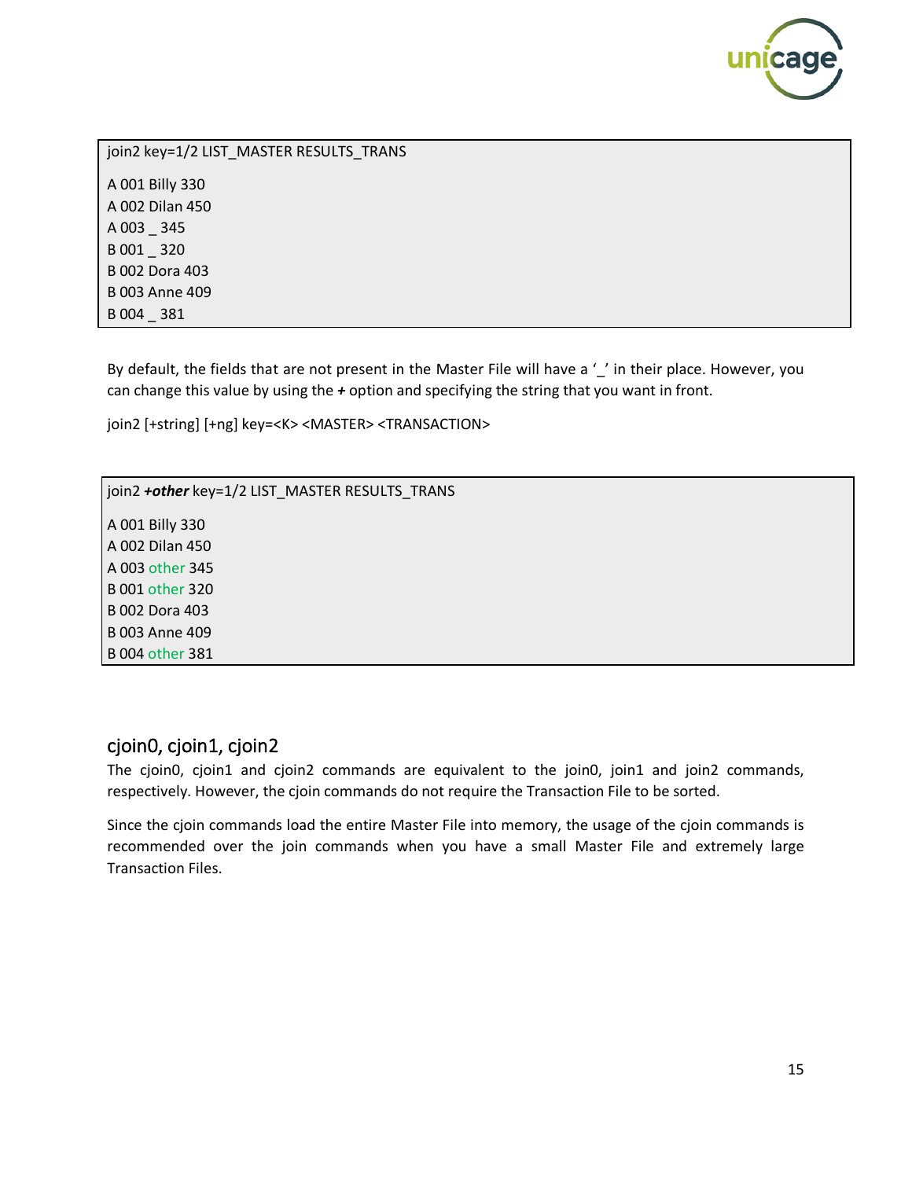```
join2 key=1/2 LIST_MASTER RESULTS_TRANS

A 001 Billy 330
A 002 Dilan 450
A 003 _ 345
B 001 _ 320
B 002 Dora 403
B 003 Anne 409
B 004 _ 381
```

By default, the fields that are not present in the Master File will have a '_' in their place. However, you can change this value by using the ***+*** option and specifying the string that you want in front.

join2 [+string] [+ng] key=<K> <MASTER> <TRANSACTION>

```
join2 +other key=1/2 LIST_MASTER RESULTS_TRANS

A 001 Billy 330
A 002 Dilan 450
A 003 other 345
B 001 other 320
B 002 Dora 403
B 003 Anne 409
B 004 other 381
```

## cjoin0, cjoin1, cjoin2

The cjoin0, cjoin1 and cjoin2 commands are equivalent to the join0, join1 and join2 commands, respectively. However, the cjoin commands do not require the Transaction File to be sorted.

Since the cjoin commands load the entire Master File into memory, the usage of the cjoin commands is recommended over the join commands when you have a small Master File and extremely large Transaction Files.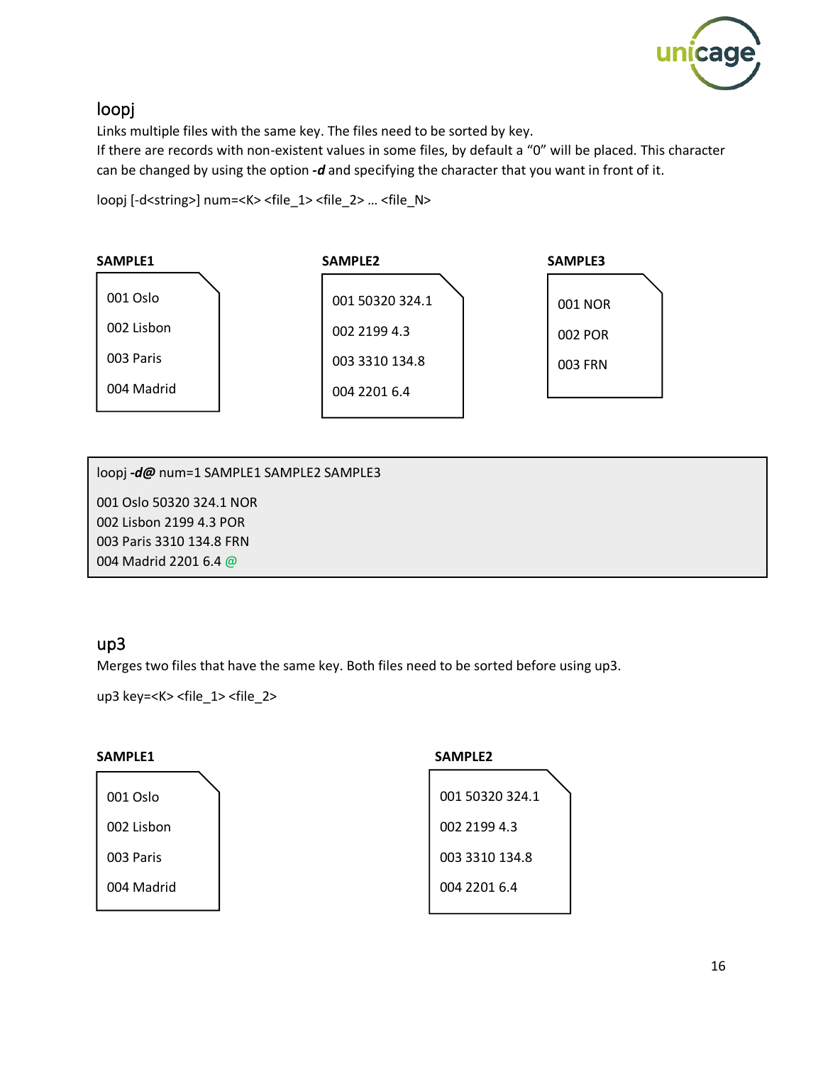## loopj

Links multiple files with the same key. The files need to be sorted by key.
If there are records with non-existent values in some files, by default a "0" will be placed. This character can be changed by using the option ***-d*** and specifying the character that you want in front of it.

loopj [-d<string>] num=<K> <file_1> <file_2> … <file_N>

**SAMPLE1**

```
001 Oslo
002 Lisbon
003 Paris
004 Madrid
```

**SAMPLE2**

```
001 50320 324.1
002 2199 4.3
003 3310 134.8
004 2201 6.4
```

**SAMPLE3**

```
001 NOR
002 POR
003 FRN
```

```
loopj -d@ num=1 SAMPLE1 SAMPLE2 SAMPLE3

001 Oslo 50320 324.1 NOR
002 Lisbon 2199 4.3 POR
003 Paris 3310 134.8 FRN
004 Madrid 2201 6.4 @
```

## up3

Merges two files that have the same key. Both files need to be sorted before using up3.

up3 key=<K> <file_1> <file_2>

**SAMPLE1**

```
001 Oslo
002 Lisbon
003 Paris
004 Madrid
```

**SAMPLE2**

```
001 50320 324.1
002 2199 4.3
003 3310 134.8
004 2201 6.4
```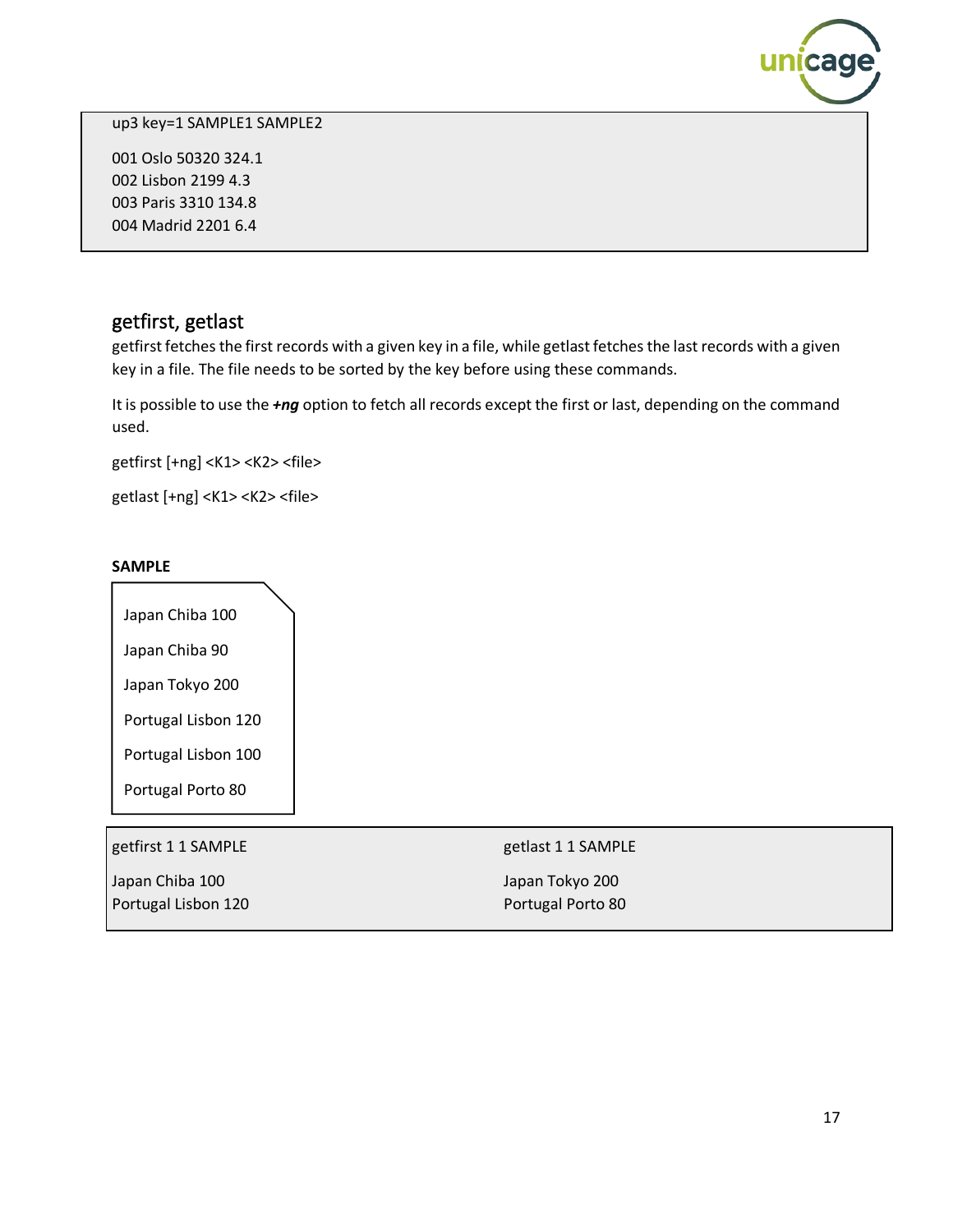```
up3 key=1 SAMPLE1 SAMPLE2

001 Oslo 50320 324.1
002 Lisbon 2199 4.3
003 Paris 3310 134.8
004 Madrid 2201 6.4
```

## getfirst, getlast

getfirst fetches the first records with a given key in a file, while getlast fetches the last records with a given key in a file. The file needs to be sorted by the key before using these commands.

It is possible to use the ***+ng*** option to fetch all records except the first or last, depending on the command used.

getfirst [+ng] <K1> <K2> <file>

getlast [+ng] <K1> <K2> <file>

**SAMPLE**

```
Japan Chiba 100
Japan Chiba 90
Japan Tokyo 200
Portugal Lisbon 120
Portugal Lisbon 100
Portugal Porto 80
```

```
getfirst 1 1 SAMPLE

Japan Chiba 100
Portugal Lisbon 120
```

```
getlast 1 1 SAMPLE

Japan Tokyo 200
Portugal Porto 80
```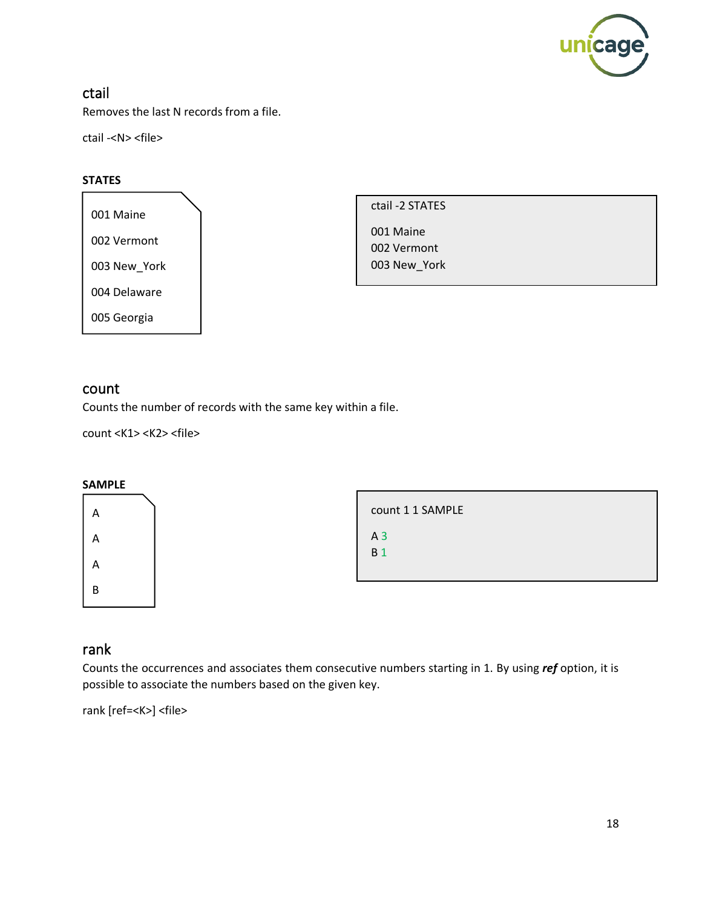## ctail

Removes the last N records from a file.

ctail -<N> <file>

**STATES**

```
001 Maine
002 Vermont
003 New_York
004 Delaware
005 Georgia
```

```
ctail -2 STATES

001 Maine
002 Vermont
003 New_York
```

## count

Counts the number of records with the same key within a file.

count <K1> <K2> <file>

**SAMPLE**

```
A
A
A
B
```

```
count 1 1 SAMPLE

A 3
B 1
```

## rank

Counts the occurrences and associates them consecutive numbers starting in 1. By using ***ref*** option, it is possible to associate the numbers based on the given key.

rank [ref=<K>] <file>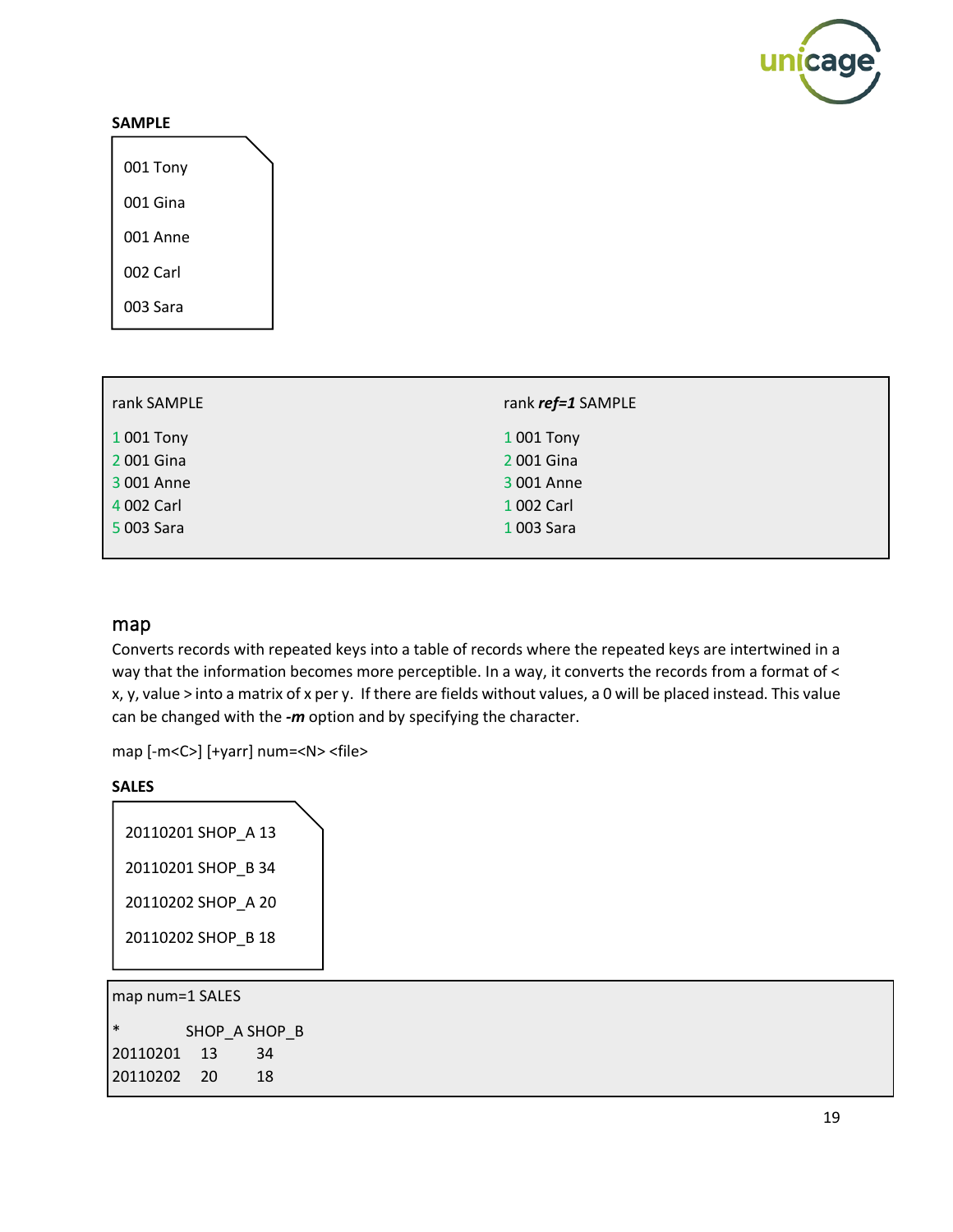**SAMPLE**

```
001 Tony
001 Gina
001 Anne
002 Carl
003 Sara
```

| rank SAMPLE | rank ***ref=1*** SAMPLE |
| --- | --- |
| 1 001 Tony<br>2 001 Gina<br>3 001 Anne<br>4 002 Carl<br>5 003 Sara | 1 001 Tony<br>2 001 Gina<br>3 001 Anne<br>1 002 Carl<br>1 003 Sara |

## map

Converts records with repeated keys into a table of records where the repeated keys are intertwined in a way that the information becomes more perceptible. In a way, it converts the records from a format of < x, y, value > into a matrix of x per y. If there are fields without values, a 0 will be placed instead. This value can be changed with the ***-m*** option and by specifying the character.

map [-m<C>] [+yarr] num=<N> <file>

**SALES**

```
20110201 SHOP_A 13
20110201 SHOP_B 34
20110202 SHOP_A 20
20110202 SHOP_B 18
```

map num=1 SALES

```
*          SHOP_A SHOP_B
20110201    13     34
20110202    20     18
```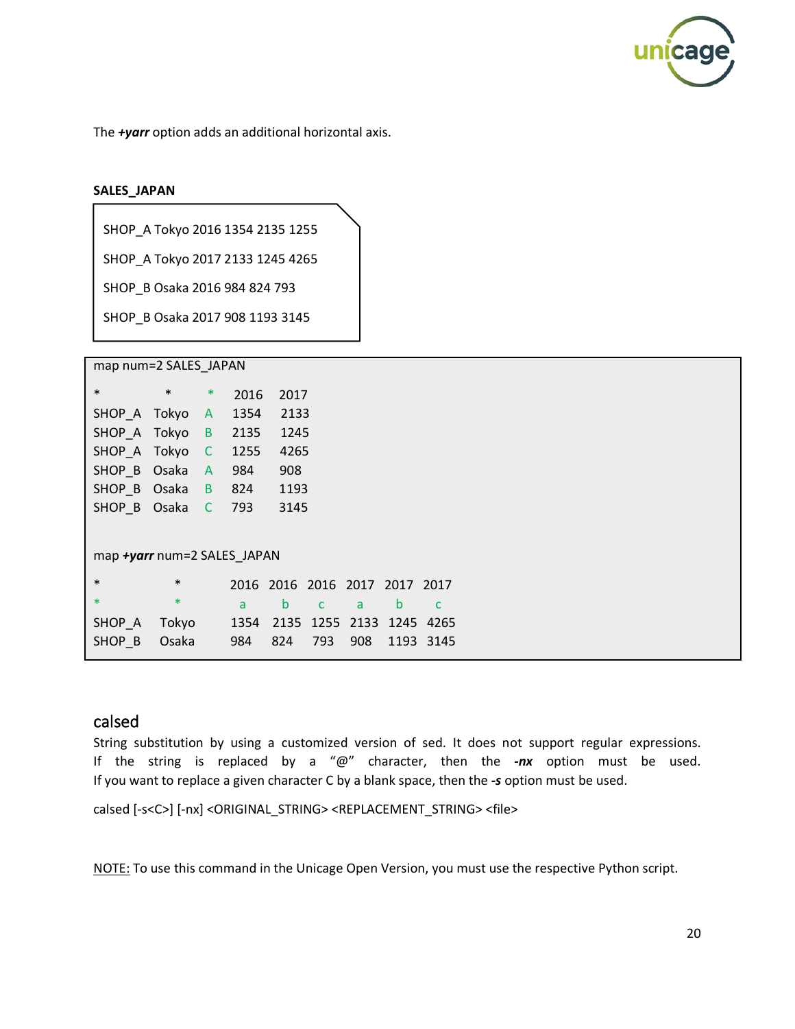The ***+yarr*** option adds an additional horizontal axis.

**SALES_JAPAN**

```
SHOP_A Tokyo 2016 1354 2135 1255
SHOP_A Tokyo 2017 2133 1245 4265
SHOP_B Osaka 2016 984 824 793
SHOP_B Osaka 2017 908 1193 3145
```

```
map num=2 SALES_JAPAN

*       *      *   2016   2017
SHOP_A  Tokyo  A   1354   2133
SHOP_A  Tokyo  B   2135   1245
SHOP_A  Tokyo  C   1255   4265
SHOP_B  Osaka  A   984    908
SHOP_B  Osaka  B   824    1193
SHOP_B  Osaka  C   793    3145


map +yarr num=2 SALES_JAPAN

*       *       2016  2016  2016  2017  2017  2017
*       *       a     b     c     a     b     c
SHOP_A  Tokyo   1354  2135  1255  2133  1245  4265
SHOP_B  Osaka   984   824   793   908   1193  3145
```

## calsed

String substitution by using a customized version of sed. It does not support regular expressions. If the string is replaced by a "@" character, then the ***-nx*** option must be used. If you want to replace a given character C by a blank space, then the ***-s*** option must be used.

calsed [-s<C>] [-nx] <ORIGINAL_STRING> <REPLACEMENT_STRING> <file>

NOTE: To use this command in the Unicage Open Version, you must use the respective Python script.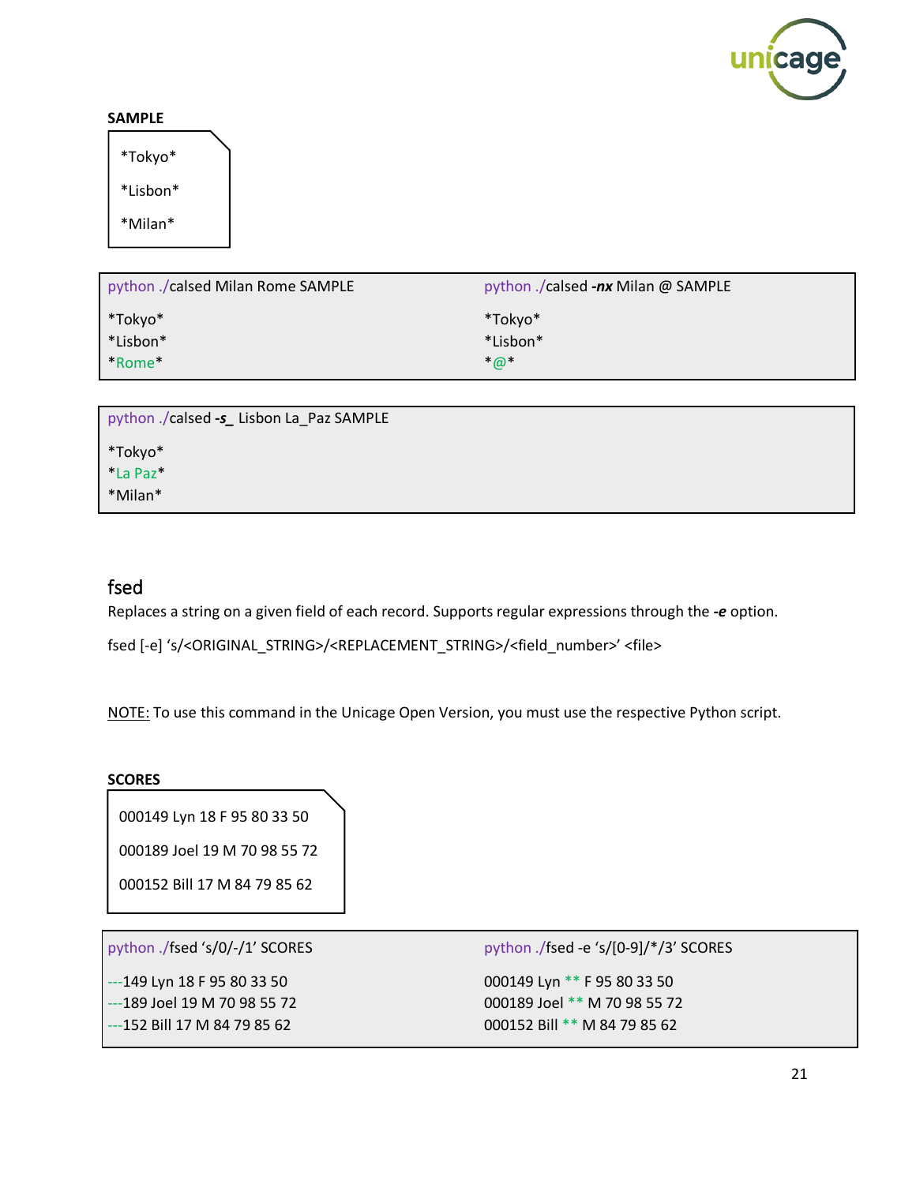**SAMPLE**

```
*Tokyo*
*Lisbon*
*Milan*
```

```
python ./calsed Milan Rome SAMPLE

*Tokyo*
*Lisbon*
*Rome*
```

```
python ./calsed -nx Milan @ SAMPLE

*Tokyo*
*Lisbon*
*@*
```

```
python ./calsed -s_ Lisbon La_Paz SAMPLE

*Tokyo*
*La Paz*
*Milan*
```

## fsed

Replaces a string on a given field of each record. Supports regular expressions through the ***-e*** option.

fsed [-e] 's/<ORIGINAL_STRING>/<REPLACEMENT_STRING>/<field_number>' <file>

NOTE: To use this command in the Unicage Open Version, you must use the respective Python script.

**SCORES**

```
000149 Lyn 18 F 95 80 33 50
000189 Joel 19 M 70 98 55 72
000152 Bill 17 M 84 79 85 62
```

```
python ./fsed 's/0/-/1' SCORES

---149 Lyn 18 F 95 80 33 50
---189 Joel 19 M 70 98 55 72
---152 Bill 17 M 84 79 85 62
```

```
python ./fsed -e 's/[0-9]/*/3' SCORES

000149 Lyn ** F 95 80 33 50
000189 Joel ** M 70 98 55 72
000152 Bill ** M 84 79 85 62
```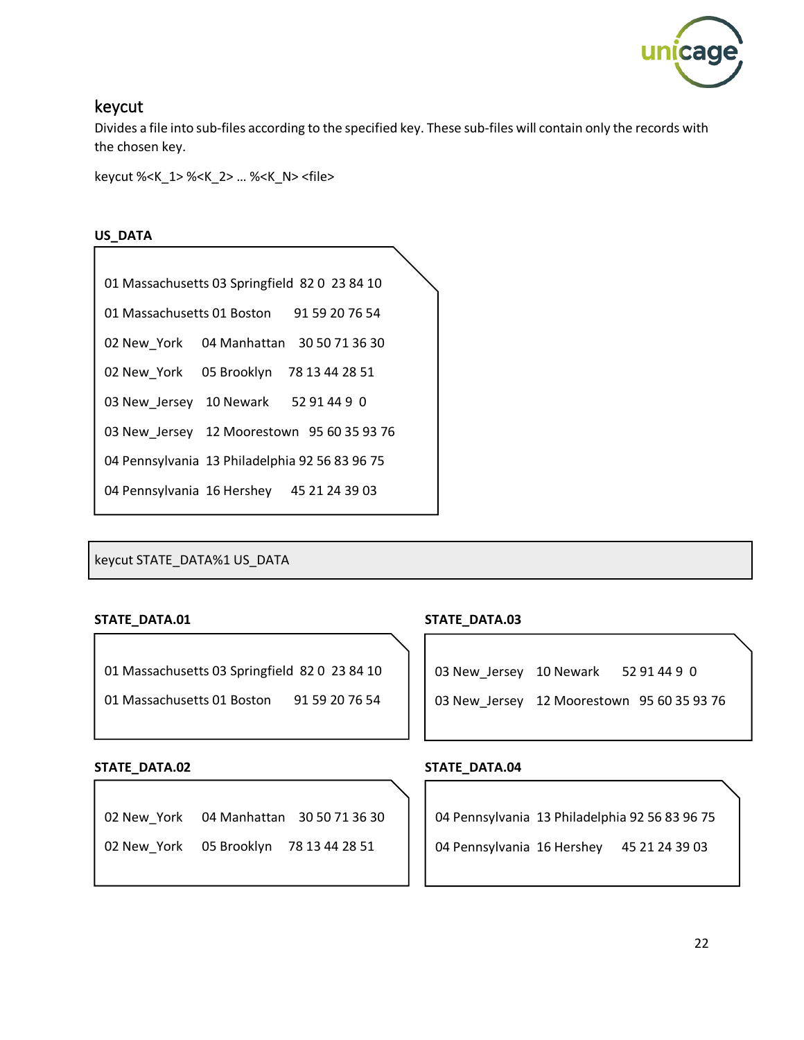## keycut

Divides a file into sub-files according to the specified key. These sub-files will contain only the records with the chosen key.

keycut %<K_1> %<K_2> … %<K_N> <file>

**US_DATA**

```
01 Massachusetts 03 Springfield  82 0  23 84 10
01 Massachusetts 01 Boston       91 59 20 76 54
02 New_York      04 Manhattan    30 50 71 36 30
02 New_York      05 Brooklyn     78 13 44 28 51
03 New_Jersey    10 Newark       52 91 44 9  0
03 New_Jersey    12 Moorestown   95 60 35 93 76
04 Pennsylvania  13 Philadelphia 92 56 83 96 75
04 Pennsylvania  16 Hershey      45 21 24 39 03
```

```
keycut STATE_DATA%1 US_DATA
```

**STATE_DATA.01**

```
01 Massachusetts 03 Springfield  82 0  23 84 10
01 Massachusetts 01 Boston       91 59 20 76 54
```

**STATE_DATA.02**

```
02 New_York      04 Manhattan    30 50 71 36 30
02 New_York      05 Brooklyn     78 13 44 28 51
```

**STATE_DATA.03**

```
03 New_Jersey    10 Newark       52 91 44 9  0
03 New_Jersey    12 Moorestown   95 60 35 93 76
```

**STATE_DATA.04**

```
04 Pennsylvania  13 Philadelphia 92 56 83 96 75
04 Pennsylvania  16 Hershey      45 21 24 39 03
```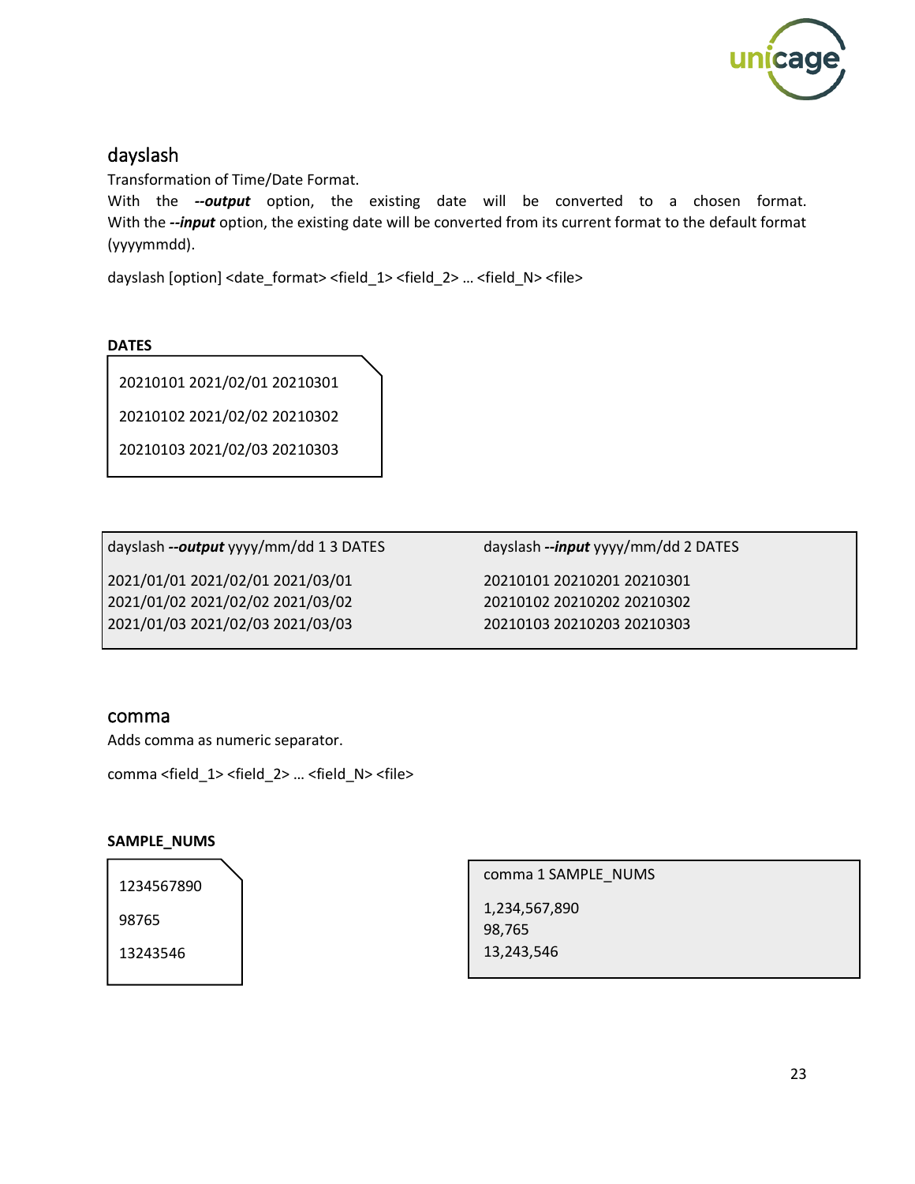## dayslash

Transformation of Time/Date Format.

With the ***--output*** option, the existing date will be converted to a chosen format. With the ***--input*** option, the existing date will be converted from its current format to the default format (yyyymmdd).

dayslash [option] <date_format> <field_1> <field_2> … <field_N> <file>

**DATES**

```
20210101 2021/02/01 20210301
20210102 2021/02/02 20210302
20210103 2021/02/03 20210303
```

dayslash ***--output*** yyyy/mm/dd 1 3 DATES

```
2021/01/01 2021/02/01 2021/03/01
2021/01/02 2021/02/02 2021/03/02
2021/01/03 2021/02/03 2021/03/03
```

dayslash ***--input*** yyyy/mm/dd 2 DATES

```
20210101 20210201 20210301
20210102 20210202 20210302
20210103 20210203 20210303
```

## comma

Adds comma as numeric separator.

comma <field_1> <field_2> … <field_N> <file>

**SAMPLE_NUMS**

```
1234567890
98765
13243546
```

comma 1 SAMPLE_NUMS

```
1,234,567,890
98,765
13,243,546
```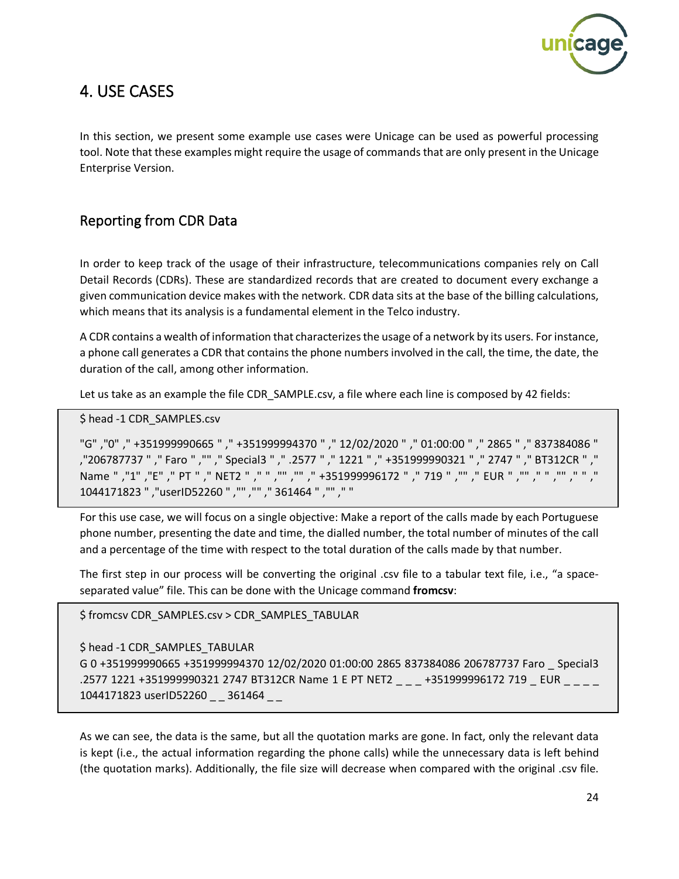# 4. USE CASES

In this section, we present some example use cases were Unicage can be used as powerful processing tool. Note that these examples might require the usage of commands that are only present in the Unicage Enterprise Version.

## Reporting from CDR Data

In order to keep track of the usage of their infrastructure, telecommunications companies rely on Call Detail Records (CDRs). These are standardized records that are created to document every exchange a given communication device makes with the network. CDR data sits at the base of the billing calculations, which means that its analysis is a fundamental element in the Telco industry.

A CDR contains a wealth of information that characterizes the usage of a network by its users. For instance, a phone call generates a CDR that contains the phone numbers involved in the call, the time, the date, the duration of the call, among other information.

Let us take as an example the file CDR_SAMPLE.csv, a file where each line is composed by 42 fields:

```
$ head -1 CDR_SAMPLES.csv

"G" ,"0" ," +351999990665 " ," +351999994370 " ," 12/02/2020 " ," 01:00:00 " ," 2865 " ," 837384086 " ,"206787737 " ," Faro " ,"" ," Special3 " ," .2577 " ," 1221 " ," +351999990321 " ," 2747 " ," BT312CR " ," Name " ,"1" ,"E" ," PT " ," NET2 " ," " ,"" ,"" ," +351999996172 " ," 719 " ,"" ," EUR " ,"" ," " ,"" ," " ," 1044171823 " ,"userID52260 " ,"" ,"" ," 361464 " ,"" ," "
```

For this use case, we will focus on a single objective: Make a report of the calls made by each Portuguese phone number, presenting the date and time, the dialled number, the total number of minutes of the call and a percentage of the time with respect to the total duration of the calls made by that number.

The first step in our process will be converting the original .csv file to a tabular text file, i.e., "a space-separated value" file. This can be done with the Unicage command **fromcsv**:

```
$ fromcsv CDR_SAMPLES.csv > CDR_SAMPLES_TABULAR

$ head -1 CDR_SAMPLES_TABULAR
G 0 +351999990665 +351999994370 12/02/2020 01:00:00 2865 837384086 206787737 Faro _ Special3 .2577 1221 +351999990321 2747 BT312CR Name 1 E PT NET2 _ _ _ +351999996172 719 _ EUR _ _ _ _ 1044171823 userID52260 _ _ 361464 _ _
```

As we can see, the data is the same, but all the quotation marks are gone. In fact, only the relevant data is kept (i.e., the actual information regarding the phone calls) while the unnecessary data is left behind (the quotation marks). Additionally, the file size will decrease when compared with the original .csv file.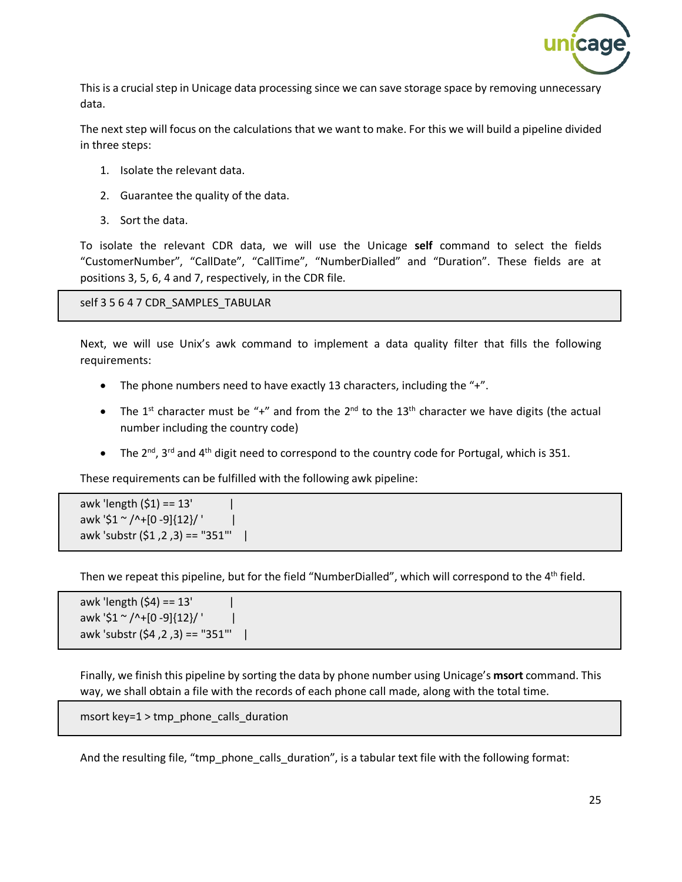This is a crucial step in Unicage data processing since we can save storage space by removing unnecessary data.

The next step will focus on the calculations that we want to make. For this we will build a pipeline divided in three steps:

1. Isolate the relevant data.
2. Guarantee the quality of the data.
3. Sort the data.

To isolate the relevant CDR data, we will use the Unicage **self** command to select the fields “CustomerNumber”, “CallDate”, “CallTime”, “NumberDialled” and “Duration”. These fields are at positions 3, 5, 6, 4 and 7, respectively, in the CDR file.

```
self 3 5 6 4 7 CDR_SAMPLES_TABULAR
```

Next, we will use Unix’s awk command to implement a data quality filter that fills the following requirements:

- The phone numbers need to have exactly 13 characters, including the “+”.
- The 1st character must be “+” and from the 2nd to the 13th character we have digits (the actual number including the country code)
- The 2nd, 3rd and 4th digit need to correspond to the country code for Portugal, which is 351.

These requirements can be fulfilled with the following awk pipeline:

```
awk 'length ($1) == 13'          |
awk '$1 ~ /^+[0 -9]{12}/ '       |
awk 'substr ($1 ,2 ,3) == "351"'    |
```

Then we repeat this pipeline, but for the field “NumberDialled”, which will correspond to the 4th field.

```
awk 'length ($4) == 13'          |
awk '$1 ~ /^+[0 -9]{12}/ '       |
awk 'substr ($4 ,2 ,3) == "351"'    |
```

Finally, we finish this pipeline by sorting the data by phone number using Unicage’s **msort** command. This way, we shall obtain a file with the records of each phone call made, along with the total time.

```
msort key=1 > tmp_phone_calls_duration
```

And the resulting file, “tmp_phone_calls_duration”, is a tabular text file with the following format: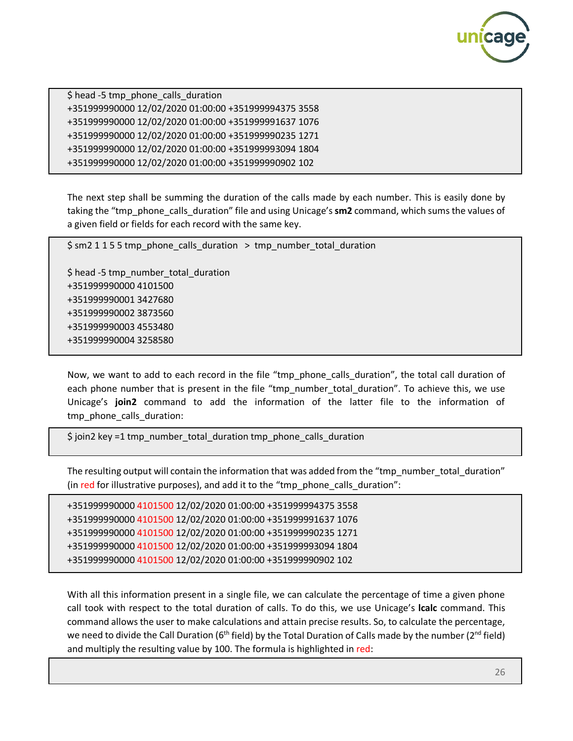```
$ head -5 tmp_phone_calls_duration
+351999990000 12/02/2020 01:00:00 +351999994375 3558
+351999990000 12/02/2020 01:00:00 +351999991637 1076
+351999990000 12/02/2020 01:00:00 +351999990235 1271
+351999990000 12/02/2020 01:00:00 +351999993094 1804
+351999990000 12/02/2020 01:00:00 +351999990902 102
```

The next step shall be summing the duration of the calls made by each number. This is easily done by taking the “tmp_phone_calls_duration” file and using Unicage’s **sm2** command, which sums the values of a given field or fields for each record with the same key.

```
$ sm2 1 1 5 5 tmp_phone_calls_duration  > tmp_number_total_duration

$ head -5 tmp_number_total_duration
+351999990000 4101500
+351999990001 3427680
+351999990002 3873560
+351999990003 4553480
+351999990004 3258580
```

Now, we want to add to each record in the file “tmp_phone_calls_duration”, the total call duration of each phone number that is present in the file “tmp_number_total_duration”. To achieve this, we use Unicage’s **join2** command to add the information of the latter file to the information of tmp_phone_calls_duration:

```
$ join2 key =1 tmp_number_total_duration tmp_phone_calls_duration
```

The resulting output will contain the information that was added from the “tmp_number_total_duration” (in red for illustrative purposes), and add it to the “tmp_phone_calls_duration”:

```
+351999990000 4101500 12/02/2020 01:00:00 +351999994375 3558
+351999990000 4101500 12/02/2020 01:00:00 +351999991637 1076
+351999990000 4101500 12/02/2020 01:00:00 +351999990235 1271
+351999990000 4101500 12/02/2020 01:00:00 +351999993094 1804
+351999990000 4101500 12/02/2020 01:00:00 +351999990902 102
```

With all this information present in a single file, we can calculate the percentage of time a given phone call took with respect to the total duration of calls. To do this, we use Unicage’s **lcalc** command. This command allows the user to make calculations and attain precise results. So, to calculate the percentage, we need to divide the Call Duration (6th field) by the Total Duration of Calls made by the number (2nd field) and multiply the resulting value by 100. The formula is highlighted in red: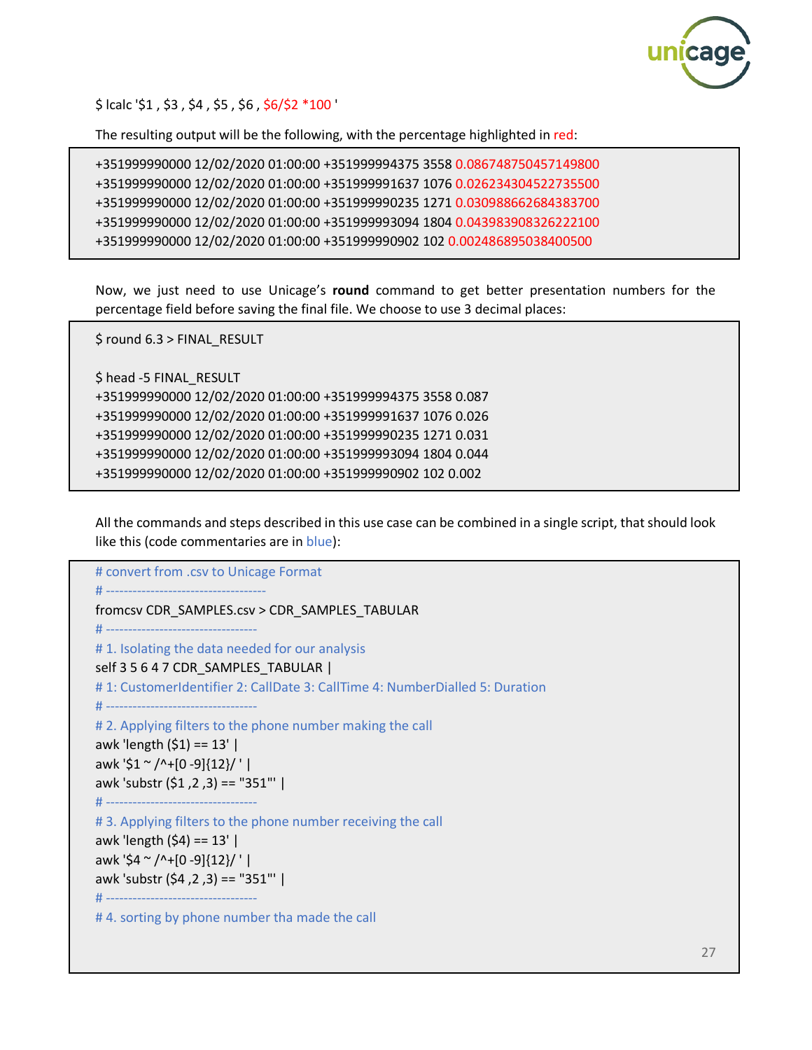$ lcalc '$1 , $3 , $4 , $5 , $6 , $6/$2 *100 '

The resulting output will be the following, with the percentage highlighted in red:

```
+351999990000 12/02/2020 01:00:00 +351999994375 3558 0.086748750457149800
+351999990000 12/02/2020 01:00:00 +351999991637 1076 0.026234304522735500
+351999990000 12/02/2020 01:00:00 +351999990235 1271 0.030988662684383700
+351999990000 12/02/2020 01:00:00 +351999993094 1804 0.043983908326222100
+351999990000 12/02/2020 01:00:00 +351999990902 102 0.002486895038400500
```

Now, we just need to use Unicage's **round** command to get better presentation numbers for the percentage field before saving the final file. We choose to use 3 decimal places:

```
$ round 6.3 > FINAL_RESULT

$ head -5 FINAL_RESULT
+351999990000 12/02/2020 01:00:00 +351999994375 3558 0.087
+351999990000 12/02/2020 01:00:00 +351999991637 1076 0.026
+351999990000 12/02/2020 01:00:00 +351999990235 1271 0.031
+351999990000 12/02/2020 01:00:00 +351999993094 1804 0.044
+351999990000 12/02/2020 01:00:00 +351999990902 102 0.002
```

All the commands and steps described in this use case can be combined in a single script, that should look like this (code commentaries are in blue):

```
# convert from .csv to Unicage Format
# ------------------------------------
fromcsv CDR_SAMPLES.csv > CDR_SAMPLES_TABULAR
# ----------------------------------
# 1. Isolating the data needed for our analysis
self 3 5 6 4 7 CDR_SAMPLES_TABULAR |
# 1: CustomerIdentifier 2: CallDate 3: CallTime 4: NumberDialled 5: Duration
# ----------------------------------
# 2. Applying filters to the phone number making the call
awk 'length ($1) == 13' |
awk '$1 ~ /^+[0 -9]{12}/ ' |
awk 'substr ($1 ,2 ,3) == "351"' |
# ----------------------------------
# 3. Applying filters to the phone number receiving the call
awk 'length ($4) == 13' |
awk '$4 ~ /^+[0 -9]{12}/ ' |
awk 'substr ($4 ,2 ,3) == "351"' |
# ----------------------------------
# 4. sorting by phone number tha made the call
```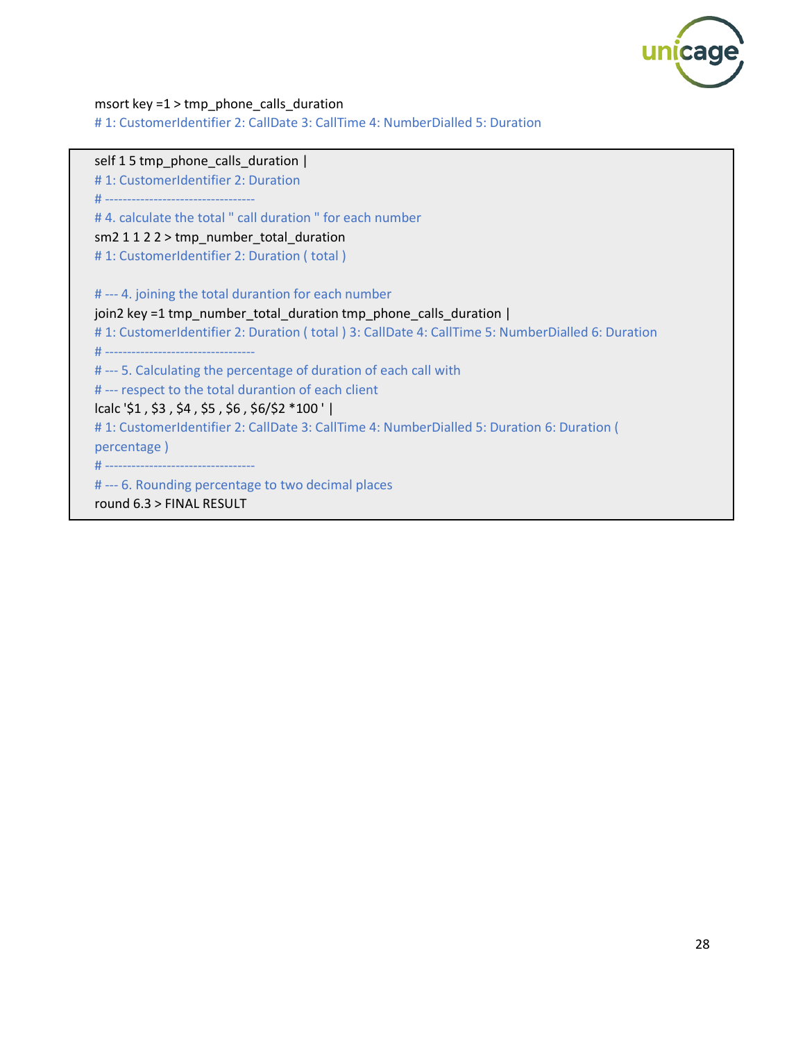```
msort key =1 > tmp_phone_calls_duration
# 1: CustomerIdentifier 2: CallDate 3: CallTime 4: NumberDialled 5: Duration
```

```
self 1 5 tmp_phone_calls_duration |
# 1: CustomerIdentifier 2: Duration
# ---------------------------------
# 4. calculate the total " call duration " for each number
sm2 1 1 2 2 > tmp_number_total_duration
# 1: CustomerIdentifier 2: Duration ( total )

# --- 4. joining the total durantion for each number
join2 key =1 tmp_number_total_duration tmp_phone_calls_duration |
# 1: CustomerIdentifier 2: Duration ( total ) 3: CallDate 4: CallTime 5: NumberDialled 6: Duration
# ---------------------------------
# --- 5. Calculating the percentage of duration of each call with
# --- respect to the total durantion of each client
lcalc '$1 , $3 , $4 , $5 , $6 , $6/$2 *100 ' |
# 1: CustomerIdentifier 2: CallDate 3: CallTime 4: NumberDialled 5: Duration 6: Duration (
percentage )
# ---------------------------------
# --- 6. Rounding percentage to two decimal places
round 6.3 > FINAL RESULT
```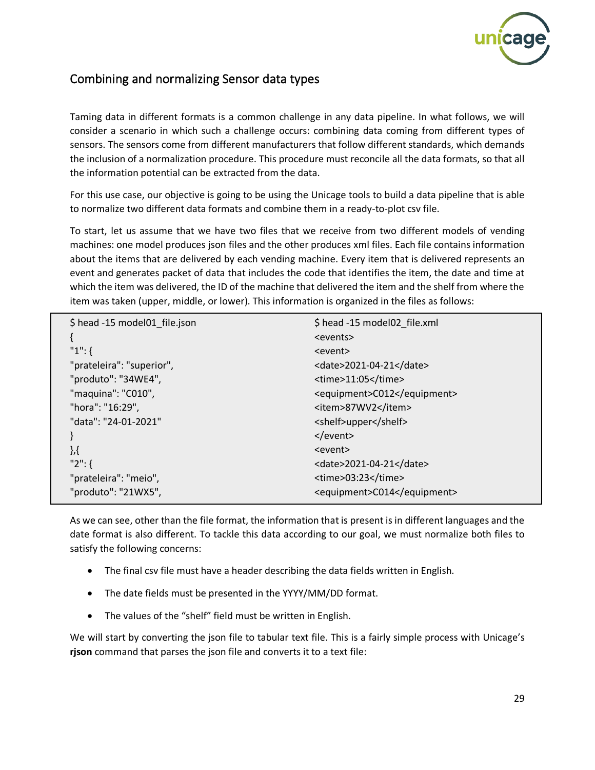## Combining and normalizing Sensor data types

Taming data in different formats is a common challenge in any data pipeline. In what follows, we will consider a scenario in which such a challenge occurs: combining data coming from different types of sensors. The sensors come from different manufacturers that follow different standards, which demands the inclusion of a normalization procedure. This procedure must reconcile all the data formats, so that all the information potential can be extracted from the data.

For this use case, our objective is going to be using the Unicage tools to build a data pipeline that is able to normalize two different data formats and combine them in a ready-to-plot csv file.

To start, let us assume that we have two files that we receive from two different models of vending machines: one model produces json files and the other produces xml files. Each file contains information about the items that are delivered by each vending machine. Every item that is delivered represents an event and generates packet of data that includes the code that identifies the item, the date and time at which the item was delivered, the ID of the machine that delivered the item and the shelf from where the item was taken (upper, middle, or lower). This information is organized in the files as follows:

```
$ head -15 model01_file.json
{
"1": {
"prateleira": "superior",
"produto": "34WE4",
"maquina": "C010",
"hora": "16:29",
"data": "24-01-2021"
}
},{
"2": {
"prateleira": "meio",
"produto": "21WX5",
```

```
$ head -15 model02_file.xml
<events>
<event>
<date>2021-04-21</date>
<time>11:05</time>
<equipment>C012</equipment>
<item>87WV2</item>
<shelf>upper</shelf>
</event>
<event>
<date>2021-04-21</date>
<time>03:23</time>
<equipment>C014</equipment>
```

As we can see, other than the file format, the information that is present is in different languages and the date format is also different. To tackle this data according to our goal, we must normalize both files to satisfy the following concerns:

- The final csv file must have a header describing the data fields written in English.
- The date fields must be presented in the YYYY/MM/DD format.
- The values of the "shelf" field must be written in English.

We will start by converting the json file to tabular text file. This is a fairly simple process with Unicage's **rjson** command that parses the json file and converts it to a text file: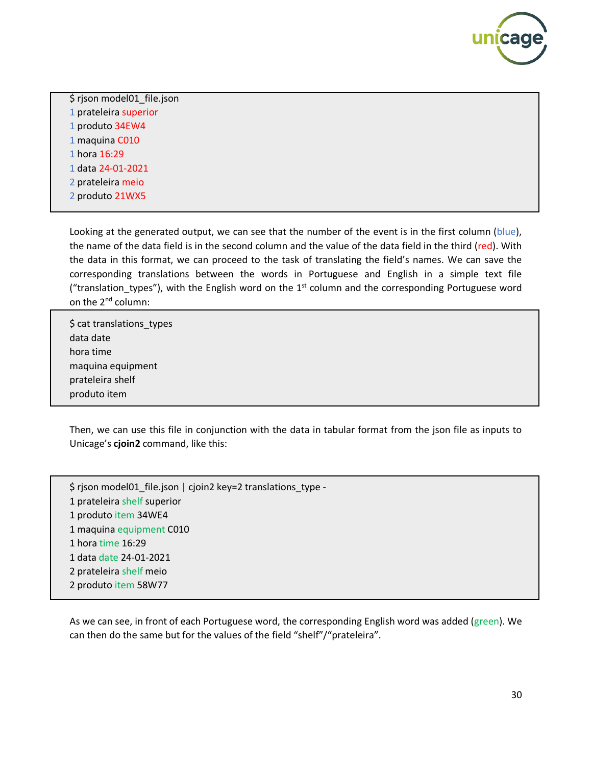```
$ rjson model01_file.json
1 prateleira superior
1 produto 34EW4
1 maquina C010
1 hora 16:29
1 data 24-01-2021
2 prateleira meio
2 produto 21WX5
```

Looking at the generated output, we can see that the number of the event is in the first column (blue), the name of the data field is in the second column and the value of the data field in the third (red). With the data in this format, we can proceed to the task of translating the field's names. We can save the corresponding translations between the words in Portuguese and English in a simple text file ("translation_types"), with the English word on the 1st column and the corresponding Portuguese word on the 2nd column:

```
$ cat translations_types
data date
hora time
maquina equipment
prateleira shelf
produto item
```

Then, we can use this file in conjunction with the data in tabular format from the json file as inputs to Unicage's **cjoin2** command, like this:

```
$ rjson model01_file.json | cjoin2 key=2 translations_type -
1 prateleira shelf superior
1 produto item 34WE4
1 maquina equipment C010
1 hora time 16:29
1 data date 24-01-2021
2 prateleira shelf meio
2 produto item 58W77
```

As we can see, in front of each Portuguese word, the corresponding English word was added (green). We can then do the same but for the values of the field "shelf"/"prateleira".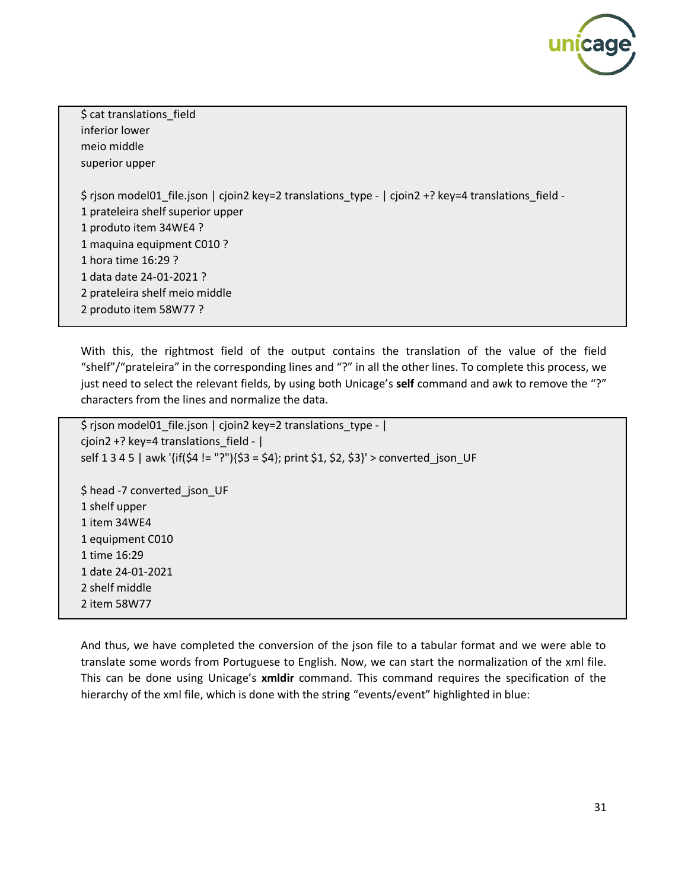```
$ cat translations_field
inferior lower
meio middle
superior upper

$ rjson model01_file.json | cjoin2 key=2 translations_type - | cjoin2 +? key=4 translations_field -
1 prateleira shelf superior upper
1 produto item 34WE4 ?
1 maquina equipment C010 ?
1 hora time 16:29 ?
1 data date 24-01-2021 ?
2 prateleira shelf meio middle
2 produto item 58W77 ?
```

With this, the rightmost field of the output contains the translation of the value of the field “shelf”/“prateleira” in the corresponding lines and “?” in all the other lines. To complete this process, we just need to select the relevant fields, by using both Unicage’s **self** command and awk to remove the “?” characters from the lines and normalize the data.

```
$ rjson model01_file.json | cjoin2 key=2 translations_type - |
cjoin2 +? key=4 translations_field - |
self 1 3 4 5 | awk '{if($4 != "?"){$3 = $4}; print $1, $2, $3}' > converted_json_UF

$ head -7 converted_json_UF
1 shelf upper
1 item 34WE4
1 equipment C010
1 time 16:29
1 date 24-01-2021
2 shelf middle
2 item 58W77
```

And thus, we have completed the conversion of the json file to a tabular format and we were able to translate some words from Portuguese to English. Now, we can start the normalization of the xml file. This can be done using Unicage’s **xmldir** command. This command requires the specification of the hierarchy of the xml file, which is done with the string “events/event” highlighted in blue: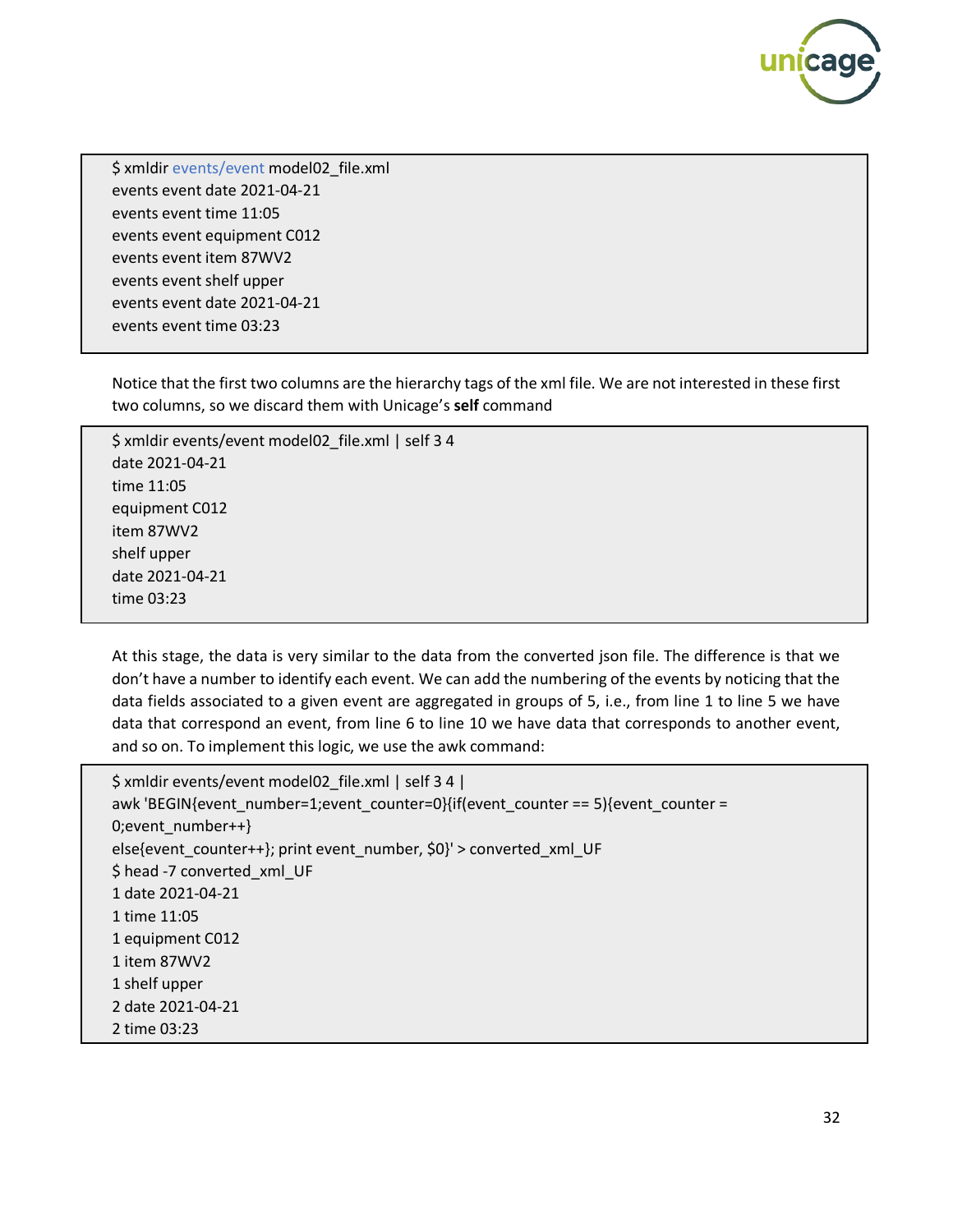```
$ xmldir events/event model02_file.xml
events event date 2021-04-21
events event time 11:05
events event equipment C012
events event item 87WV2
events event shelf upper
events event date 2021-04-21
events event time 03:23
```

Notice that the first two columns are the hierarchy tags of the xml file. We are not interested in these first two columns, so we discard them with Unicage's **self** command

```
$ xmldir events/event model02_file.xml | self 3 4
date 2021-04-21
time 11:05
equipment C012
item 87WV2
shelf upper
date 2021-04-21
time 03:23
```

At this stage, the data is very similar to the data from the converted json file. The difference is that we don't have a number to identify each event. We can add the numbering of the events by noticing that the data fields associated to a given event are aggregated in groups of 5, i.e., from line 1 to line 5 we have data that correspond an event, from line 6 to line 10 we have data that corresponds to another event, and so on. To implement this logic, we use the awk command:

```
$ xmldir events/event model02_file.xml | self 3 4 |
awk 'BEGIN{event_number=1;event_counter=0}{if(event_counter == 5){event_counter =
0;event_number++}
else{event_counter++}; print event_number, $0}' > converted_xml_UF
$ head -7 converted_xml_UF
1 date 2021-04-21
1 time 11:05
1 equipment C012
1 item 87WV2
1 shelf upper
2 date 2021-04-21
2 time 03:23
```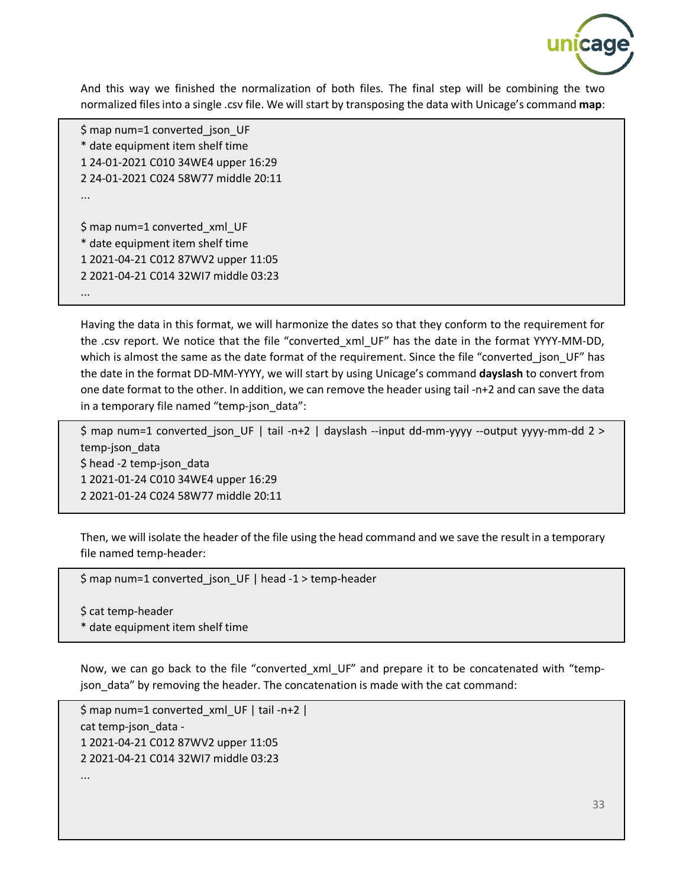And this way we finished the normalization of both files. The final step will be combining the two normalized files into a single .csv file. We will start by transposing the data with Unicage's command **map**:

```
$ map num=1 converted_json_UF
* date equipment item shelf time
1 24-01-2021 C010 34WE4 upper 16:29
2 24-01-2021 C024 58W77 middle 20:11
...

$ map num=1 converted_xml_UF
* date equipment item shelf time
1 2021-04-21 C012 87WV2 upper 11:05
2 2021-04-21 C014 32WI7 middle 03:23
...
```

Having the data in this format, we will harmonize the dates so that they conform to the requirement for the .csv report. We notice that the file "converted_xml_UF" has the date in the format YYYY-MM-DD, which is almost the same as the date format of the requirement. Since the file "converted_json_UF" has the date in the format DD-MM-YYYY, we will start by using Unicage's command **dayslash** to convert from one date format to the other. In addition, we can remove the header using tail -n+2 and can save the data in a temporary file named "temp-json_data":

```
$ map num=1 converted_json_UF | tail -n+2 | dayslash --input dd-mm-yyyy --output yyyy-mm-dd 2 > temp-json_data
$ head -2 temp-json_data
1 2021-01-24 C010 34WE4 upper 16:29
2 2021-01-24 C024 58W77 middle 20:11
```

Then, we will isolate the header of the file using the head command and we save the result in a temporary file named temp-header:

```
$ map num=1 converted_json_UF | head -1 > temp-header

$ cat temp-header
* date equipment item shelf time
```

Now, we can go back to the file "converted_xml_UF" and prepare it to be concatenated with "temp-json_data" by removing the header. The concatenation is made with the cat command:

```
$ map num=1 converted_xml_UF | tail -n+2 |
cat temp-json_data -
1 2021-04-21 C012 87WV2 upper 11:05
2 2021-04-21 C014 32WI7 middle 03:23
...
```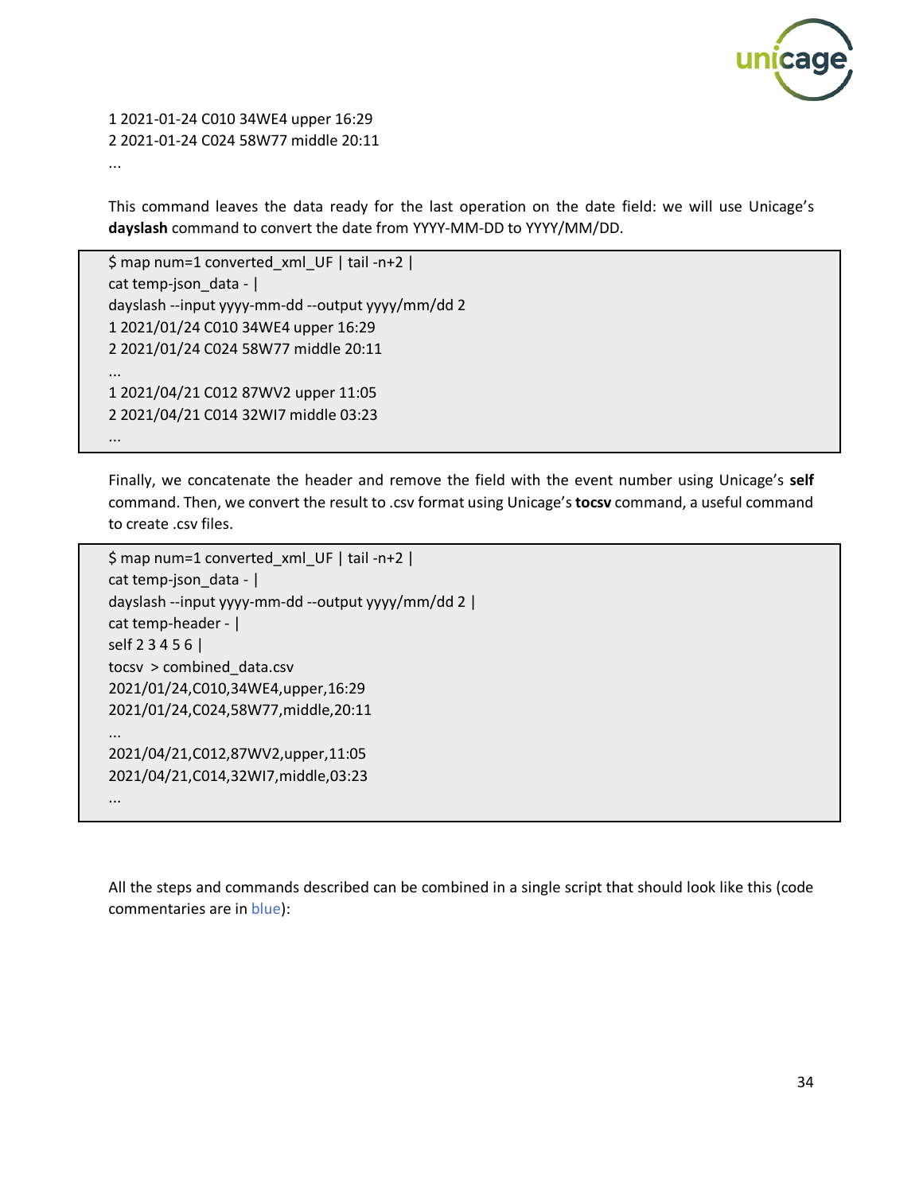```
1 2021-01-24 C010 34WE4 upper 16:29
2 2021-01-24 C024 58W77 middle 20:11
...
```

This command leaves the data ready for the last operation on the date field: we will use Unicage's **dayslash** command to convert the date from YYYY-MM-DD to YYYY/MM/DD.

```
$ map num=1 converted_xml_UF | tail -n+2 |
cat temp-json_data - |
dayslash --input yyyy-mm-dd --output yyyy/mm/dd 2
1 2021/01/24 C010 34WE4 upper 16:29
2 2021/01/24 C024 58W77 middle 20:11
...
1 2021/04/21 C012 87WV2 upper 11:05
2 2021/04/21 C014 32WI7 middle 03:23
...
```

Finally, we concatenate the header and remove the field with the event number using Unicage's **self** command. Then, we convert the result to .csv format using Unicage's **tocsv** command, a useful command to create .csv files.

```
$ map num=1 converted_xml_UF | tail -n+2 |
cat temp-json_data - |
dayslash --input yyyy-mm-dd --output yyyy/mm/dd 2 |
cat temp-header - |
self 2 3 4 5 6 |
tocsv  > combined_data.csv
2021/01/24,C010,34WE4,upper,16:29
2021/01/24,C024,58W77,middle,20:11
...
2021/04/21,C012,87WV2,upper,11:05
2021/04/21,C014,32WI7,middle,03:23
...
```

All the steps and commands described can be combined in a single script that should look like this (code commentaries are in blue):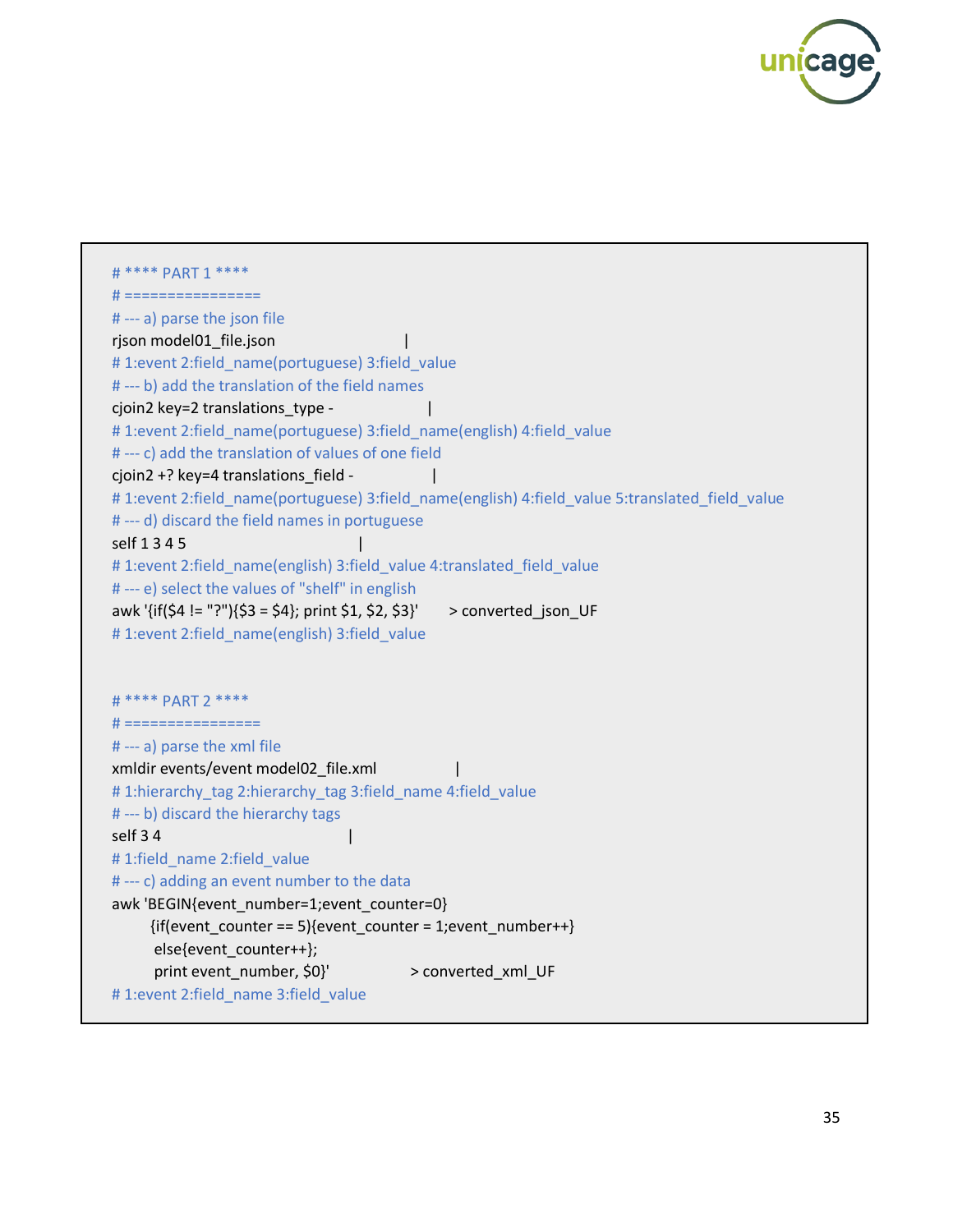```
# **** PART 1 ****
# ================
# --- a) parse the json file
rjson model01_file.json                          |
# 1:event 2:field_name(portuguese) 3:field_value
# --- b) add the translation of the field names
cjoin2 key=2 translations_type -                 |
# 1:event 2:field_name(portuguese) 3:field_name(english) 4:field_value
# --- c) add the translation of values of one field
cjoin2 +? key=4 translations_field -             |
# 1:event 2:field_name(portuguese) 3:field_name(english) 4:field_value 5:translated_field_value
# --- d) discard the field names in portuguese
self 1 3 4 5                                     |
# 1:event 2:field_name(english) 3:field_value 4:translated_field_value
# --- e) select the values of "shelf" in english
awk '{if($4 != "?"){$3 = $4}; print $1, $2, $3}'      > converted_json_UF
# 1:event 2:field_name(english) 3:field_value


# **** PART 2 ****
# ================
# --- a) parse the xml file
xmldir events/event model02_file.xml             |
# 1:hierarchy_tag 2:hierarchy_tag 3:field_name 4:field_value
# --- b) discard the hierarchy tags
self 3 4                                         |
# 1:field_name 2:field_value
# --- c) adding an event number to the data
awk 'BEGIN{event_number=1;event_counter=0}
      {if(event_counter == 5){event_counter = 1;event_number++}
       else{event_counter++};
       print event_number, $0}'                  > converted_xml_UF
# 1:event 2:field_name 3:field_value
```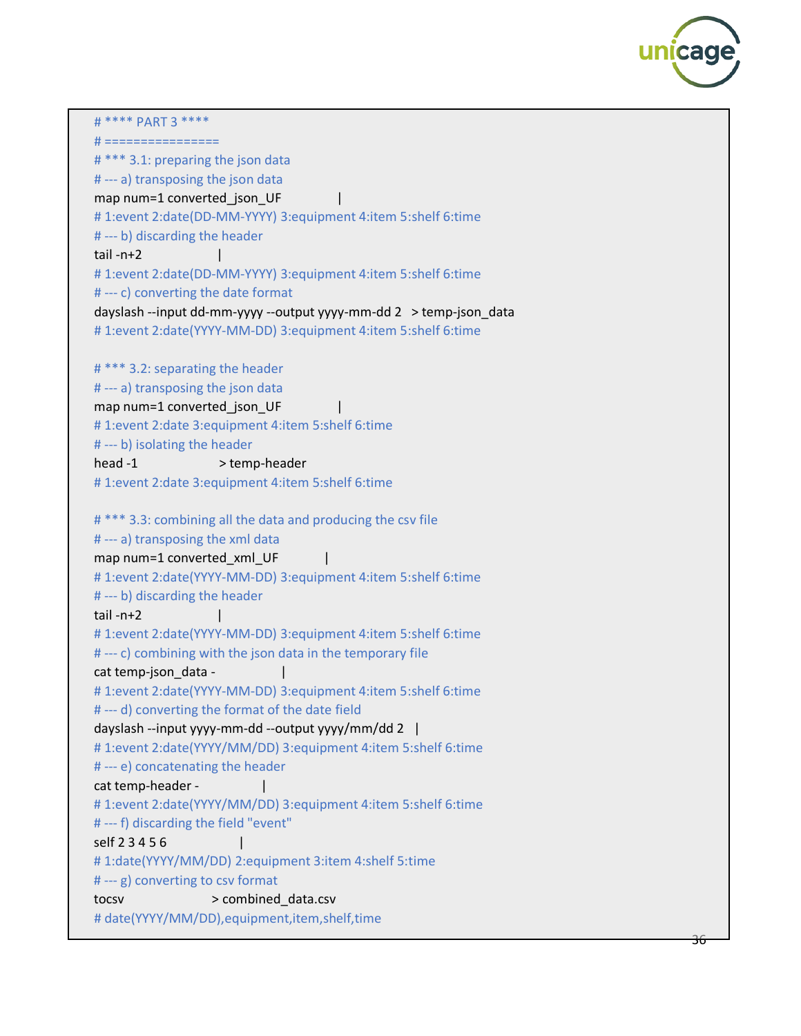```
# **** PART 3 ****
# ================
# *** 3.1: preparing the json data
# --- a) transposing the json data
map num=1 converted_json_UF              |
# 1:event 2:date(DD-MM-YYYY) 3:equipment 4:item 5:shelf 6:time
# --- b) discarding the header
tail -n+2                  |
# 1:event 2:date(DD-MM-YYYY) 3:equipment 4:item 5:shelf 6:time
# --- c) converting the date format
dayslash --input dd-mm-yyyy --output yyyy-mm-dd 2   > temp-json_data
# 1:event 2:date(YYYY-MM-DD) 3:equipment 4:item 5:shelf 6:time

# *** 3.2: separating the header
# --- a) transposing the json data
map num=1 converted_json_UF              |
# 1:event 2:date 3:equipment 4:item 5:shelf 6:time
# --- b) isolating the header
head -1                    > temp-header
# 1:event 2:date 3:equipment 4:item 5:shelf 6:time

# *** 3.3: combining all the data and producing the csv file
# --- a) transposing the xml data
map num=1 converted_xml_UF              |
# 1:event 2:date(YYYY-MM-DD) 3:equipment 4:item 5:shelf 6:time
# --- b) discarding the header
tail -n+2                  |
# 1:event 2:date(YYYY-MM-DD) 3:equipment 4:item 5:shelf 6:time
# --- c) combining with the json data in the temporary file
cat temp-json_data -              |
# 1:event 2:date(YYYY-MM-DD) 3:equipment 4:item 5:shelf 6:time
# --- d) converting the format of the date field
dayslash --input yyyy-mm-dd --output yyyy/mm/dd 2   |
# 1:event 2:date(YYYY/MM/DD) 3:equipment 4:item 5:shelf 6:time
# --- e) concatenating the header
cat temp-header -              |
# 1:event 2:date(YYYY/MM/DD) 3:equipment 4:item 5:shelf 6:time
# --- f) discarding the field "event"
self 2 3 4 5 6                  |
# 1:date(YYYY/MM/DD) 2:equipment 3:item 4:shelf 5:time
# --- g) converting to csv format
tocsv                      > combined_data.csv
# date(YYYY/MM/DD),equipment,item,shelf,time
```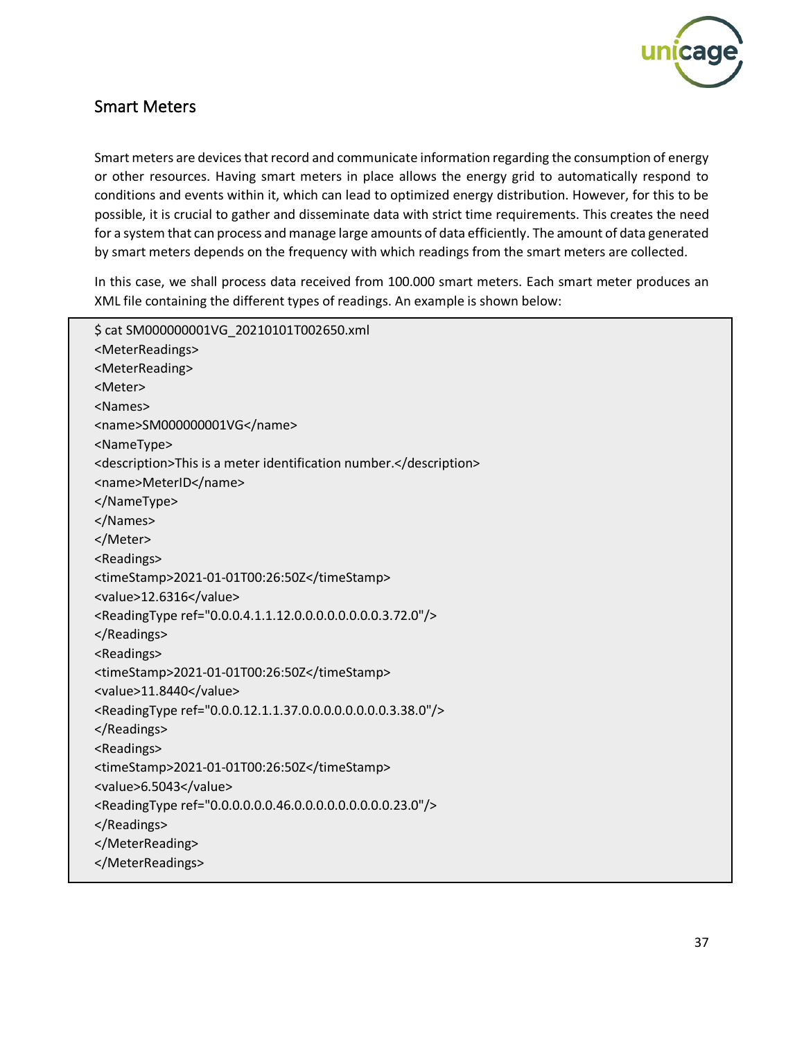## Smart Meters

Smart meters are devices that record and communicate information regarding the consumption of energy or other resources. Having smart meters in place allows the energy grid to automatically respond to conditions and events within it, which can lead to optimized energy distribution. However, for this to be possible, it is crucial to gather and disseminate data with strict time requirements. This creates the need for a system that can process and manage large amounts of data efficiently. The amount of data generated by smart meters depends on the frequency with which readings from the smart meters are collected.

In this case, we shall process data received from 100.000 smart meters. Each smart meter produces an XML file containing the different types of readings. An example is shown below:

```
$ cat SM000000001VG_20210101T002650.xml
<MeterReadings>
<MeterReading>
<Meter>
<Names>
<name>SM000000001VG</name>
<NameType>
<description>This is a meter identification number.</description>
<name>MeterID</name>
</NameType>
</Names>
</Meter>
<Readings>
<timeStamp>2021-01-01T00:26:50Z</timeStamp>
<value>12.6316</value>
<ReadingType ref="0.0.0.4.1.1.12.0.0.0.0.0.0.0.0.3.72.0"/>
</Readings>
<Readings>
<timeStamp>2021-01-01T00:26:50Z</timeStamp>
<value>11.8440</value>
<ReadingType ref="0.0.0.12.1.1.37.0.0.0.0.0.0.0.0.3.38.0"/>
</Readings>
<Readings>
<timeStamp>2021-01-01T00:26:50Z</timeStamp>
<value>6.5043</value>
<ReadingType ref="0.0.0.0.0.0.46.0.0.0.0.0.0.0.0.0.23.0"/>
</Readings>
</MeterReading>
</MeterReadings>
```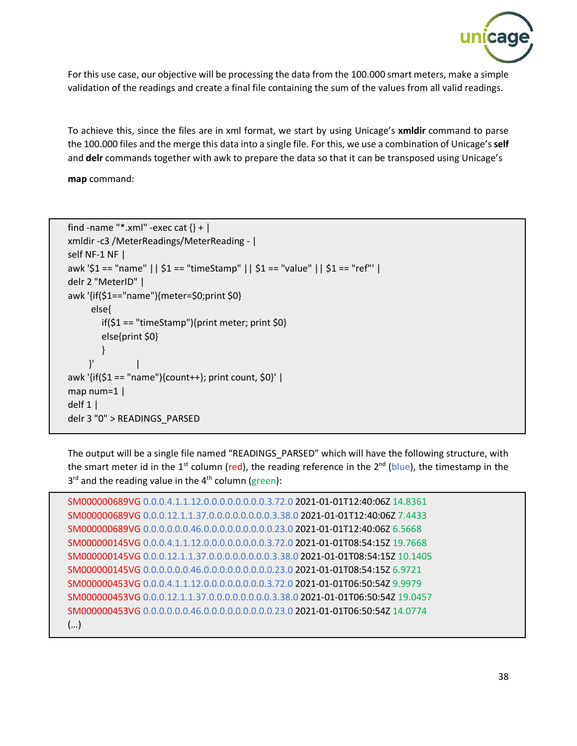For this use case, our objective will be processing the data from the 100.000 smart meters, make a simple validation of the readings and create a final file containing the sum of the values from all valid readings.

To achieve this, since the files are in xml format, we start by using Unicage's **xmldir** command to parse the 100.000 files and the merge this data into a single file. For this, we use a combination of Unicage's **self** and **delr** commands together with awk to prepare the data so that it can be transposed using Unicage's **map** command:

```
find -name "*.xml" -exec cat {} + |
xmldir -c3 /MeterReadings/MeterReading - |
self NF-1 NF |
awk '$1 == "name" || $1 == "timeStamp" || $1 == "value" || $1 == "ref"' |
delr 2 "MeterID" |
awk '{if($1=="name"){meter=$0;print $0}
      else{
         if($1 == "timeStamp"){print meter; print $0}
         else{print $0}
         }
     }'            |
awk '{if($1 == "name"){count++}; print count, $0}' |
map num=1 |
delf 1 |
delr 3 "0" > READINGS_PARSED
```

The output will be a single file named "READINGS_PARSED" which will have the following structure, with the smart meter id in the 1st column (red), the reading reference in the 2nd (blue), the timestamp in the 3rd and the reading value in the 4th column (green):

```
SM000000689VG 0.0.0.4.1.1.12.0.0.0.0.0.0.0.0.3.72.0 2021-01-01T12:40:06Z 14.8361
SM000000689VG 0.0.0.12.1.1.37.0.0.0.0.0.0.0.0.3.38.0 2021-01-01T12:40:06Z 7.4433
SM000000689VG 0.0.0.0.0.46.0.0.0.0.0.0.0.0.0.23.0 2021-01-01T12:40:06Z 6.5668
SM000000145VG 0.0.0.4.1.1.12.0.0.0.0.0.0.0.0.3.72.0 2021-01-01T08:54:15Z 19.7668
SM000000145VG 0.0.0.12.1.1.37.0.0.0.0.0.0.0.0.3.38.0 2021-01-01T08:54:15Z 10.1405
SM000000145VG 0.0.0.0.0.46.0.0.0.0.0.0.0.0.0.23.0 2021-01-01T08:54:15Z 6.9721
SM000000453VG 0.0.0.4.1.1.12.0.0.0.0.0.0.0.0.3.72.0 2021-01-01T06:50:54Z 9.9979
SM000000453VG 0.0.0.12.1.1.37.0.0.0.0.0.0.0.0.3.38.0 2021-01-01T06:50:54Z 19.0457
SM000000453VG 0.0.0.0.0.46.0.0.0.0.0.0.0.0.0.23.0 2021-01-01T06:50:54Z 14.0774
(…)
```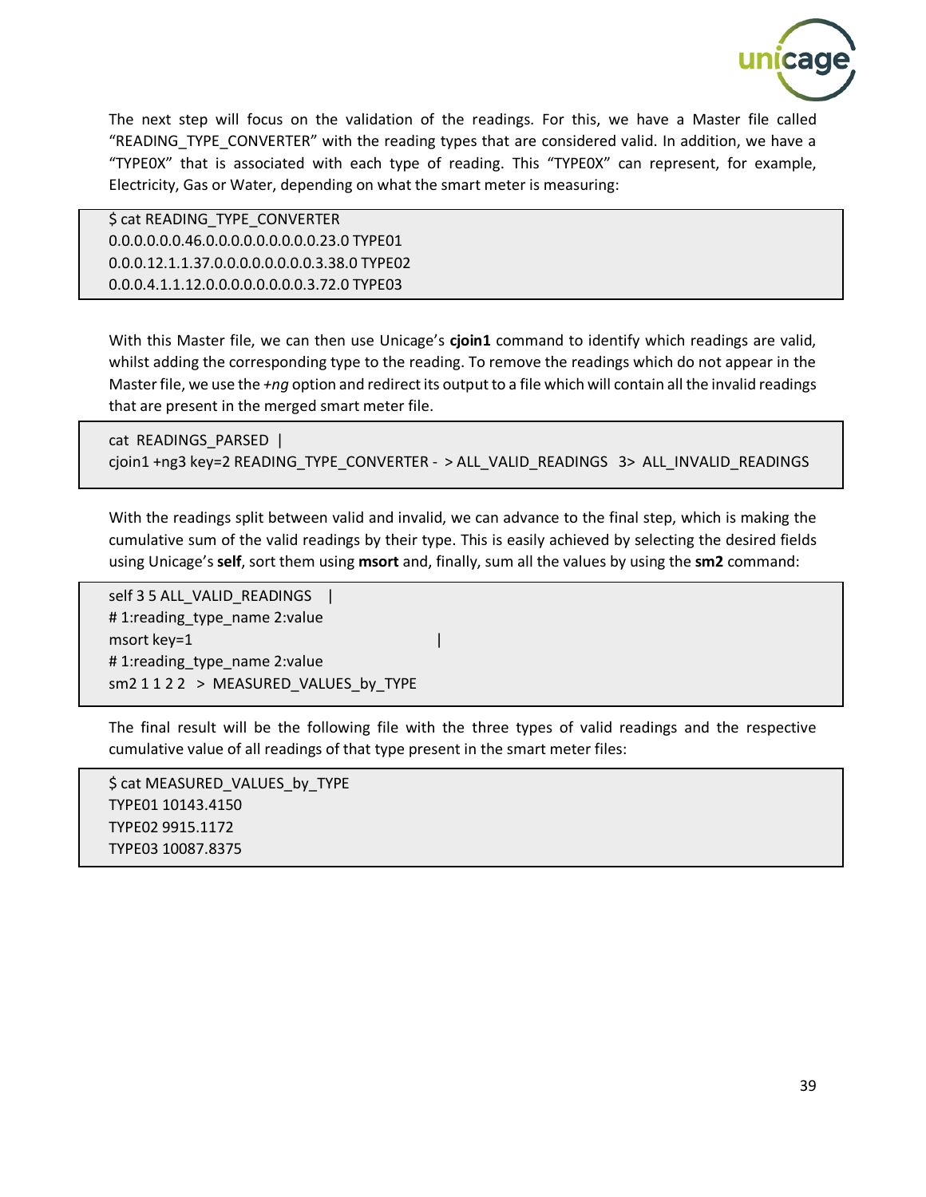The next step will focus on the validation of the readings. For this, we have a Master file called "READING_TYPE_CONVERTER" with the reading types that are considered valid. In addition, we have a "TYPE0X" that is associated with each type of reading. This "TYPE0X" can represent, for example, Electricity, Gas or Water, depending on what the smart meter is measuring:

```
$ cat READING_TYPE_CONVERTER
0.0.0.0.0.46.0.0.0.0.0.0.0.0.0.23.0 TYPE01
0.0.0.12.1.1.37.0.0.0.0.0.0.0.0.3.38.0 TYPE02
0.0.0.4.1.1.12.0.0.0.0.0.0.0.0.3.72.0 TYPE03
```

With this Master file, we can then use Unicage's **cjoin1** command to identify which readings are valid, whilst adding the corresponding type to the reading. To remove the readings which do not appear in the Master file, we use the *+ng* option and redirect its output to a file which will contain all the invalid readings that are present in the merged smart meter file.

```
cat  READINGS_PARSED  |
cjoin1 +ng3 key=2 READING_TYPE_CONVERTER -  > ALL_VALID_READINGS   3>  ALL_INVALID_READINGS
```

With the readings split between valid and invalid, we can advance to the final step, which is making the cumulative sum of the valid readings by their type. This is easily achieved by selecting the desired fields using Unicage's **self**, sort them using **msort** and, finally, sum all the values by using the **sm2** command:

```
self 3 5 ALL_VALID_READINGS    |
# 1:reading_type_name 2:value
msort key=1                                         |
# 1:reading_type_name 2:value
sm2 1 1 2 2  >  MEASURED_VALUES_by_TYPE
```

The final result will be the following file with the three types of valid readings and the respective cumulative value of all readings of that type present in the smart meter files:

```
$ cat MEASURED_VALUES_by_TYPE
TYPE01 10143.4150
TYPE02 9915.1172
TYPE03 10087.8375
```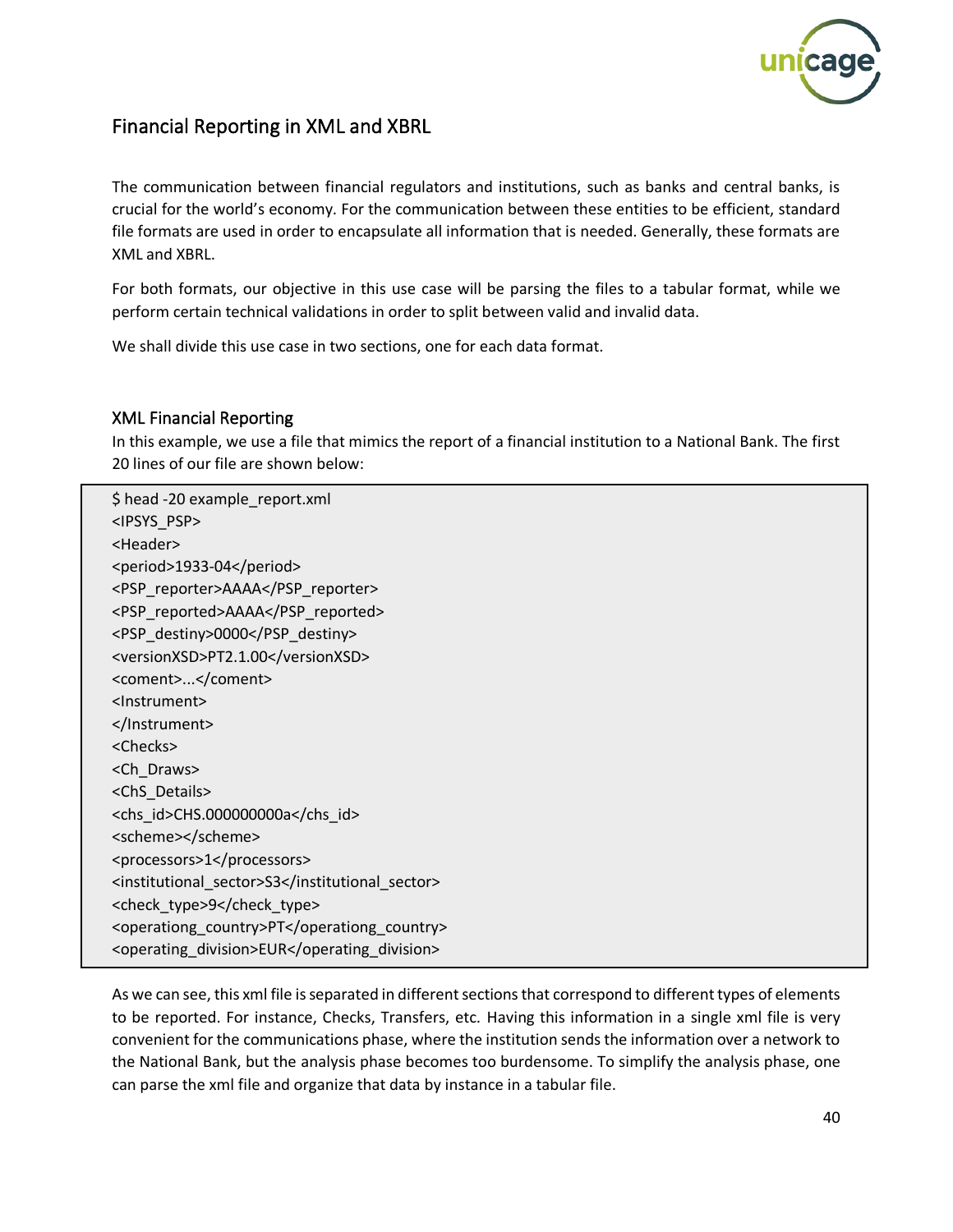## Financial Reporting in XML and XBRL

The communication between financial regulators and institutions, such as banks and central banks, is crucial for the world's economy. For the communication between these entities to be efficient, standard file formats are used in order to encapsulate all information that is needed. Generally, these formats are XML and XBRL.

For both formats, our objective in this use case will be parsing the files to a tabular format, while we perform certain technical validations in order to split between valid and invalid data.

We shall divide this use case in two sections, one for each data format.

### XML Financial Reporting

In this example, we use a file that mimics the report of a financial institution to a National Bank. The first 20 lines of our file are shown below:

```
$ head -20 example_report.xml
<IPSYS_PSP>
<Header>
<period>1933-04</period>
<PSP_reporter>AAAA</PSP_reporter>
<PSP_reported>AAAA</PSP_reported>
<PSP_destiny>0000</PSP_destiny>
<versionXSD>PT2.1.00</versionXSD>
<coment>...</coment>
<Instrument>
</Instrument>
<Checks>
<Ch_Draws>
<ChS_Details>
<chs_id>CHS.000000000a</chs_id>
<scheme></scheme>
<processors>1</processors>
<institutional_sector>S3</institutional_sector>
<check_type>9</check_type>
<operationg_country>PT</operationg_country>
<operating_division>EUR</operating_division>
```

As we can see, this xml file is separated in different sections that correspond to different types of elements to be reported. For instance, Checks, Transfers, etc. Having this information in a single xml file is very convenient for the communications phase, where the institution sends the information over a network to the National Bank, but the analysis phase becomes too burdensome. To simplify the analysis phase, one can parse the xml file and organize that data by instance in a tabular file.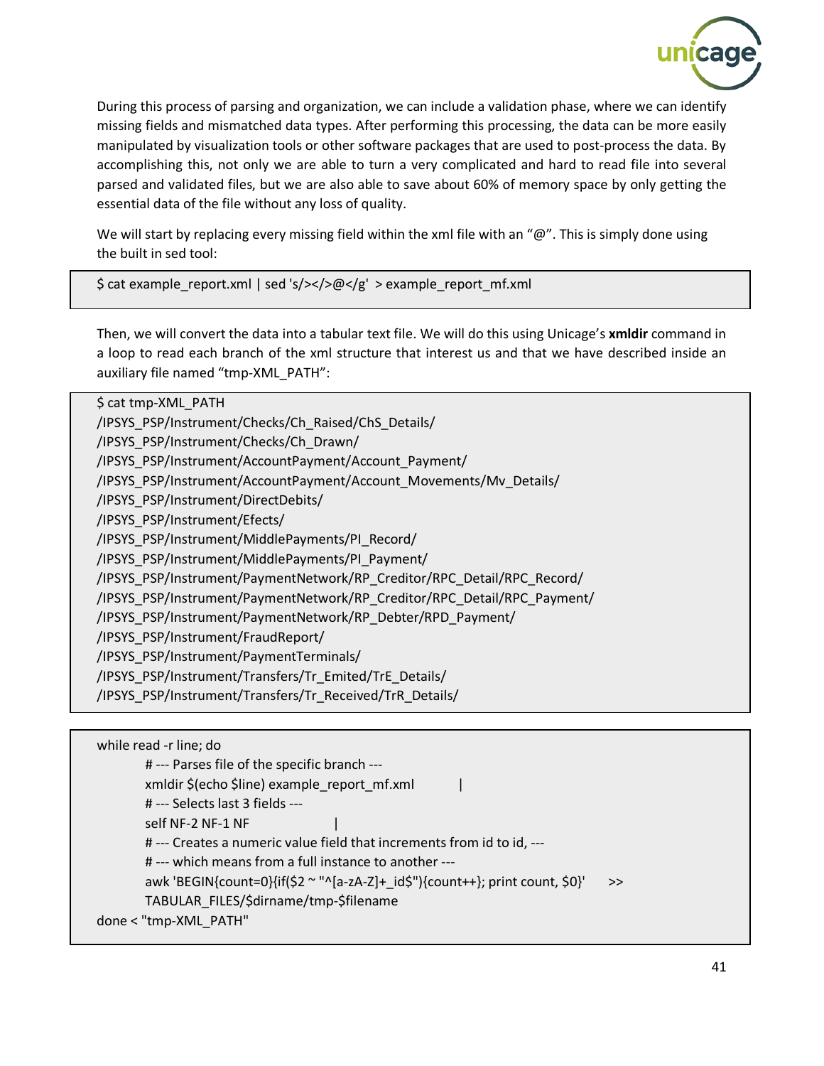During this process of parsing and organization, we can include a validation phase, where we can identify missing fields and mismatched data types. After performing this processing, the data can be more easily manipulated by visualization tools or other software packages that are used to post-process the data. By accomplishing this, not only we are able to turn a very complicated and hard to read file into several parsed and validated files, but we are also able to save about 60% of memory space by only getting the essential data of the file without any loss of quality.

We will start by replacing every missing field within the xml file with an "@". This is simply done using the built in sed tool:

```
$ cat example_report.xml | sed 's/></>@</g'  > example_report_mf.xml
```

Then, we will convert the data into a tabular text file. We will do this using Unicage's **xmldir** command in a loop to read each branch of the xml structure that interest us and that we have described inside an auxiliary file named "tmp-XML_PATH":

```
$ cat tmp-XML_PATH
/IPSYS_PSP/Instrument/Checks/Ch_Raised/ChS_Details/
/IPSYS_PSP/Instrument/Checks/Ch_Drawn/
/IPSYS_PSP/Instrument/AccountPayment/Account_Payment/
/IPSYS_PSP/Instrument/AccountPayment/Account_Movements/Mv_Details/
/IPSYS_PSP/Instrument/DirectDebits/
/IPSYS_PSP/Instrument/Efects/
/IPSYS_PSP/Instrument/MiddlePayments/PI_Record/
/IPSYS_PSP/Instrument/MiddlePayments/PI_Payment/
/IPSYS_PSP/Instrument/PaymentNetwork/RP_Creditor/RPC_Detail/RPC_Record/
/IPSYS_PSP/Instrument/PaymentNetwork/RP_Creditor/RPC_Detail/RPC_Payment/
/IPSYS_PSP/Instrument/PaymentNetwork/RP_Debter/RPD_Payment/
/IPSYS_PSP/Instrument/FraudReport/
/IPSYS_PSP/Instrument/PaymentTerminals/
/IPSYS_PSP/Instrument/Transfers/Tr_Emited/TrE_Details/
/IPSYS_PSP/Instrument/Transfers/Tr_Received/TrR_Details/
```

```
while read -r line; do
        # --- Parses file of the specific branch ---
        xmldir $(echo $line) example_report_mf.xml          |
        # --- Selects last 3 fields ---
        self NF-2 NF-1 NF                   |
        # --- Creates a numeric value field that increments from id to id, ---
        # --- which means from a full instance to another ---
        awk 'BEGIN{count=0}{if($2 ~ "^[a-zA-Z]+_id$"){count++}; print count, $0}'      >>
        TABULAR_FILES/$dirname/tmp-$filename
done < "tmp-XML_PATH"
```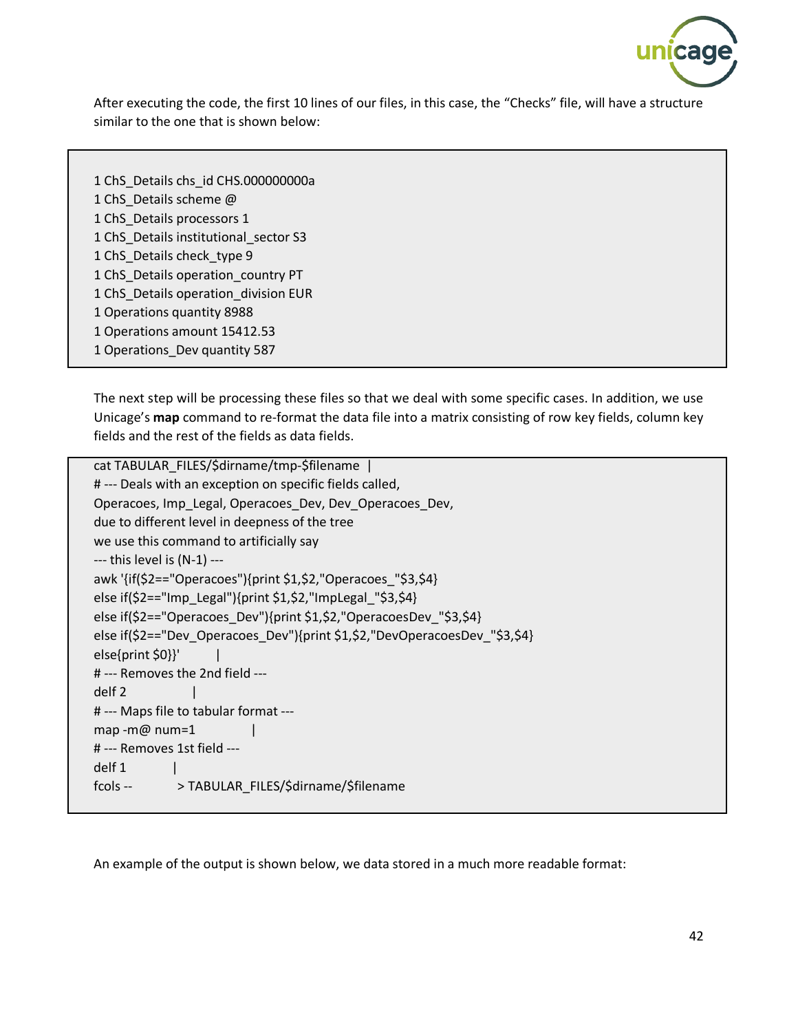After executing the code, the first 10 lines of our files, in this case, the "Checks" file, will have a structure similar to the one that is shown below:

```
1 ChS_Details chs_id CHS.000000000a
1 ChS_Details scheme @
1 ChS_Details processors 1
1 ChS_Details institutional_sector S3
1 ChS_Details check_type 9
1 ChS_Details operation_country PT
1 ChS_Details operation_division EUR
1 Operations quantity 8988
1 Operations amount 15412.53
1 Operations_Dev quantity 587
```

The next step will be processing these files so that we deal with some specific cases. In addition, we use Unicage's **map** command to re-format the data file into a matrix consisting of row key fields, column key fields and the rest of the fields as data fields.

```
cat TABULAR_FILES/$dirname/tmp-$filename  |
# --- Deals with an exception on specific fields called,
Operacoes, Imp_Legal, Operacoes_Dev, Dev_Operacoes_Dev,
due to different level in deepness of the tree
we use this command to artificially say
--- this level is (N-1) ---
awk '{if($2=="Operacoes"){print $1,$2,"Operacoes_"$3,$4}
else if($2=="Imp_Legal"){print $1,$2,"ImpLegal_"$3,$4}
else if($2=="Operacoes_Dev"){print $1,$2,"OperacoesDev_"$3,$4}
else if($2=="Dev_Operacoes_Dev"){print $1,$2,"DevOperacoesDev_"$3,$4}
else{print $0}}'        |
# --- Removes the 2nd field ---
delf 2              |
# --- Maps file to tabular format ---
map -m@ num=1             |
# --- Removes 1st field ---
delf 1          |
fcols --          > TABULAR_FILES/$dirname/$filename
```

An example of the output is shown below, we data stored in a much more readable format: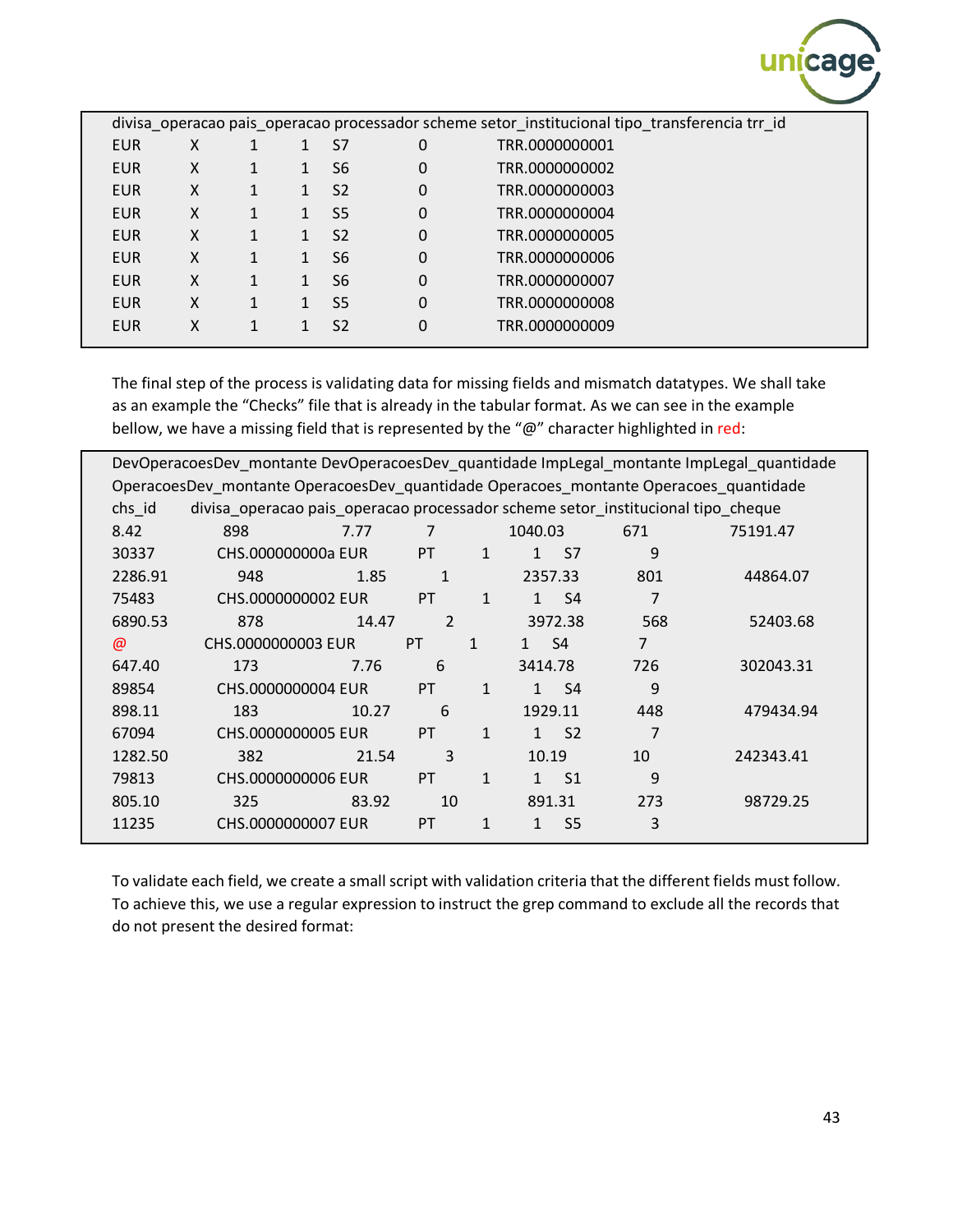```
divisa_operacao pais_operacao processador scheme setor_institucional tipo_transferencia trr_id
EUR     X     1     1     S7     0     TRR.0000000001
EUR     X     1     1     S6     0     TRR.0000000002
EUR     X     1     1     S2     0     TRR.0000000003
EUR     X     1     1     S5     0     TRR.0000000004
EUR     X     1     1     S2     0     TRR.0000000005
EUR     X     1     1     S6     0     TRR.0000000006
EUR     X     1     1     S6     0     TRR.0000000007
EUR     X     1     1     S5     0     TRR.0000000008
EUR     X     1     1     S2     0     TRR.0000000009
```

The final step of the process is validating data for missing fields and mismatch datatypes. We shall take as an example the "Checks" file that is already in the tabular format. As we can see in the example bellow, we have a missing field that is represented by the "@" character highlighted in red:

```
DevOperacoesDev_montante DevOperacoesDev_quantidade ImpLegal_montante ImpLegal_quantidade
OperacoesDev_montante OperacoesDev_quantidade Operacoes_montante Operacoes_quantidade
chs_id     divisa_operacao pais_operacao processador scheme setor_institucional tipo_cheque
8.42       898       7.77       7       1040.03       671       75191.47
30337      CHS.000000000a EUR     PT     1     1     S7     9
2286.91    948       1.85       1       2357.33       801       44864.07
75483      CHS.0000000002 EUR     PT     1     1     S4     7
6890.53    878       14.47      2       3972.38       568       52403.68
@          CHS.0000000003 EUR     PT     1     1     S4     7
647.40     173       7.76       6       3414.78       726       302043.31
89854      CHS.0000000004 EUR     PT     1     1     S4     9
898.11     183       10.27      6       1929.11       448       479434.94
67094      CHS.0000000005 EUR     PT     1     1     S2     7
1282.50    382       21.54      3       10.19         10        242343.41
79813      CHS.0000000006 EUR     PT     1     1     S1     9
805.10     325       83.92      10      891.31        273       98729.25
11235      CHS.0000000007 EUR     PT     1     1     S5     3
```

To validate each field, we create a small script with validation criteria that the different fields must follow. To achieve this, we use a regular expression to instruct the grep command to exclude all the records that do not present the desired format: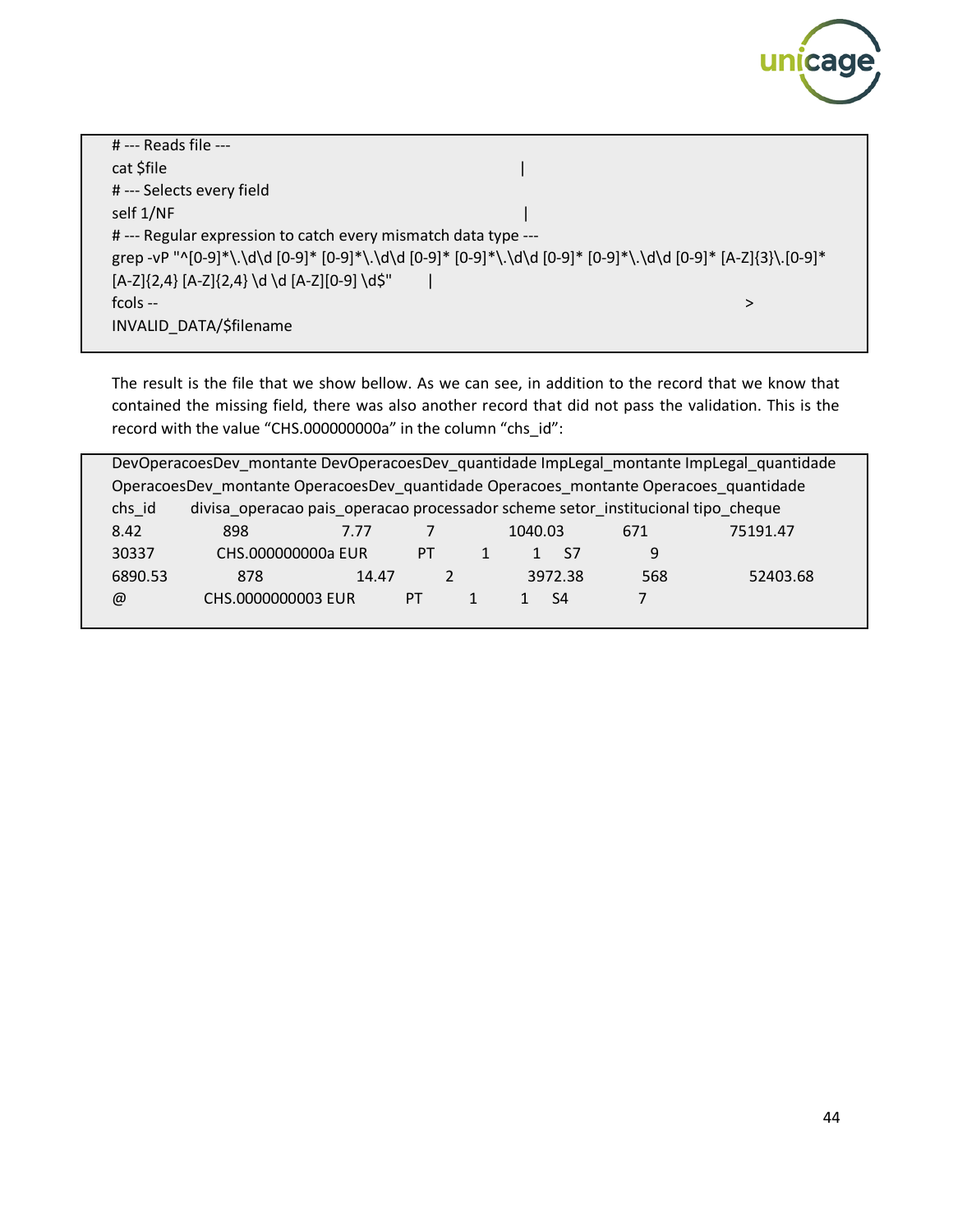```
# --- Reads file ---
cat $file                                                                    |
# --- Selects every field
self 1/NF                                                                    |
# --- Regular expression to catch every mismatch data type ---
grep -vP "^[0-9]*\.\d\d [0-9]* [0-9]*\.\d\d [0-9]* [0-9]*\.\d\d [0-9]* [0-9]*\.\d\d [0-9]* [A-Z]{3}\.[0-9]*
[A-Z]{2,4} [A-Z]{2,4} \d \d [A-Z][0-9] \d$"        |
fcols --                                                                                                    >
INVALID_DATA/$filename
```

The result is the file that we show bellow. As we can see, in addition to the record that we know that contained the missing field, there was also another record that did not pass the validation. This is the record with the value “CHS.000000000a” in the column “chs_id”:

```
DevOperacoesDev_montante DevOperacoesDev_quantidade ImpLegal_montante ImpLegal_quantidade
OperacoesDev_montante OperacoesDev_quantidade Operacoes_montante Operacoes_quantidade
chs_id     divisa_operacao pais_operacao processador scheme setor_institucional tipo_cheque
8.42          898            7.77         7            1040.03          671           75191.47
30337         CHS.000000000a EUR          PT       1       1    S7          9
6890.53       878            14.47         2            3972.38          568           52403.68
@             CHS.0000000003 EUR          PT       1       1    S4          7
```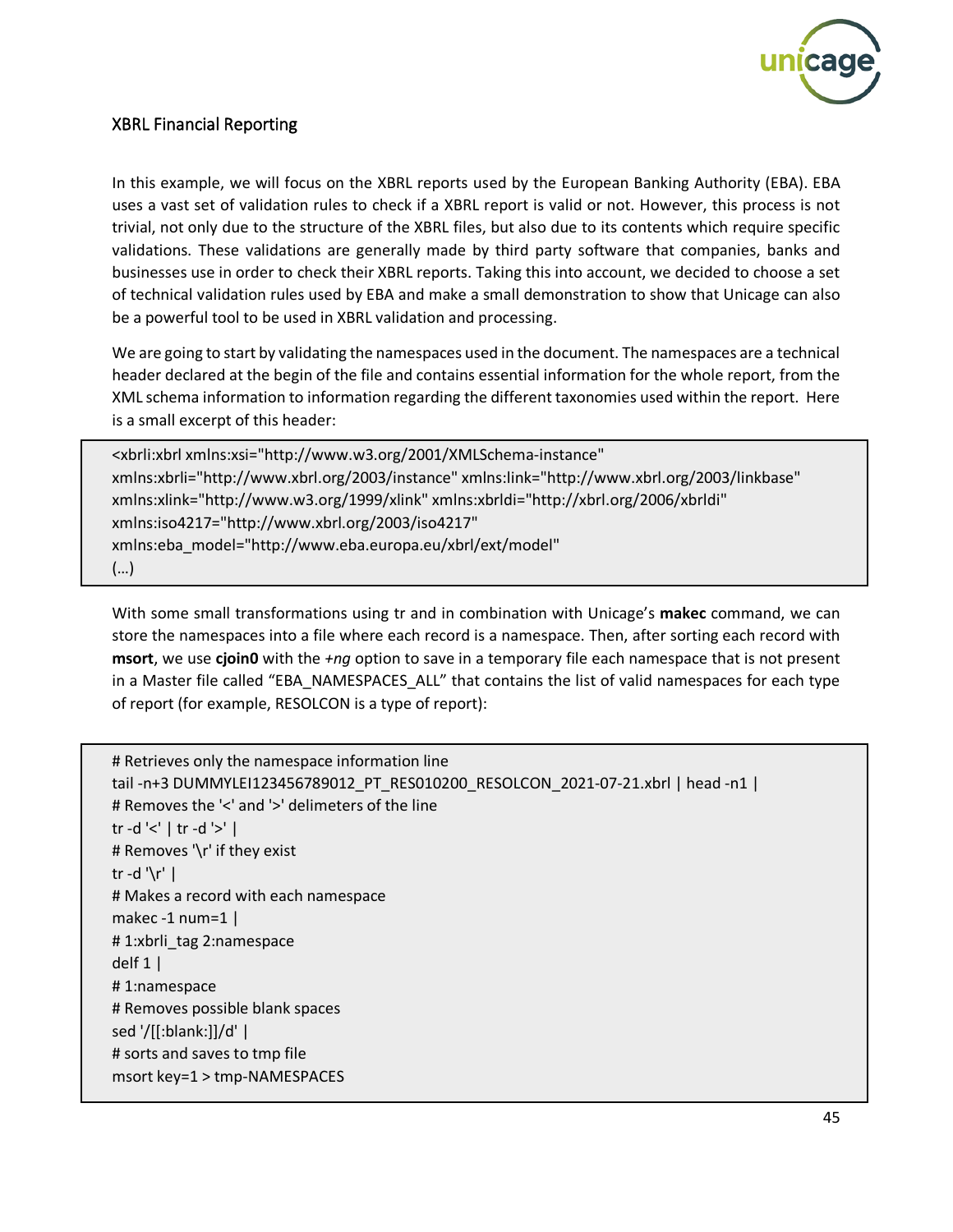## XBRL Financial Reporting

In this example, we will focus on the XBRL reports used by the European Banking Authority (EBA). EBA uses a vast set of validation rules to check if a XBRL report is valid or not. However, this process is not trivial, not only due to the structure of the XBRL files, but also due to its contents which require specific validations. These validations are generally made by third party software that companies, banks and businesses use in order to check their XBRL reports. Taking this into account, we decided to choose a set of technical validation rules used by EBA and make a small demonstration to show that Unicage can also be a powerful tool to be used in XBRL validation and processing.

We are going to start by validating the namespaces used in the document. The namespaces are a technical header declared at the begin of the file and contains essential information for the whole report, from the XML schema information to information regarding the different taxonomies used within the report. Here is a small excerpt of this header:

```
<xbrli:xbrl xmlns:xsi="http://www.w3.org/2001/XMLSchema-instance"
xmlns:xbrli="http://www.xbrl.org/2003/instance" xmlns:link="http://www.xbrl.org/2003/linkbase"
xmlns:xlink="http://www.w3.org/1999/xlink" xmlns:xbrldi="http://xbrl.org/2006/xbrldi"
xmlns:iso4217="http://www.xbrl.org/2003/iso4217"
xmlns:eba_model="http://www.eba.europa.eu/xbrl/ext/model"
(…)
```

With some small transformations using tr and in combination with Unicage's **makec** command, we can store the namespaces into a file where each record is a namespace. Then, after sorting each record with **msort**, we use **cjoin0** with the *+ng* option to save in a temporary file each namespace that is not present in a Master file called "EBA_NAMESPACES_ALL" that contains the list of valid namespaces for each type of report (for example, RESOLCON is a type of report):

```
# Retrieves only the namespace information line
tail -n+3 DUMMYLEI123456789012_PT_RES010200_RESOLCON_2021-07-21.xbrl | head -n1 |
# Removes the '<' and '>' delimeters of the line
tr -d '<' | tr -d '>' |
# Removes '\r' if they exist
tr -d '\r' |
# Makes a record with each namespace
makec -1 num=1 |
# 1:xbrli_tag 2:namespace
delf 1 |
# 1:namespace
# Removes possible blank spaces
sed '/[[:blank:]]/d' |
# sorts and saves to tmp file
msort key=1 > tmp-NAMESPACES
```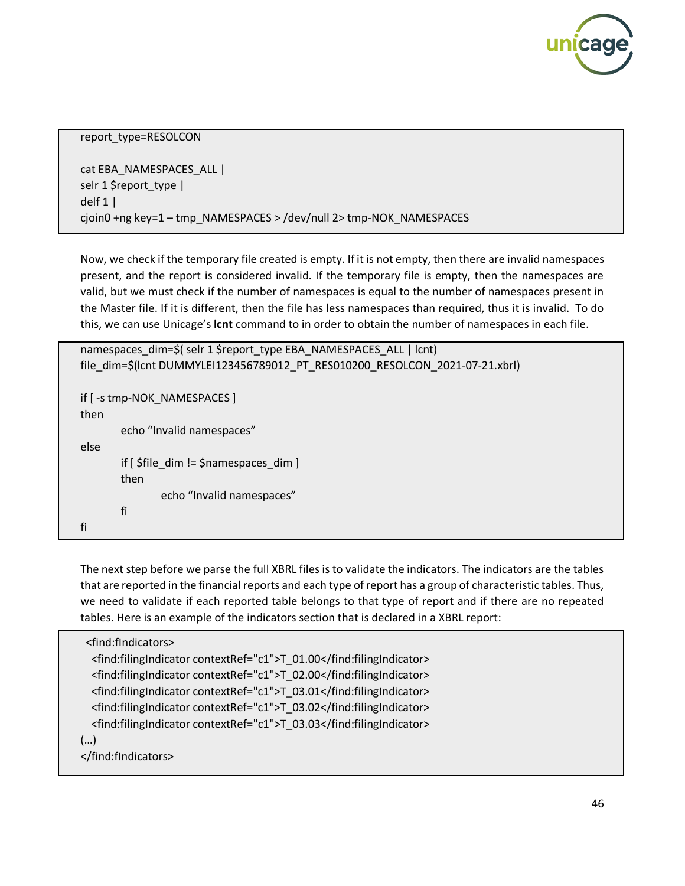```
report_type=RESOLCON

cat EBA_NAMESPACES_ALL |
selr 1 $report_type |
delf 1 |
cjoin0 +ng key=1 – tmp_NAMESPACES > /dev/null 2> tmp-NOK_NAMESPACES
```

Now, we check if the temporary file created is empty. If it is not empty, then there are invalid namespaces present, and the report is considered invalid. If the temporary file is empty, then the namespaces are valid, but we must check if the number of namespaces is equal to the number of namespaces present in the Master file. If it is different, then the file has less namespaces than required, thus it is invalid. To do this, we can use Unicage's **lcnt** command to in order to obtain the number of namespaces in each file.

```
namespaces_dim=$( selr 1 $report_type EBA_NAMESPACES_ALL | lcnt)
file_dim=$(lcnt DUMMYLEI123456789012_PT_RES010200_RESOLCON_2021-07-21.xbrl)

if [ -s tmp-NOK_NAMESPACES ]
then
        echo "Invalid namespaces"
else
        if [ $file_dim != $namespaces_dim ]
        then
                echo "Invalid namespaces"
        fi
fi
```

The next step before we parse the full XBRL files is to validate the indicators. The indicators are the tables that are reported in the financial reports and each type of report has a group of characteristic tables. Thus, we need to validate if each reported table belongs to that type of report and if there are no repeated tables. Here is an example of the indicators section that is declared in a XBRL report:

```
 <find:fIndicators>
  <find:filingIndicator contextRef="c1">T_01.00</find:filingIndicator>
  <find:filingIndicator contextRef="c1">T_02.00</find:filingIndicator>
  <find:filingIndicator contextRef="c1">T_03.01</find:filingIndicator>
  <find:filingIndicator contextRef="c1">T_03.02</find:filingIndicator>
  <find:filingIndicator contextRef="c1">T_03.03</find:filingIndicator>
(…)
</find:fIndicators>
```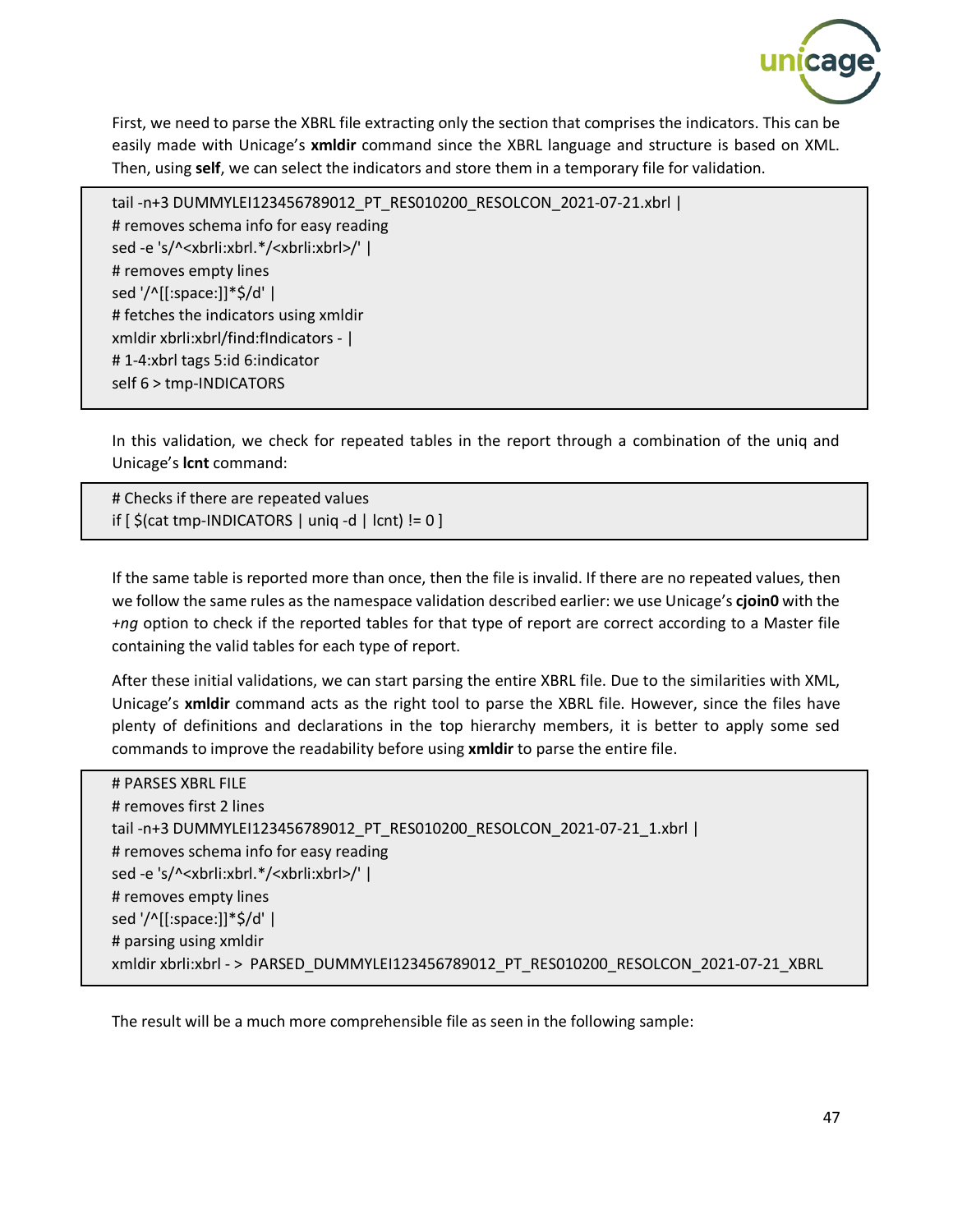First, we need to parse the XBRL file extracting only the section that comprises the indicators. This can be easily made with Unicage's **xmldir** command since the XBRL language and structure is based on XML. Then, using **self**, we can select the indicators and store them in a temporary file for validation.

```
tail -n+3 DUMMYLEI123456789012_PT_RES010200_RESOLCON_2021-07-21.xbrl |
# removes schema info for easy reading
sed -e 's/^<xbrli:xbrl.*/<xbrli:xbrl>/' |
# removes empty lines
sed '/^[[:space:]]*$/d' |
# fetches the indicators using xmldir
xmldir xbrli:xbrl/find:fIndicators - |
# 1-4:xbrl tags 5:id 6:indicator
self 6 > tmp-INDICATORS
```

In this validation, we check for repeated tables in the report through a combination of the uniq and Unicage's **lcnt** command:

```
# Checks if there are repeated values
if [ $(cat tmp-INDICATORS | uniq -d | lcnt) != 0 ]
```

If the same table is reported more than once, then the file is invalid. If there are no repeated values, then we follow the same rules as the namespace validation described earlier: we use Unicage's **cjoin0** with the *+ng* option to check if the reported tables for that type of report are correct according to a Master file containing the valid tables for each type of report.

After these initial validations, we can start parsing the entire XBRL file. Due to the similarities with XML, Unicage's **xmldir** command acts as the right tool to parse the XBRL file. However, since the files have plenty of definitions and declarations in the top hierarchy members, it is better to apply some sed commands to improve the readability before using **xmldir** to parse the entire file.

```
# PARSES XBRL FILE
# removes first 2 lines
tail -n+3 DUMMYLEI123456789012_PT_RES010200_RESOLCON_2021-07-21_1.xbrl |
# removes schema info for easy reading
sed -e 's/^<xbrli:xbrl.*/<xbrli:xbrl>/' |
# removes empty lines
sed '/^[[:space:]]*$/d' |
# parsing using xmldir
xmldir xbrli:xbrl - > PARSED_DUMMYLEI123456789012_PT_RES010200_RESOLCON_2021-07-21_XBRL
```

The result will be a much more comprehensible file as seen in the following sample: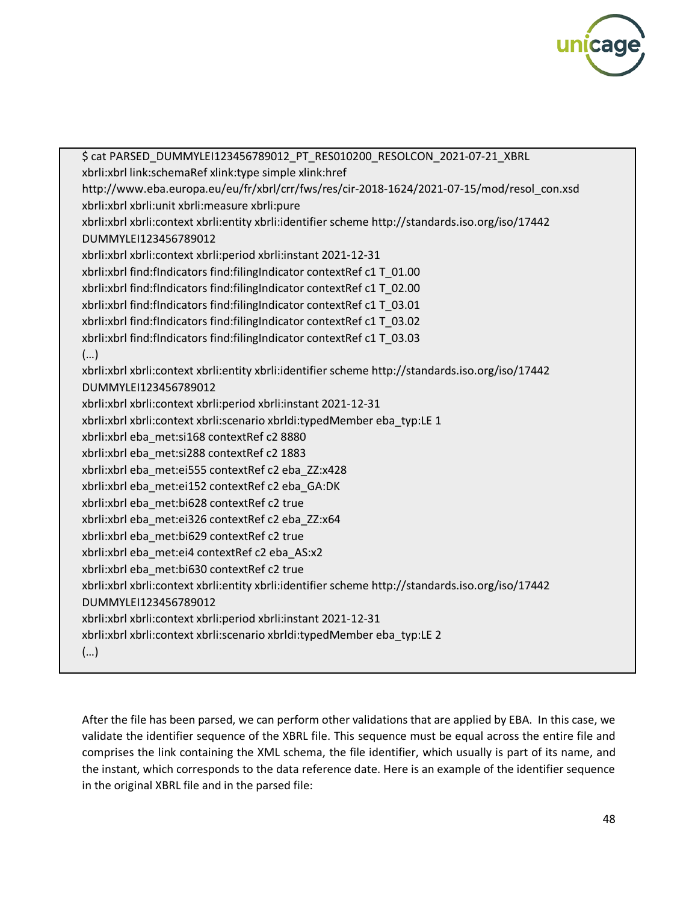```
$ cat PARSED_DUMMYLEI123456789012_PT_RES010200_RESOLCON_2021-07-21_XBRL
xbrli:xbrl link:schemaRef xlink:type simple xlink:href
http://www.eba.europa.eu/eu/fr/xbrl/crr/fws/res/cir-2018-1624/2021-07-15/mod/resol_con.xsd
xbrli:xbrl xbrli:unit xbrli:measure xbrli:pure
xbrli:xbrl xbrli:context xbrli:entity xbrli:identifier scheme http://standards.iso.org/iso/17442
DUMMYLEI123456789012
xbrli:xbrl xbrli:context xbrli:period xbrli:instant 2021-12-31
xbrli:xbrl find:fIndicators find:filingIndicator contextRef c1 T_01.00
xbrli:xbrl find:fIndicators find:filingIndicator contextRef c1 T_02.00
xbrli:xbrl find:fIndicators find:filingIndicator contextRef c1 T_03.01
xbrli:xbrl find:fIndicators find:filingIndicator contextRef c1 T_03.02
xbrli:xbrl find:fIndicators find:filingIndicator contextRef c1 T_03.03
(…)
xbrli:xbrl xbrli:context xbrli:entity xbrli:identifier scheme http://standards.iso.org/iso/17442
DUMMYLEI123456789012
xbrli:xbrl xbrli:context xbrli:period xbrli:instant 2021-12-31
xbrli:xbrl xbrli:context xbrli:scenario xbrldi:typedMember eba_typ:LE 1
xbrli:xbrl eba_met:si168 contextRef c2 8880
xbrli:xbrl eba_met:si288 contextRef c2 1883
xbrli:xbrl eba_met:ei555 contextRef c2 eba_ZZ:x428
xbrli:xbrl eba_met:ei152 contextRef c2 eba_GA:DK
xbrli:xbrl eba_met:bi628 contextRef c2 true
xbrli:xbrl eba_met:ei326 contextRef c2 eba_ZZ:x64
xbrli:xbrl eba_met:bi629 contextRef c2 true
xbrli:xbrl eba_met:ei4 contextRef c2 eba_AS:x2
xbrli:xbrl eba_met:bi630 contextRef c2 true
xbrli:xbrl xbrli:context xbrli:entity xbrli:identifier scheme http://standards.iso.org/iso/17442
DUMMYLEI123456789012
xbrli:xbrl xbrli:context xbrli:period xbrli:instant 2021-12-31
xbrli:xbrl xbrli:context xbrli:scenario xbrldi:typedMember eba_typ:LE 2
(…)
```

After the file has been parsed, we can perform other validations that are applied by EBA. In this case, we validate the identifier sequence of the XBRL file. This sequence must be equal across the entire file and comprises the link containing the XML schema, the file identifier, which usually is part of its name, and the instant, which corresponds to the data reference date. Here is an example of the identifier sequence in the original XBRL file and in the parsed file: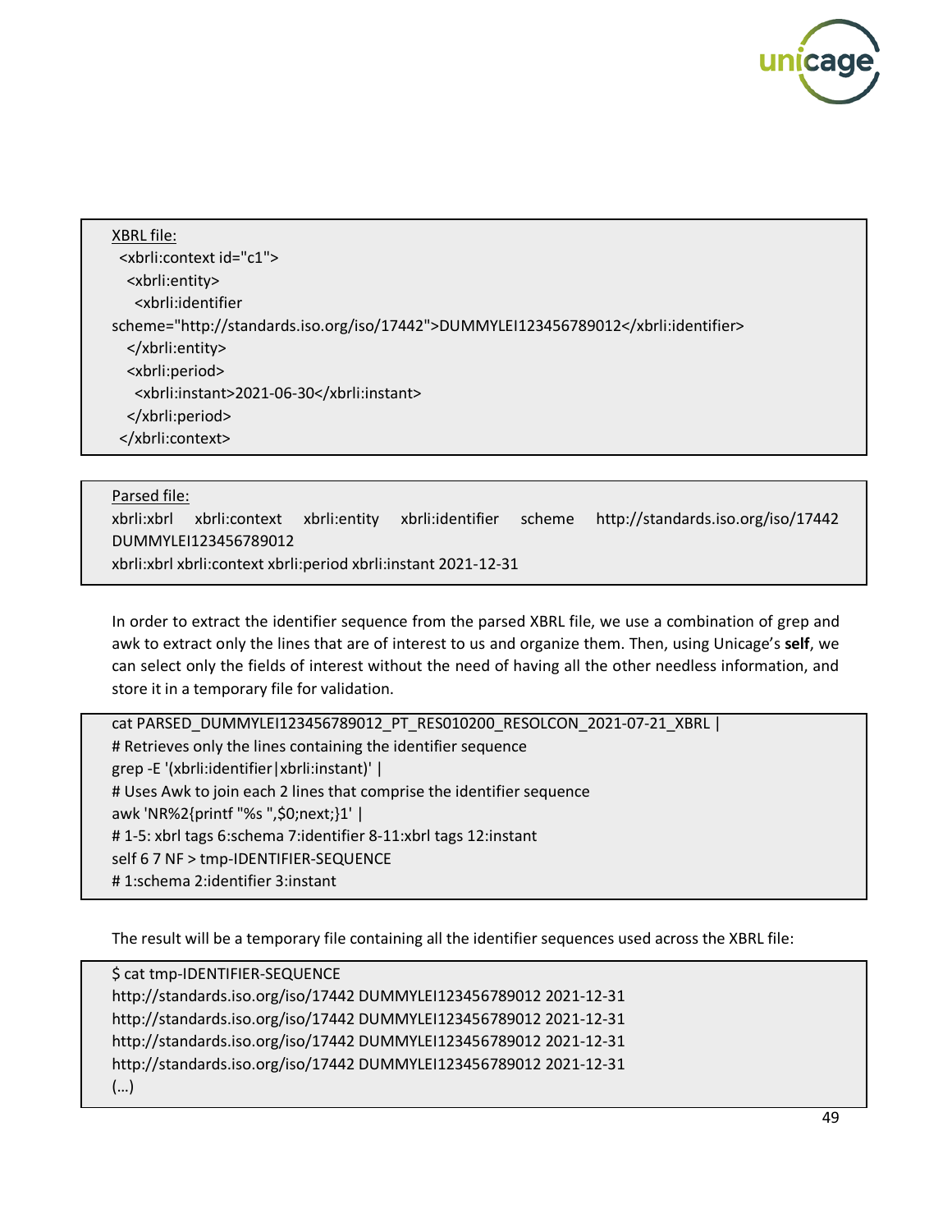```
XBRL file:
 <xbrli:context id="c1">
  <xbrli:entity>
   <xbrli:identifier
scheme="http://standards.iso.org/iso/17442">DUMMYLEI123456789012</xbrli:identifier>
  </xbrli:entity>
  <xbrli:period>
   <xbrli:instant>2021-06-30</xbrli:instant>
  </xbrli:period>
 </xbrli:context>
```

```
Parsed file:
xbrli:xbrl xbrli:context xbrli:entity xbrli:identifier scheme http://standards.iso.org/iso/17442
DUMMYLEI123456789012
xbrli:xbrl xbrli:context xbrli:period xbrli:instant 2021-12-31
```

In order to extract the identifier sequence from the parsed XBRL file, we use a combination of grep and awk to extract only the lines that are of interest to us and organize them. Then, using Unicage's **self**, we can select only the fields of interest without the need of having all the other needless information, and store it in a temporary file for validation.

```
cat PARSED_DUMMYLEI123456789012_PT_RES010200_RESOLCON_2021-07-21_XBRL |
# Retrieves only the lines containing the identifier sequence
grep -E '(xbrli:identifier|xbrli:instant)' |
# Uses Awk to join each 2 lines that comprise the identifier sequence
awk 'NR%2{printf "%s ",$0;next;}1' |
# 1-5: xbrl tags 6:schema 7:identifier 8-11:xbrl tags 12:instant
self 6 7 NF > tmp-IDENTIFIER-SEQUENCE
# 1:schema 2:identifier 3:instant
```

The result will be a temporary file containing all the identifier sequences used across the XBRL file:

```
$ cat tmp-IDENTIFIER-SEQUENCE
http://standards.iso.org/iso/17442 DUMMYLEI123456789012 2021-12-31
http://standards.iso.org/iso/17442 DUMMYLEI123456789012 2021-12-31
http://standards.iso.org/iso/17442 DUMMYLEI123456789012 2021-12-31
http://standards.iso.org/iso/17442 DUMMYLEI123456789012 2021-12-31
(…)
```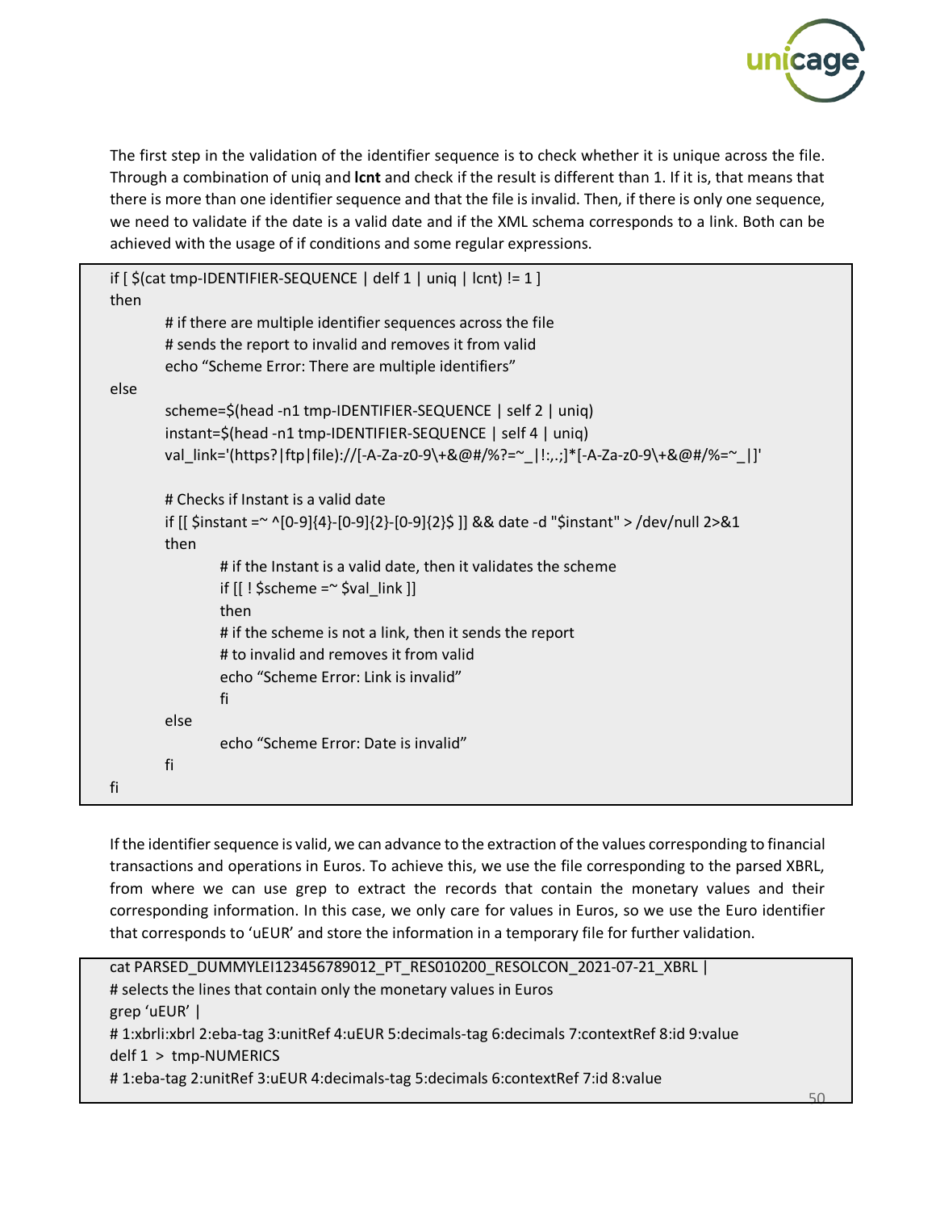The first step in the validation of the identifier sequence is to check whether it is unique across the file. Through a combination of uniq and **lcnt** and check if the result is different than 1. If it is, that means that there is more than one identifier sequence and that the file is invalid. Then, if there is only one sequence, we need to validate if the date is a valid date and if the XML schema corresponds to a link. Both can be achieved with the usage of if conditions and some regular expressions.

```
if [ $(cat tmp-IDENTIFIER-SEQUENCE | delf 1 | uniq | lcnt) != 1 ]
then
        # if there are multiple identifier sequences across the file
        # sends the report to invalid and removes it from valid
        echo "Scheme Error: There are multiple identifiers"
else
        scheme=$(head -n1 tmp-IDENTIFIER-SEQUENCE | self 2 | uniq)
        instant=$(head -n1 tmp-IDENTIFIER-SEQUENCE | self 4 | uniq)
        val_link='(https?|ftp|file)://[-A-Za-z0-9\+&@#/%?=~_|!:,.;]*[-A-Za-z0-9\+&@#/%=~_|]'

        # Checks if Instant is a valid date
        if [[ $instant =~ ^[0-9]{4}-[0-9]{2}-[0-9]{2}$ ]] && date -d "$instant" > /dev/null 2>&1
        then
                # if the Instant is a valid date, then it validates the scheme
                if [[ ! $scheme =~ $val_link ]]
                then
                # if the scheme is not a link, then it sends the report
                # to invalid and removes it from valid
                echo "Scheme Error: Link is invalid"
                fi
        else
                echo "Scheme Error: Date is invalid"
        fi
fi
```

If the identifier sequence is valid, we can advance to the extraction of the values corresponding to financial transactions and operations in Euros. To achieve this, we use the file corresponding to the parsed XBRL, from where we can use grep to extract the records that contain the monetary values and their corresponding information. In this case, we only care for values in Euros, so we use the Euro identifier that corresponds to 'uEUR' and store the information in a temporary file for further validation.

```
cat PARSED_DUMMYLEI123456789012_PT_RES010200_RESOLCON_2021-07-21_XBRL |
# selects the lines that contain only the monetary values in Euros
grep 'uEUR' |
# 1:xbrli:xbrl 2:eba-tag 3:unitRef 4:uEUR 5:decimals-tag 6:decimals 7:contextRef 8:id 9:value
delf 1  > tmp-NUMERICS
# 1:eba-tag 2:unitRef 3:uEUR 4:decimals-tag 5:decimals 6:contextRef 7:id 8:value
```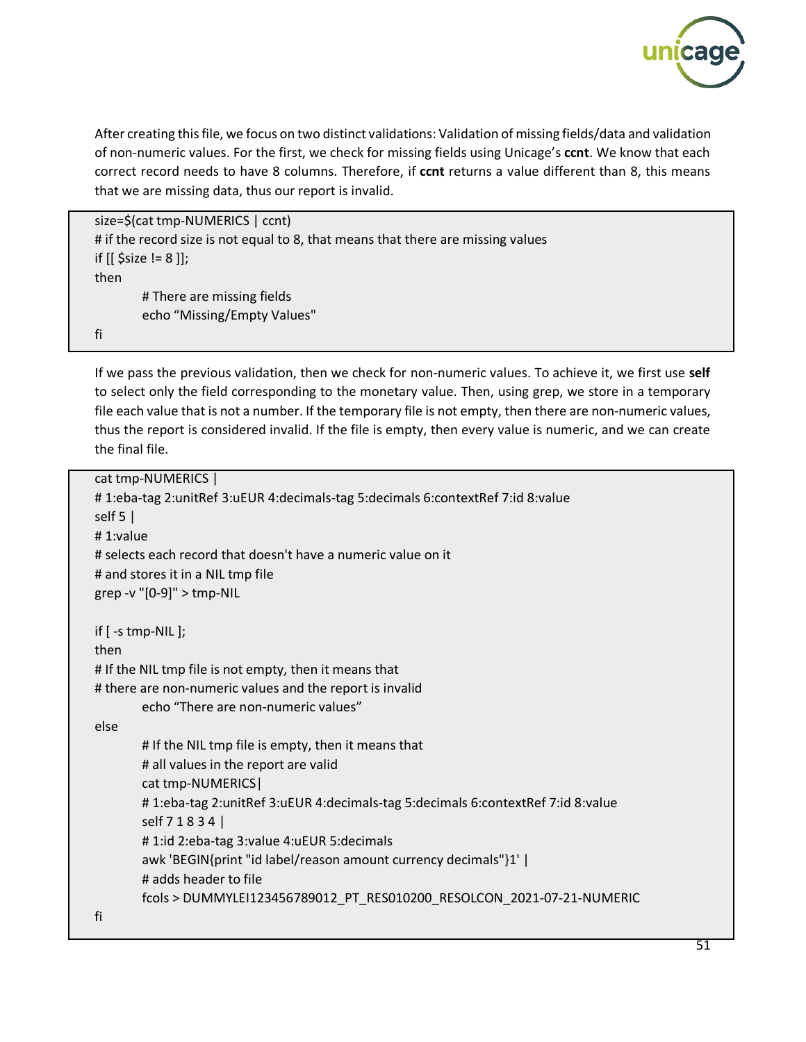After creating this file, we focus on two distinct validations: Validation of missing fields/data and validation of non-numeric values. For the first, we check for missing fields using Unicage's **ccnt**. We know that each correct record needs to have 8 columns. Therefore, if **ccnt** returns a value different than 8, this means that we are missing data, thus our report is invalid.

```
size=$(cat tmp-NUMERICS | ccnt)
# if the record size is not equal to 8, that means that there are missing values
if [[ $size != 8 ]];
then
        # There are missing fields
        echo "Missing/Empty Values"
fi
```

If we pass the previous validation, then we check for non-numeric values. To achieve it, we first use **self** to select only the field corresponding to the monetary value. Then, using grep, we store in a temporary file each value that is not a number. If the temporary file is not empty, then there are non-numeric values, thus the report is considered invalid. If the file is empty, then every value is numeric, and we can create the final file.

```
cat tmp-NUMERICS |
# 1:eba-tag 2:unitRef 3:uEUR 4:decimals-tag 5:decimals 6:contextRef 7:id 8:value
self 5 |
# 1:value
# selects each record that doesn't have a numeric value on it
# and stores it in a NIL tmp file
grep -v "[0-9]" > tmp-NIL

if [ -s tmp-NIL ];
then
# If the NIL tmp file is not empty, then it means that
# there are non-numeric values and the report is invalid
        echo "There are non-numeric values"
else
        # If the NIL tmp file is empty, then it means that
        # all values in the report are valid
        cat tmp-NUMERICS|
        # 1:eba-tag 2:unitRef 3:uEUR 4:decimals-tag 5:decimals 6:contextRef 7:id 8:value
        self 7 1 8 3 4 |
        # 1:id 2:eba-tag 3:value 4:uEUR 5:decimals
        awk 'BEGIN{print "id label/reason amount currency decimals"}1' |
        # adds header to file
        fcols > DUMMYLEI123456789012_PT_RES010200_RESOLCON_2021-07-21-NUMERIC
fi
```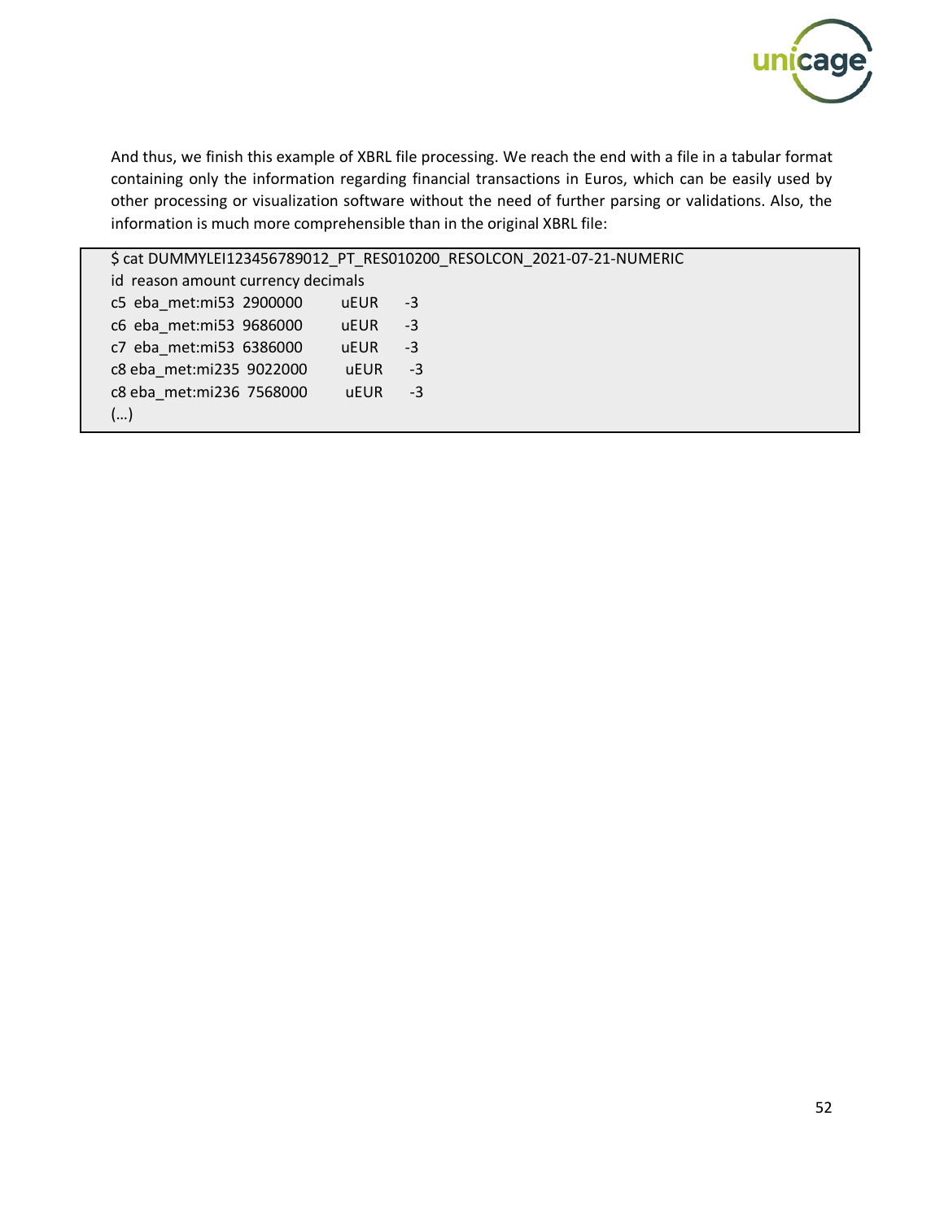And thus, we finish this example of XBRL file processing. We reach the end with a file in a tabular format containing only the information regarding financial transactions in Euros, which can be easily used by other processing or visualization software without the need of further parsing or validations. Also, the information is much more comprehensible than in the original XBRL file:

```
$ cat DUMMYLEI123456789012_PT_RES010200_RESOLCON_2021-07-21-NUMERIC
id  reason amount currency decimals
c5  eba_met:mi53  2900000      uEUR    -3
c6  eba_met:mi53  9686000      uEUR    -3
c7  eba_met:mi53  6386000      uEUR    -3
c8 eba_met:mi235  9022000      uEUR    -3
c8 eba_met:mi236  7568000      uEUR    -3
(…)
```